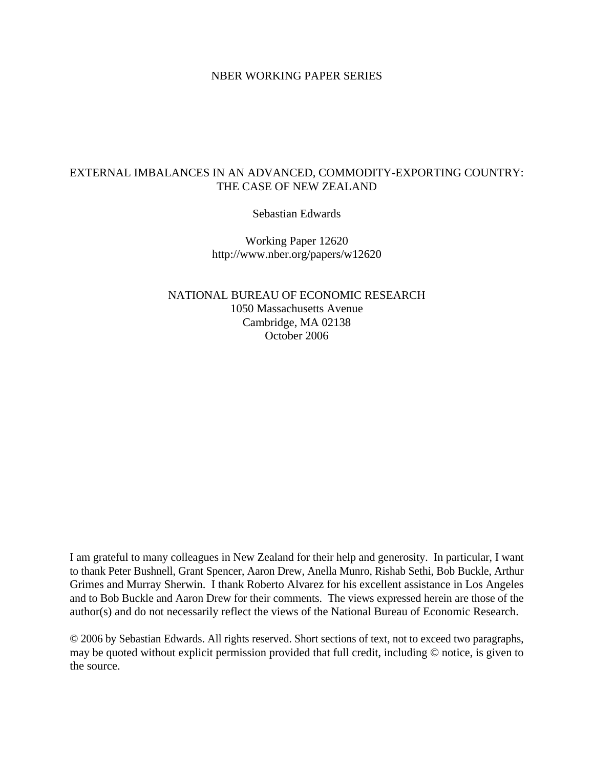NBER WORKING PAPER SERIES

# EXTERNAL IMBALANCES IN AN ADVANCED, COMMODITY-EXPORTING COUNTRY: THE CASE OF NEW ZEALAND

Sebastian Edwards

Working Paper 12620
http://www.nber.org/papers/w12620

NATIONAL BUREAU OF ECONOMIC RESEARCH
1050 Massachusetts Avenue
Cambridge, MA 02138
October 2006

I am grateful to many colleagues in New Zealand for their help and generosity. In particular, I want to thank Peter Bushnell, Grant Spencer, Aaron Drew, Anella Munro, Rishab Sethi, Bob Buckle, Arthur Grimes and Murray Sherwin. I thank Roberto Alvarez for his excellent assistance in Los Angeles and to Bob Buckle and Aaron Drew for their comments. The views expressed herein are those of the author(s) and do not necessarily reflect the views of the National Bureau of Economic Research.

© 2006 by Sebastian Edwards. All rights reserved. Short sections of text, not to exceed two paragraphs, may be quoted without explicit permission provided that full credit, including © notice, is given to the source.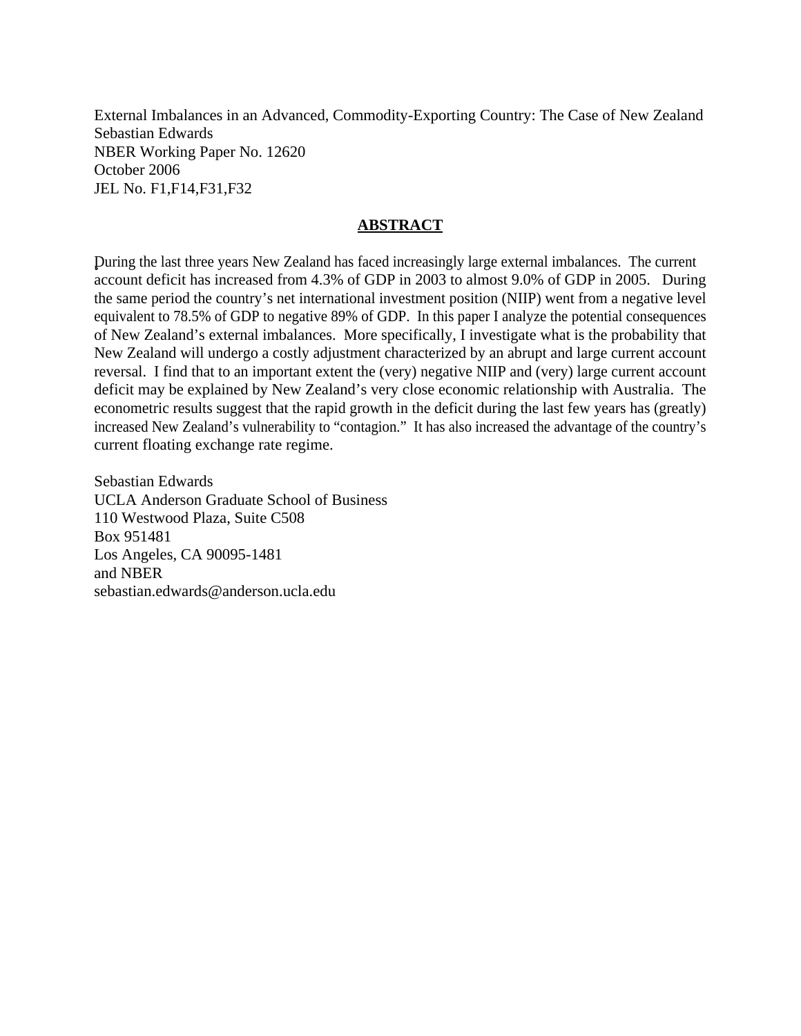External Imbalances in an Advanced, Commodity-Exporting Country: The Case of New Zealand
Sebastian Edwards
NBER Working Paper No. 12620
October 2006
JEL No. F1,F14,F31,F32

## ABSTRACT

During the last three years New Zealand has faced increasingly large external imbalances. The current account deficit has increased from 4.3% of GDP in 2003 to almost 9.0% of GDP in 2005. During the same period the country's net international investment position (NIIP) went from a negative level equivalent to 78.5% of GDP to negative 89% of GDP. In this paper I analyze the potential consequences of New Zealand's external imbalances. More specifically, I investigate what is the probability that New Zealand will undergo a costly adjustment characterized by an abrupt and large current account reversal. I find that to an important extent the (very) negative NIIP and (very) large current account deficit may be explained by New Zealand's very close economic relationship with Australia. The econometric results suggest that the rapid growth in the deficit during the last few years has (greatly) increased New Zealand's vulnerability to "contagion." It has also increased the advantage of the country's current floating exchange rate regime.

Sebastian Edwards
UCLA Anderson Graduate School of Business
110 Westwood Plaza, Suite C508
Box 951481
Los Angeles, CA 90095-1481
and NBER
sebastian.edwards@anderson.ucla.edu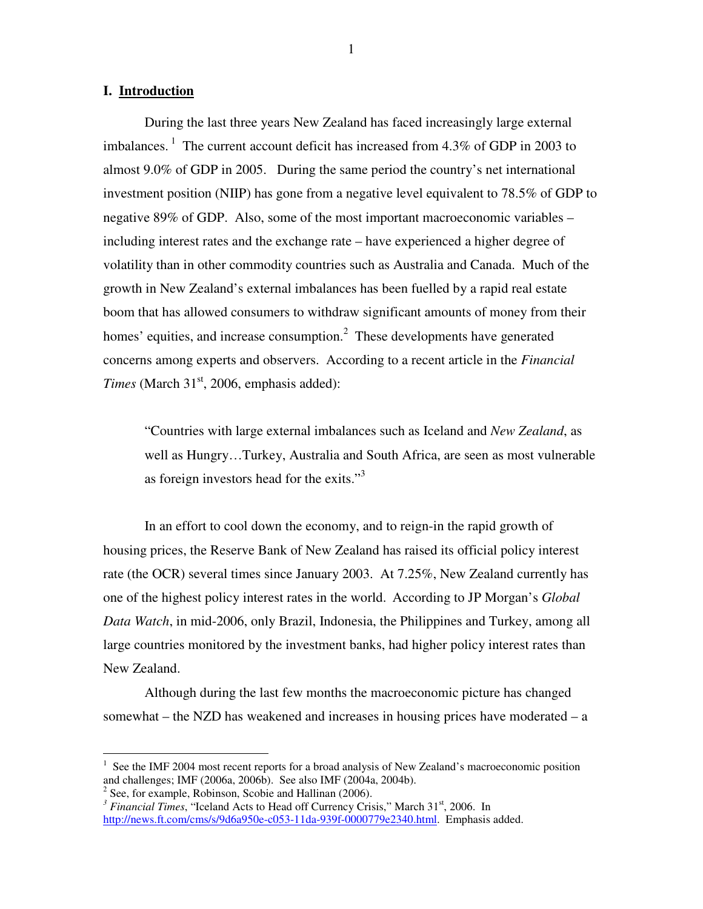## I. Introduction

During the last three years New Zealand has faced increasingly large external imbalances.[1] The current account deficit has increased from 4.3% of GDP in 2003 to almost 9.0% of GDP in 2005. During the same period the country's net international investment position (NIIP) has gone from a negative level equivalent to 78.5% of GDP to negative 89% of GDP. Also, some of the most important macroeconomic variables – including interest rates and the exchange rate – have experienced a higher degree of volatility than in other commodity countries such as Australia and Canada. Much of the growth in New Zealand's external imbalances has been fuelled by a rapid real estate boom that has allowed consumers to withdraw significant amounts of money from their homes' equities, and increase consumption.[2] These developments have generated concerns among experts and observers. According to a recent article in the *Financial Times* (March 31st, 2006, emphasis added):

> "Countries with large external imbalances such as Iceland and *New Zealand*, as well as Hungry…Turkey, Australia and South Africa, are seen as most vulnerable as foreign investors head for the exits."[3]

In an effort to cool down the economy, and to reign-in the rapid growth of housing prices, the Reserve Bank of New Zealand has raised its official policy interest rate (the OCR) several times since January 2003. At 7.25%, New Zealand currently has one of the highest policy interest rates in the world. According to JP Morgan's *Global Data Watch*, in mid-2006, only Brazil, Indonesia, the Philippines and Turkey, among all large countries monitored by the investment banks, had higher policy interest rates than New Zealand.

Although during the last few months the macroeconomic picture has changed somewhat – the NZD has weakened and increases in housing prices have moderated – a

---

[1] See the IMF 2004 most recent reports for a broad analysis of New Zealand's macroeconomic position and challenges; IMF (2006a, 2006b). See also IMF (2004a, 2004b).

[2] See, for example, Robinson, Scobie and Hallinan (2006).

[3] *Financial Times*, "Iceland Acts to Head off Currency Crisis," March 31st, 2006. In http://news.ft.com/cms/s/9d6a950e-c053-11da-939f-0000779e2340.html. Emphasis added.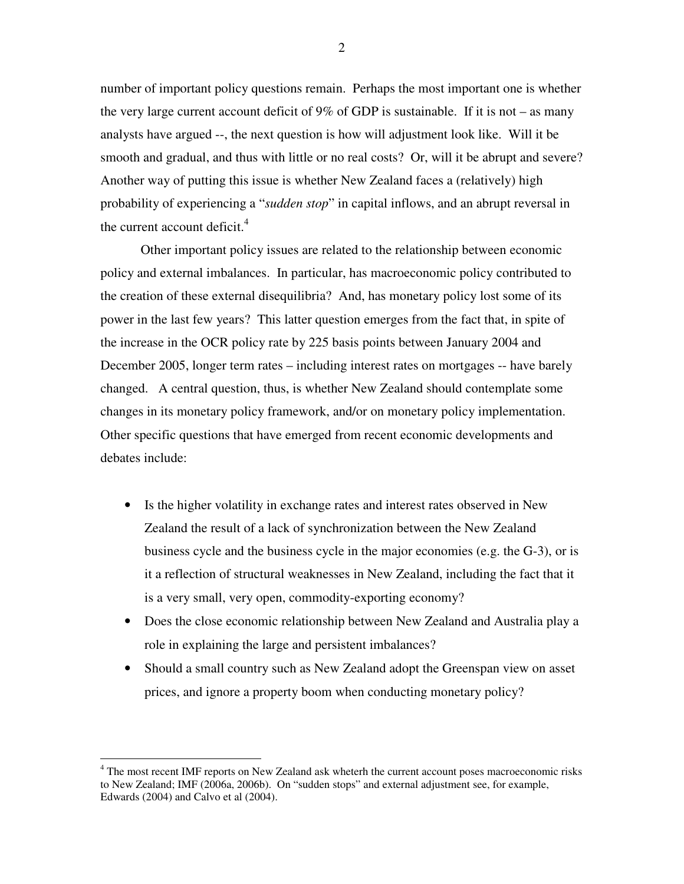number of important policy questions remain. Perhaps the most important one is whether the very large current account deficit of 9% of GDP is sustainable. If it is not – as many analysts have argued --, the next question is how will adjustment look like. Will it be smooth and gradual, and thus with little or no real costs? Or, will it be abrupt and severe? Another way of putting this issue is whether New Zealand faces a (relatively) high probability of experiencing a "*sudden stop*" in capital inflows, and an abrupt reversal in the current account deficit.[4]

Other important policy issues are related to the relationship between economic policy and external imbalances. In particular, has macroeconomic policy contributed to the creation of these external disequilibria? And, has monetary policy lost some of its power in the last few years? This latter question emerges from the fact that, in spite of the increase in the OCR policy rate by 225 basis points between January 2004 and December 2005, longer term rates – including interest rates on mortgages -- have barely changed. A central question, thus, is whether New Zealand should contemplate some changes in its monetary policy framework, and/or on monetary policy implementation. Other specific questions that have emerged from recent economic developments and debates include:

- Is the higher volatility in exchange rates and interest rates observed in New Zealand the result of a lack of synchronization between the New Zealand business cycle and the business cycle in the major economies (e.g. the G-3), or is it a reflection of structural weaknesses in New Zealand, including the fact that it is a very small, very open, commodity-exporting economy?
- Does the close economic relationship between New Zealand and Australia play a role in explaining the large and persistent imbalances?
- Should a small country such as New Zealand adopt the Greenspan view on asset prices, and ignore a property boom when conducting monetary policy?

[4] The most recent IMF reports on New Zealand ask wheterh the current account poses macroeconomic risks to New Zealand; IMF (2006a, 2006b). On "sudden stops" and external adjustment see, for example, Edwards (2004) and Calvo et al (2004).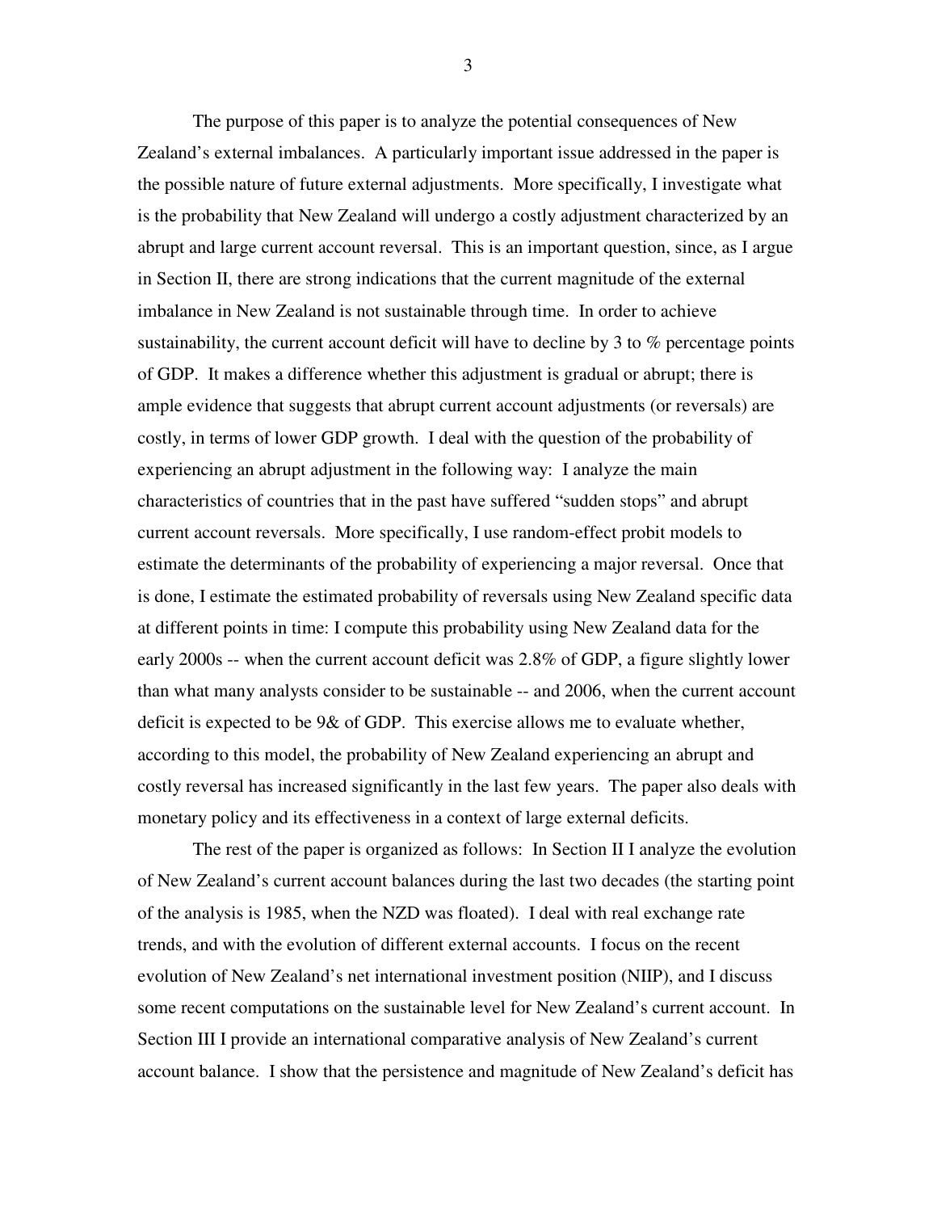The purpose of this paper is to analyze the potential consequences of New Zealand's external imbalances. A particularly important issue addressed in the paper is the possible nature of future external adjustments. More specifically, I investigate what is the probability that New Zealand will undergo a costly adjustment characterized by an abrupt and large current account reversal. This is an important question, since, as I argue in Section II, there are strong indications that the current magnitude of the external imbalance in New Zealand is not sustainable through time. In order to achieve sustainability, the current account deficit will have to decline by 3 to % percentage points of GDP. It makes a difference whether this adjustment is gradual or abrupt; there is ample evidence that suggests that abrupt current account adjustments (or reversals) are costly, in terms of lower GDP growth. I deal with the question of the probability of experiencing an abrupt adjustment in the following way: I analyze the main characteristics of countries that in the past have suffered "sudden stops" and abrupt current account reversals. More specifically, I use random-effect probit models to estimate the determinants of the probability of experiencing a major reversal. Once that is done, I estimate the estimated probability of reversals using New Zealand specific data at different points in time: I compute this probability using New Zealand data for the early 2000s -- when the current account deficit was 2.8% of GDP, a figure slightly lower than what many analysts consider to be sustainable -- and 2006, when the current account deficit is expected to be 9& of GDP. This exercise allows me to evaluate whether, according to this model, the probability of New Zealand experiencing an abrupt and costly reversal has increased significantly in the last few years. The paper also deals with monetary policy and its effectiveness in a context of large external deficits.

The rest of the paper is organized as follows: In Section II I analyze the evolution of New Zealand's current account balances during the last two decades (the starting point of the analysis is 1985, when the NZD was floated). I deal with real exchange rate trends, and with the evolution of different external accounts. I focus on the recent evolution of New Zealand's net international investment position (NIIP), and I discuss some recent computations on the sustainable level for New Zealand's current account. In Section III I provide an international comparative analysis of New Zealand's current account balance. I show that the persistence and magnitude of New Zealand's deficit has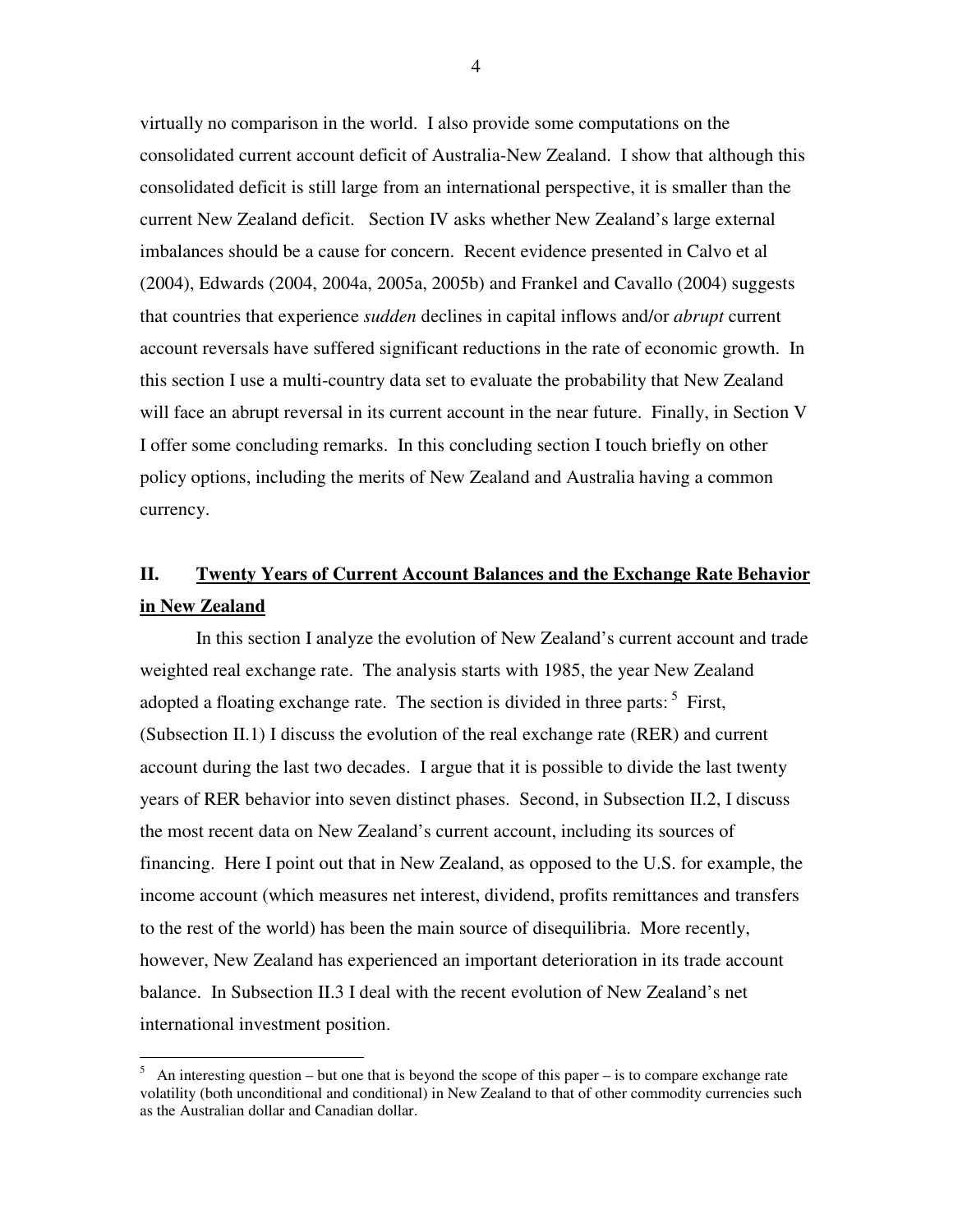virtually no comparison in the world. I also provide some computations on the consolidated current account deficit of Australia-New Zealand. I show that although this consolidated deficit is still large from an international perspective, it is smaller than the current New Zealand deficit. Section IV asks whether New Zealand's large external imbalances should be a cause for concern. Recent evidence presented in Calvo et al (2004), Edwards (2004, 2004a, 2005a, 2005b) and Frankel and Cavallo (2004) suggests that countries that experience *sudden* declines in capital inflows and/or *abrupt* current account reversals have suffered significant reductions in the rate of economic growth. In this section I use a multi-country data set to evaluate the probability that New Zealand will face an abrupt reversal in its current account in the near future. Finally, in Section V I offer some concluding remarks. In this concluding section I touch briefly on other policy options, including the merits of New Zealand and Australia having a common currency.

## II. <u>Twenty Years of Current Account Balances and the Exchange Rate Behavior in New Zealand</u>

In this section I analyze the evolution of New Zealand's current account and trade weighted real exchange rate. The analysis starts with 1985, the year New Zealand adopted a floating exchange rate. The section is divided in three parts: [5] First, (Subsection II.1) I discuss the evolution of the real exchange rate (RER) and current account during the last two decades. I argue that it is possible to divide the last twenty years of RER behavior into seven distinct phases. Second, in Subsection II.2, I discuss the most recent data on New Zealand's current account, including its sources of financing. Here I point out that in New Zealand, as opposed to the U.S. for example, the income account (which measures net interest, dividend, profits remittances and transfers to the rest of the world) has been the main source of disequilibria. More recently, however, New Zealand has experienced an important deterioration in its trade account balance. In Subsection II.3 I deal with the recent evolution of New Zealand's net international investment position.

[5] An interesting question – but one that is beyond the scope of this paper – is to compare exchange rate volatility (both unconditional and conditional) in New Zealand to that of other commodity currencies such as the Australian dollar and Canadian dollar.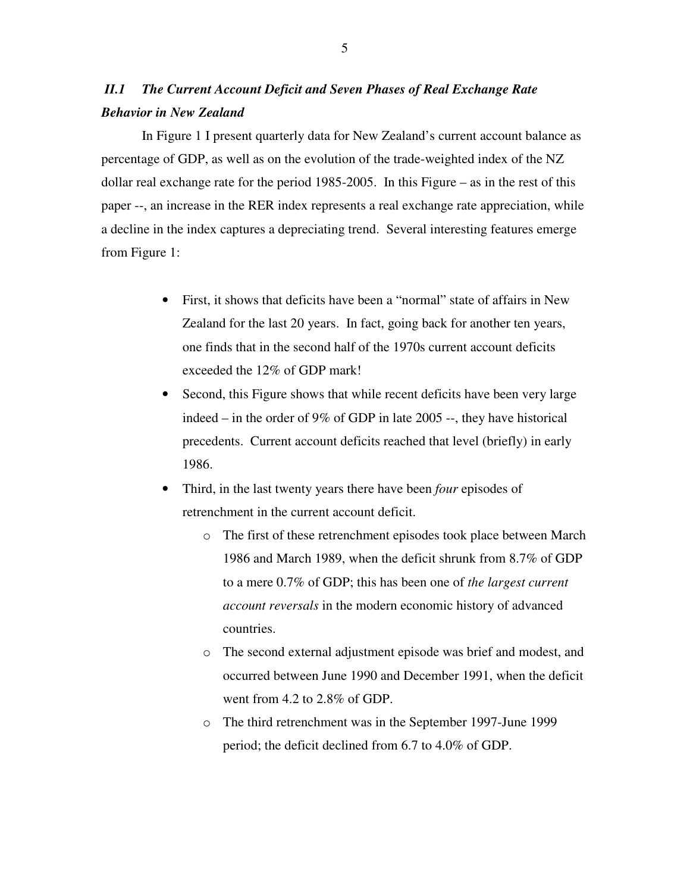### *II.1 The Current Account Deficit and Seven Phases of Real Exchange Rate Behavior in New Zealand*

In Figure 1 I present quarterly data for New Zealand's current account balance as percentage of GDP, as well as on the evolution of the trade-weighted index of the NZ dollar real exchange rate for the period 1985-2005. In this Figure – as in the rest of this paper --, an increase in the RER index represents a real exchange rate appreciation, while a decline in the index captures a depreciating trend. Several interesting features emerge from Figure 1:

- First, it shows that deficits have been a "normal" state of affairs in New Zealand for the last 20 years. In fact, going back for another ten years, one finds that in the second half of the 1970s current account deficits exceeded the 12% of GDP mark!
- Second, this Figure shows that while recent deficits have been very large indeed – in the order of 9% of GDP in late 2005 --, they have historical precedents. Current account deficits reached that level (briefly) in early 1986.
- Third, in the last twenty years there have been *four* episodes of retrenchment in the current account deficit.
  - The first of these retrenchment episodes took place between March 1986 and March 1989, when the deficit shrunk from 8.7% of GDP to a mere 0.7% of GDP; this has been one of *the largest current account reversals* in the modern economic history of advanced countries.
  - The second external adjustment episode was brief and modest, and occurred between June 1990 and December 1991, when the deficit went from 4.2 to 2.8% of GDP.
  - The third retrenchment was in the September 1997-June 1999 period; the deficit declined from 6.7 to 4.0% of GDP.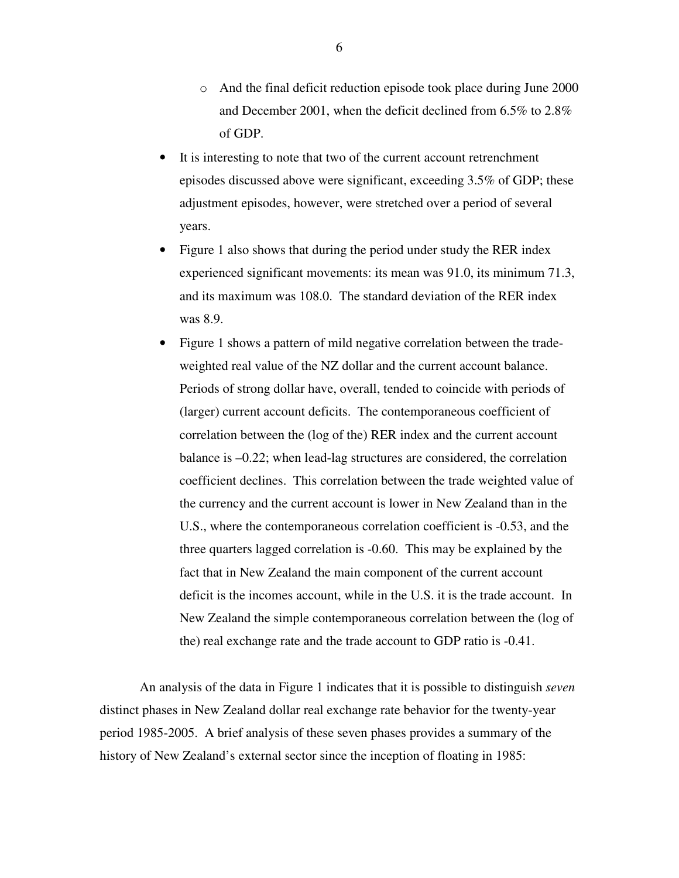- And the final deficit reduction episode took place during June 2000 and December 2001, when the deficit declined from 6.5% to 2.8% of GDP.

- It is interesting to note that two of the current account retrenchment episodes discussed above were significant, exceeding 3.5% of GDP; these adjustment episodes, however, were stretched over a period of several years.
- Figure 1 also shows that during the period under study the RER index experienced significant movements: its mean was 91.0, its minimum 71.3, and its maximum was 108.0. The standard deviation of the RER index was 8.9.
- Figure 1 shows a pattern of mild negative correlation between the trade-weighted real value of the NZ dollar and the current account balance. Periods of strong dollar have, overall, tended to coincide with periods of (larger) current account deficits. The contemporaneous coefficient of correlation between the (log of the) RER index and the current account balance is –0.22; when lead-lag structures are considered, the correlation coefficient declines. This correlation between the trade weighted value of the currency and the current account is lower in New Zealand than in the U.S., where the contemporaneous correlation coefficient is -0.53, and the three quarters lagged correlation is -0.60. This may be explained by the fact that in New Zealand the main component of the current account deficit is the incomes account, while in the U.S. it is the trade account. In New Zealand the simple contemporaneous correlation between the (log of the) real exchange rate and the trade account to GDP ratio is -0.41.

An analysis of the data in Figure 1 indicates that it is possible to distinguish *seven* distinct phases in New Zealand dollar real exchange rate behavior for the twenty-year period 1985-2005. A brief analysis of these seven phases provides a summary of the history of New Zealand's external sector since the inception of floating in 1985: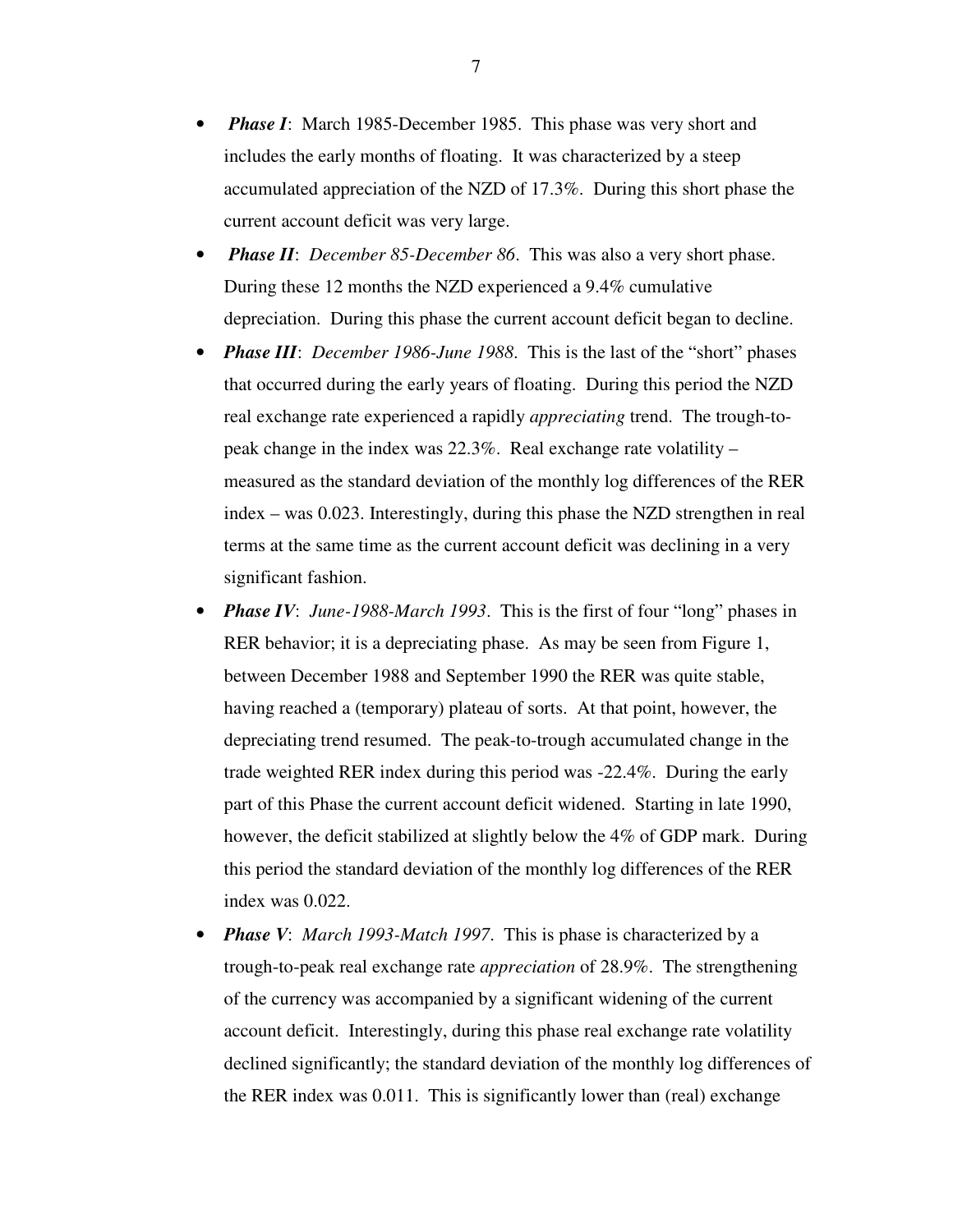- ***Phase I***: March 1985-December 1985. This phase was very short and includes the early months of floating. It was characterized by a steep accumulated appreciation of the NZD of 17.3%. During this short phase the current account deficit was very large.
- ***Phase II***: *December 85-December 86*. This was also a very short phase. During these 12 months the NZD experienced a 9.4% cumulative depreciation. During this phase the current account deficit began to decline.
- ***Phase III***: *December 1986-June 1988*. This is the last of the "short" phases that occurred during the early years of floating. During this period the NZD real exchange rate experienced a rapidly *appreciating* trend. The trough-to-peak change in the index was 22.3%. Real exchange rate volatility – measured as the standard deviation of the monthly log differences of the RER index – was 0.023. Interestingly, during this phase the NZD strengthen in real terms at the same time as the current account deficit was declining in a very significant fashion.
- ***Phase IV***: *June-1988-March 1993*. This is the first of four "long" phases in RER behavior; it is a depreciating phase. As may be seen from Figure 1, between December 1988 and September 1990 the RER was quite stable, having reached a (temporary) plateau of sorts. At that point, however, the depreciating trend resumed. The peak-to-trough accumulated change in the trade weighted RER index during this period was -22.4%. During the early part of this Phase the current account deficit widened. Starting in late 1990, however, the deficit stabilized at slightly below the 4% of GDP mark. During this period the standard deviation of the monthly log differences of the RER index was 0.022.
- ***Phase V***: *March 1993-Match 1997*. This is phase is characterized by a trough-to-peak real exchange rate *appreciation* of 28.9%. The strengthening of the currency was accompanied by a significant widening of the current account deficit. Interestingly, during this phase real exchange rate volatility declined significantly; the standard deviation of the monthly log differences of the RER index was 0.011. This is significantly lower than (real) exchange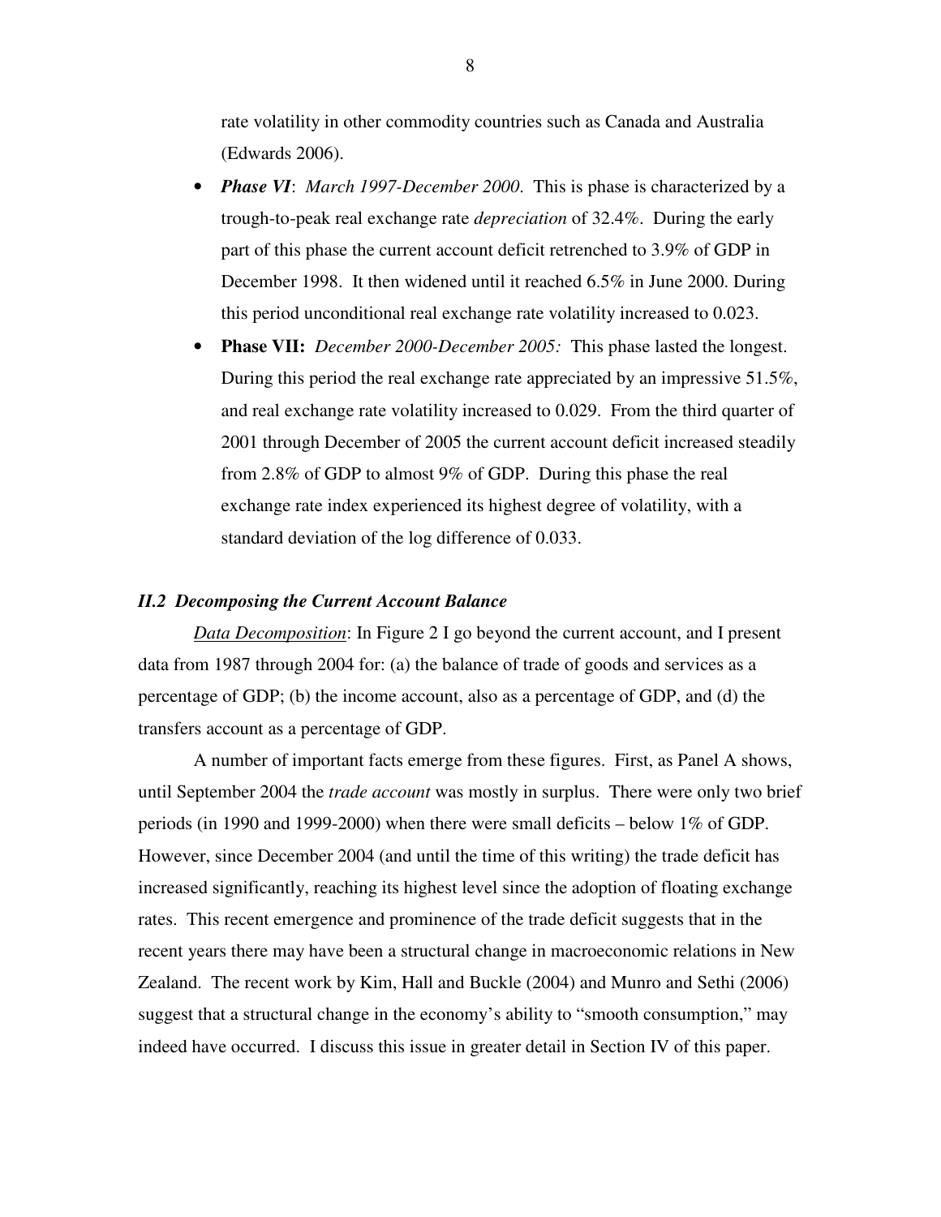rate volatility in other commodity countries such as Canada and Australia (Edwards 2006).

- ***Phase VI***: *March 1997-December 2000*. This is phase is characterized by a trough-to-peak real exchange rate *depreciation* of 32.4%. During the early part of this phase the current account deficit retrenched to 3.9% of GDP in December 1998. It then widened until it reached 6.5% in June 2000. During this period unconditional real exchange rate volatility increased to 0.023.
- **Phase VII:** *December 2000-December 2005:* This phase lasted the longest. During this period the real exchange rate appreciated by an impressive 51.5%, and real exchange rate volatility increased to 0.029. From the third quarter of 2001 through December of 2005 the current account deficit increased steadily from 2.8% of GDP to almost 9% of GDP. During this phase the real exchange rate index experienced its highest degree of volatility, with a standard deviation of the log difference of 0.033.

### *II.2 Decomposing the Current Account Balance*

Data Decomposition: In Figure 2 I go beyond the current account, and I present data from 1987 through 2004 for: (a) the balance of trade of goods and services as a percentage of GDP; (b) the income account, also as a percentage of GDP, and (d) the transfers account as a percentage of GDP.

A number of important facts emerge from these figures. First, as Panel A shows, until September 2004 the *trade account* was mostly in surplus. There were only two brief periods (in 1990 and 1999-2000) when there were small deficits – below 1% of GDP. However, since December 2004 (and until the time of this writing) the trade deficit has increased significantly, reaching its highest level since the adoption of floating exchange rates. This recent emergence and prominence of the trade deficit suggests that in the recent years there may have been a structural change in macroeconomic relations in New Zealand. The recent work by Kim, Hall and Buckle (2004) and Munro and Sethi (2006) suggest that a structural change in the economy's ability to "smooth consumption," may indeed have occurred. I discuss this issue in greater detail in Section IV of this paper.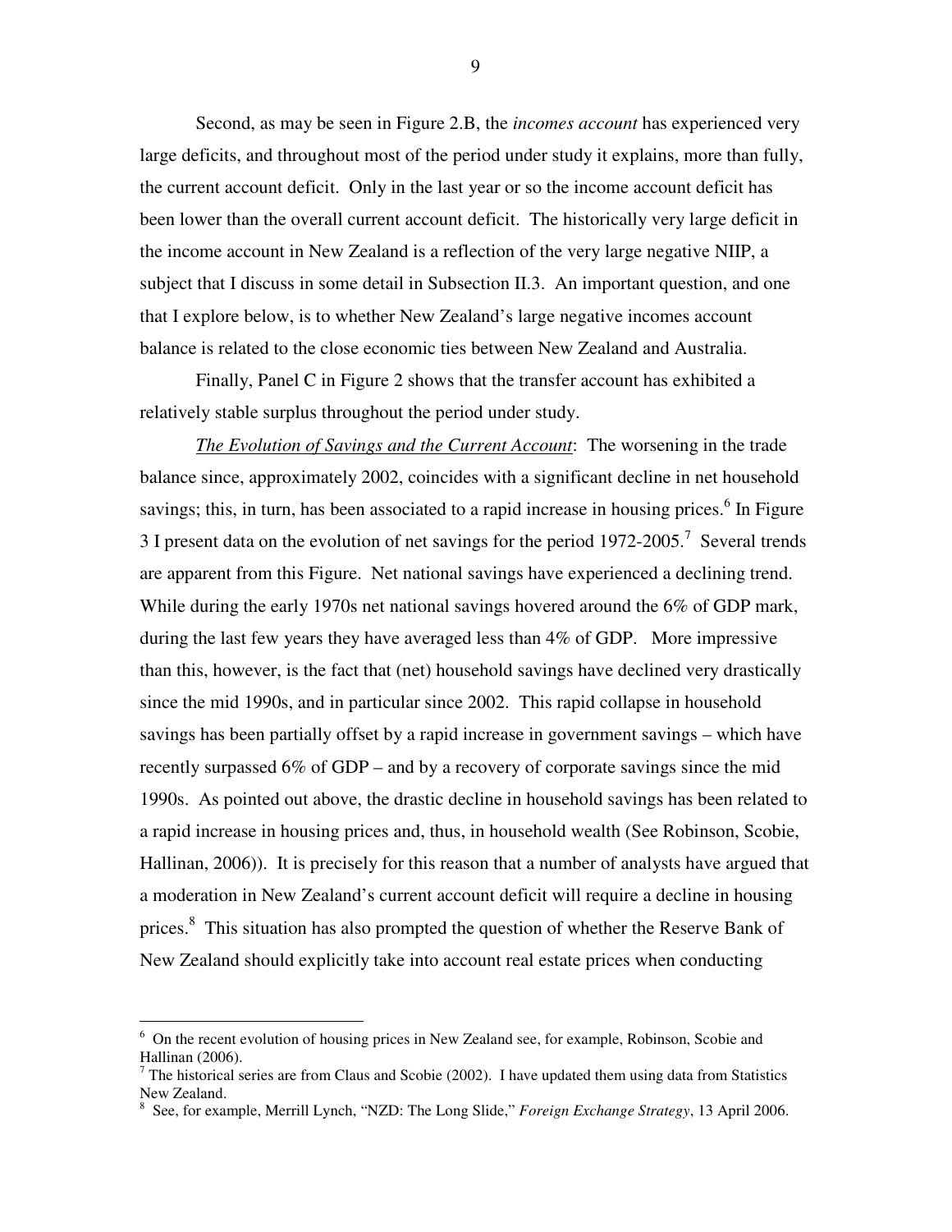Second, as may be seen in Figure 2.B, the *incomes account* has experienced very large deficits, and throughout most of the period under study it explains, more than fully, the current account deficit. Only in the last year or so the income account deficit has been lower than the overall current account deficit. The historically very large deficit in the income account in New Zealand is a reflection of the very large negative NIIP, a subject that I discuss in some detail in Subsection II.3. An important question, and one that I explore below, is to whether New Zealand's large negative incomes account balance is related to the close economic ties between New Zealand and Australia.

Finally, Panel C in Figure 2 shows that the transfer account has exhibited a relatively stable surplus throughout the period under study.

*The Evolution of Savings and the Current Account*: The worsening in the trade balance since, approximately 2002, coincides with a significant decline in net household savings; this, in turn, has been associated to a rapid increase in housing prices.[6] In Figure 3 I present data on the evolution of net savings for the period 1972-2005.[7] Several trends are apparent from this Figure. Net national savings have experienced a declining trend. While during the early 1970s net national savings hovered around the 6% of GDP mark, during the last few years they have averaged less than 4% of GDP. More impressive than this, however, is the fact that (net) household savings have declined very drastically since the mid 1990s, and in particular since 2002. This rapid collapse in household savings has been partially offset by a rapid increase in government savings – which have recently surpassed 6% of GDP – and by a recovery of corporate savings since the mid 1990s. As pointed out above, the drastic decline in household savings has been related to a rapid increase in housing prices and, thus, in household wealth (See Robinson, Scobie, Hallinan, 2006)). It is precisely for this reason that a number of analysts have argued that a moderation in New Zealand's current account deficit will require a decline in housing prices.[8] This situation has also prompted the question of whether the Reserve Bank of New Zealand should explicitly take into account real estate prices when conducting

---

[6] On the recent evolution of housing prices in New Zealand see, for example, Robinson, Scobie and Hallinan (2006).

[7] The historical series are from Claus and Scobie (2002). I have updated them using data from Statistics New Zealand.

[8] See, for example, Merrill Lynch, "NZD: The Long Slide," *Foreign Exchange Strategy*, 13 April 2006.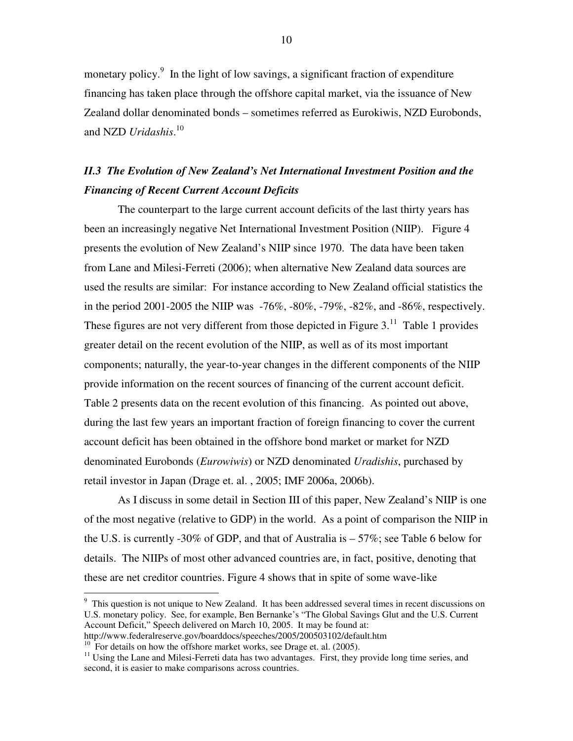monetary policy.[9] In the light of low savings, a significant fraction of expenditure financing has taken place through the offshore capital market, via the issuance of New Zealand dollar denominated bonds – sometimes referred as Eurokiwis, NZD Eurobonds, and NZD *Uridashis*.[10]

### *II.3 The Evolution of New Zealand's Net International Investment Position and the Financing of Recent Current Account Deficits*

The counterpart to the large current account deficits of the last thirty years has been an increasingly negative Net International Investment Position (NIIP). Figure 4 presents the evolution of New Zealand's NIIP since 1970. The data have been taken from Lane and Milesi-Ferreti (2006); when alternative New Zealand data sources are used the results are similar: For instance according to New Zealand official statistics the in the period 2001-2005 the NIIP was -76%, -80%, -79%, -82%, and -86%, respectively. These figures are not very different from those depicted in Figure 3.[11] Table 1 provides greater detail on the recent evolution of the NIIP, as well as of its most important components; naturally, the year-to-year changes in the different components of the NIIP provide information on the recent sources of financing of the current account deficit. Table 2 presents data on the recent evolution of this financing. As pointed out above, during the last few years an important fraction of foreign financing to cover the current account deficit has been obtained in the offshore bond market or market for NZD denominated Eurobonds (*Eurowiwis*) or NZD denominated *Uradishis*, purchased by retail investor in Japan (Drage et. al. , 2005; IMF 2006a, 2006b).

As I discuss in some detail in Section III of this paper, New Zealand's NIIP is one of the most negative (relative to GDP) in the world. As a point of comparison the NIIP in the U.S. is currently -30% of GDP, and that of Australia is – 57%; see Table 6 below for details. The NIIPs of most other advanced countries are, in fact, positive, denoting that these are net creditor countries. Figure 4 shows that in spite of some wave-like

---

[9] This question is not unique to New Zealand. It has been addressed several times in recent discussions on U.S. monetary policy. See, for example, Ben Bernanke's "The Global Savings Glut and the U.S. Current Account Deficit," Speech delivered on March 10, 2005. It may be found at: http://www.federalreserve.gov/boarddocs/speeches/2005/200503102/default.htm

[10] For details on how the offshore market works, see Drage et. al. (2005).

[11] Using the Lane and Milesi-Ferreti data has two advantages. First, they provide long time series, and second, it is easier to make comparisons across countries.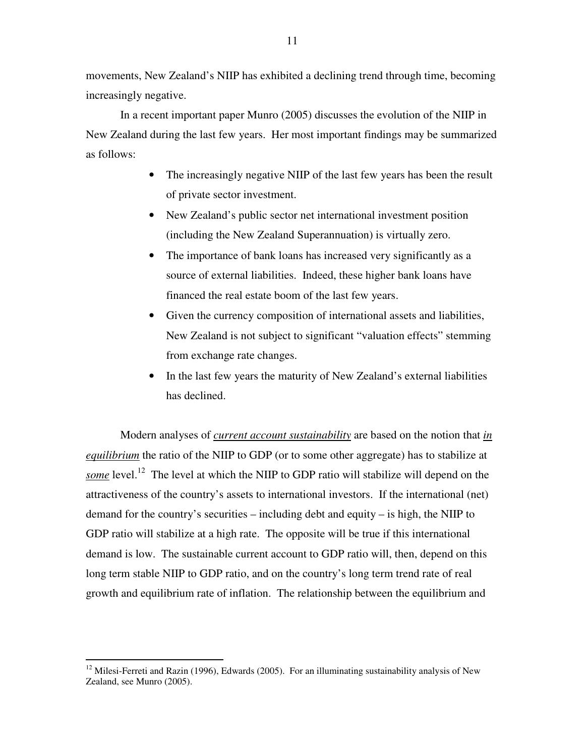movements, New Zealand's NIIP has exhibited a declining trend through time, becoming increasingly negative.

In a recent important paper Munro (2005) discusses the evolution of the NIIP in New Zealand during the last few years. Her most important findings may be summarized as follows:

- The increasingly negative NIIP of the last few years has been the result of private sector investment.
- New Zealand's public sector net international investment position (including the New Zealand Superannuation) is virtually zero.
- The importance of bank loans has increased very significantly as a source of external liabilities. Indeed, these higher bank loans have financed the real estate boom of the last few years.
- Given the currency composition of international assets and liabilities, New Zealand is not subject to significant "valuation effects" stemming from exchange rate changes.
- In the last few years the maturity of New Zealand's external liabilities has declined.

Modern analyses of *current account sustainability* are based on the notion that *in equilibrium* the ratio of the NIIP to GDP (or to some other aggregate) has to stabilize at *some* level.[12] The level at which the NIIP to GDP ratio will stabilize will depend on the attractiveness of the country's assets to international investors. If the international (net) demand for the country's securities – including debt and equity – is high, the NIIP to GDP ratio will stabilize at a high rate. The opposite will be true if this international demand is low. The sustainable current account to GDP ratio will, then, depend on this long term stable NIIP to GDP ratio, and on the country's long term trend rate of real growth and equilibrium rate of inflation. The relationship between the equilibrium and

---

[12] Milesi-Ferreti and Razin (1996), Edwards (2005). For an illuminating sustainability analysis of New Zealand, see Munro (2005).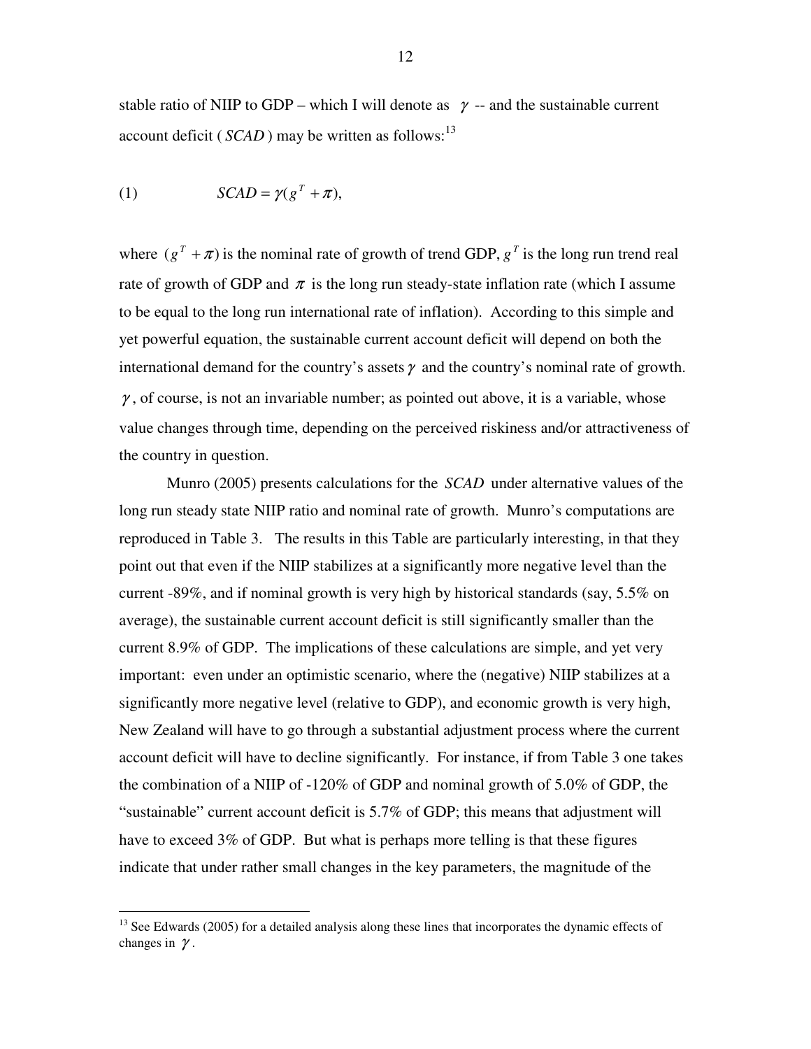stable ratio of NIIP to GDP – which I will denote as $\gamma$ -- and the sustainable current account deficit ( $SCAD$ ) may be written as follows:[13]

$$(1) \qquad SCAD = \gamma(g^T + \pi),$$

where $(g^T + \pi)$ is the nominal rate of growth of trend GDP, $g^T$ is the long run trend real rate of growth of GDP and $\pi$ is the long run steady-state inflation rate (which I assume to be equal to the long run international rate of inflation). According to this simple and yet powerful equation, the sustainable current account deficit will depend on both the international demand for the country's assets $\gamma$ and the country's nominal rate of growth. $\gamma$, of course, is not an invariable number; as pointed out above, it is a variable, whose value changes through time, depending on the perceived riskiness and/or attractiveness of the country in question.

Munro (2005) presents calculations for the $SCAD$ under alternative values of the long run steady state NIIP ratio and nominal rate of growth. Munro's computations are reproduced in Table 3. The results in this Table are particularly interesting, in that they point out that even if the NIIP stabilizes at a significantly more negative level than the current -89%, and if nominal growth is very high by historical standards (say, 5.5% on average), the sustainable current account deficit is still significantly smaller than the current 8.9% of GDP. The implications of these calculations are simple, and yet very important: even under an optimistic scenario, where the (negative) NIIP stabilizes at a significantly more negative level (relative to GDP), and economic growth is very high, New Zealand will have to go through a substantial adjustment process where the current account deficit will have to decline significantly. For instance, if from Table 3 one takes the combination of a NIIP of -120% of GDP and nominal growth of 5.0% of GDP, the "sustainable" current account deficit is 5.7% of GDP; this means that adjustment will have to exceed 3% of GDP. But what is perhaps more telling is that these figures indicate that under rather small changes in the key parameters, the magnitude of the

[13] See Edwards (2005) for a detailed analysis along these lines that incorporates the dynamic effects of changes in $\gamma$.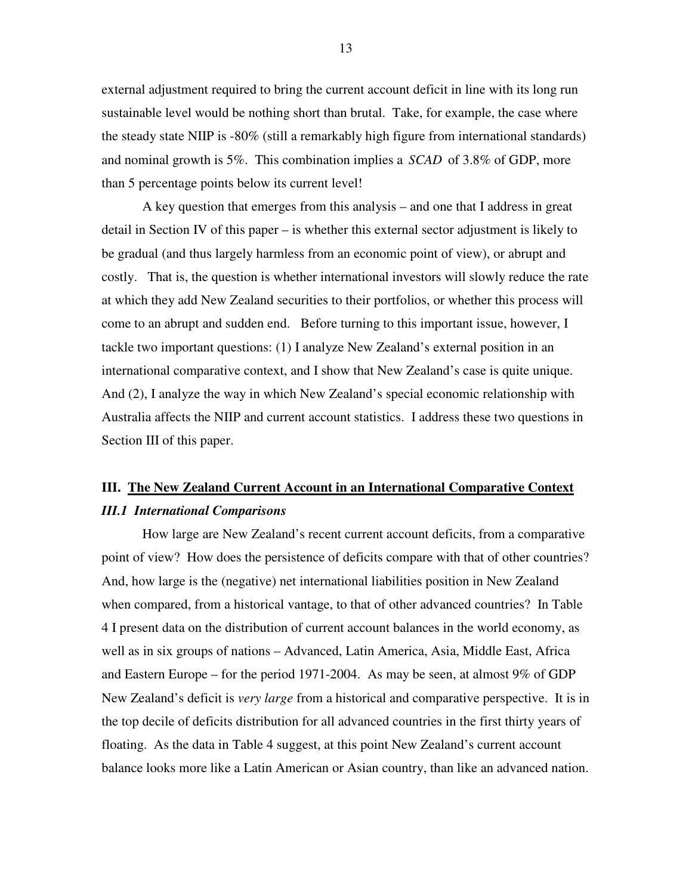external adjustment required to bring the current account deficit in line with its long run sustainable level would be nothing short than brutal. Take, for example, the case where the steady state NIIP is -80% (still a remarkably high figure from international standards) and nominal growth is 5%. This combination implies a $SCAD$ of 3.8% of GDP, more than 5 percentage points below its current level!

A key question that emerges from this analysis – and one that I address in great detail in Section IV of this paper – is whether this external sector adjustment is likely to be gradual (and thus largely harmless from an economic point of view), or abrupt and costly. That is, the question is whether international investors will slowly reduce the rate at which they add New Zealand securities to their portfolios, or whether this process will come to an abrupt and sudden end. Before turning to this important issue, however, I tackle two important questions: (1) I analyze New Zealand's external position in an international comparative context, and I show that New Zealand's case is quite unique. And (2), I analyze the way in which New Zealand's special economic relationship with Australia affects the NIIP and current account statistics. I address these two questions in Section III of this paper.

## III. <u>The New Zealand Current Account in an International Comparative Context</u>

### *III.1 International Comparisons*

How large are New Zealand's recent current account deficits, from a comparative point of view? How does the persistence of deficits compare with that of other countries? And, how large is the (negative) net international liabilities position in New Zealand when compared, from a historical vantage, to that of other advanced countries? In Table 4 I present data on the distribution of current account balances in the world economy, as well as in six groups of nations – Advanced, Latin America, Asia, Middle East, Africa and Eastern Europe – for the period 1971-2004. As may be seen, at almost 9% of GDP New Zealand's deficit is *very large* from a historical and comparative perspective. It is in the top decile of deficits distribution for all advanced countries in the first thirty years of floating. As the data in Table 4 suggest, at this point New Zealand's current account balance looks more like a Latin American or Asian country, than like an advanced nation.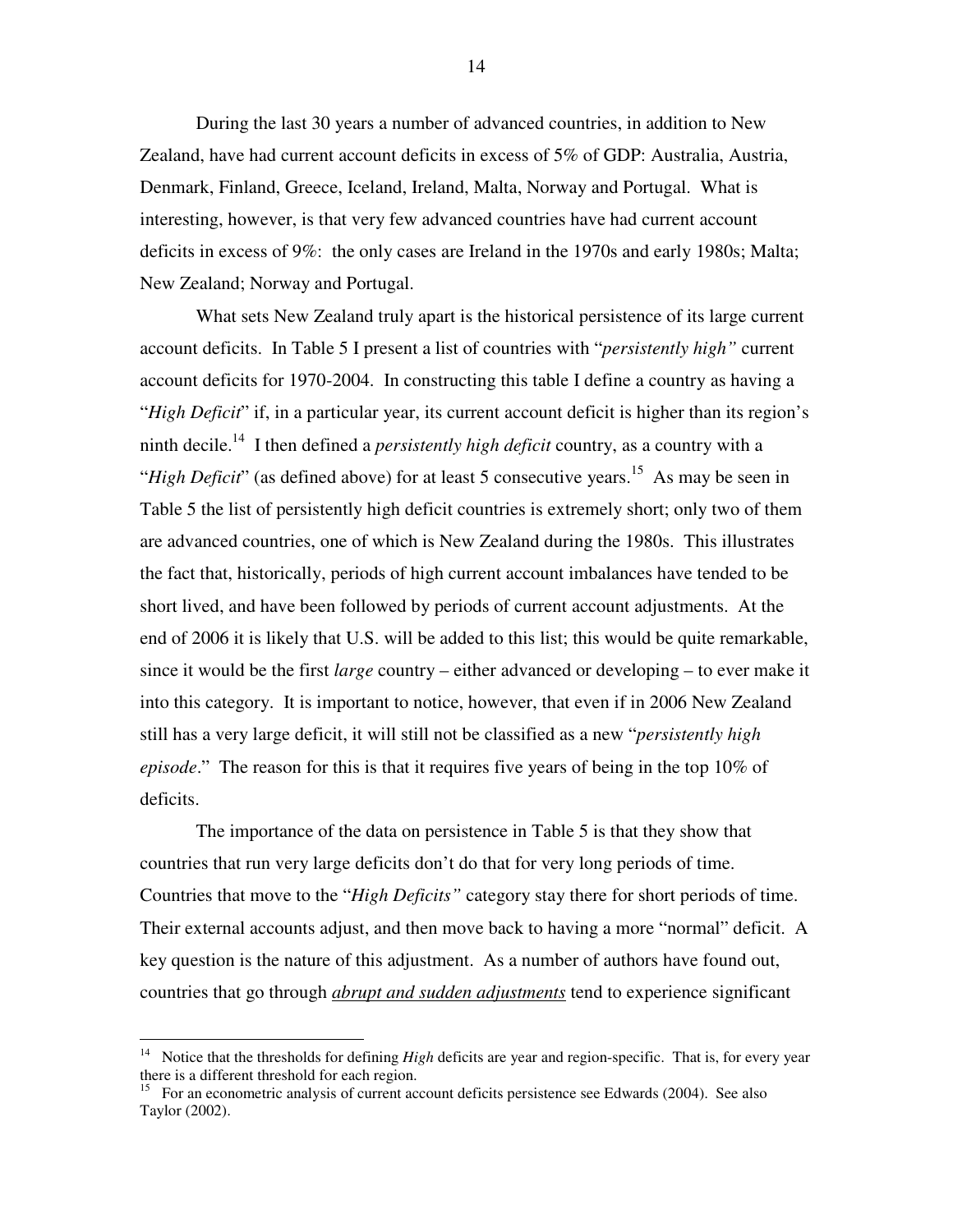During the last 30 years a number of advanced countries, in addition to New Zealand, have had current account deficits in excess of 5% of GDP: Australia, Austria, Denmark, Finland, Greece, Iceland, Ireland, Malta, Norway and Portugal. What is interesting, however, is that very few advanced countries have had current account deficits in excess of 9%: the only cases are Ireland in the 1970s and early 1980s; Malta; New Zealand; Norway and Portugal.

What sets New Zealand truly apart is the historical persistence of its large current account deficits. In Table 5 I present a list of countries with "*persistently high"* current account deficits for 1970-2004. In constructing this table I define a country as having a "*High Deficit*" if, in a particular year, its current account deficit is higher than its region's ninth decile.[14] I then defined a *persistently high deficit* country, as a country with a "*High Deficit*" (as defined above) for at least 5 consecutive years.[15] As may be seen in Table 5 the list of persistently high deficit countries is extremely short; only two of them are advanced countries, one of which is New Zealand during the 1980s. This illustrates the fact that, historically, periods of high current account imbalances have tended to be short lived, and have been followed by periods of current account adjustments. At the end of 2006 it is likely that U.S. will be added to this list; this would be quite remarkable, since it would be the first *large* country – either advanced or developing – to ever make it into this category. It is important to notice, however, that even if in 2006 New Zealand still has a very large deficit, it will still not be classified as a new "*persistently high episode*." The reason for this is that it requires five years of being in the top 10% of deficits.

The importance of the data on persistence in Table 5 is that they show that countries that run very large deficits don't do that for very long periods of time. Countries that move to the "*High Deficits"* category stay there for short periods of time. Their external accounts adjust, and then move back to having a more "normal" deficit. A key question is the nature of this adjustment. As a number of authors have found out, countries that go through <u>*abrupt and sudden adjustments*</u> tend to experience significant

[14] Notice that the thresholds for defining *High* deficits are year and region-specific. That is, for every year there is a different threshold for each region.

[15] For an econometric analysis of current account deficits persistence see Edwards (2004). See also Taylor (2002).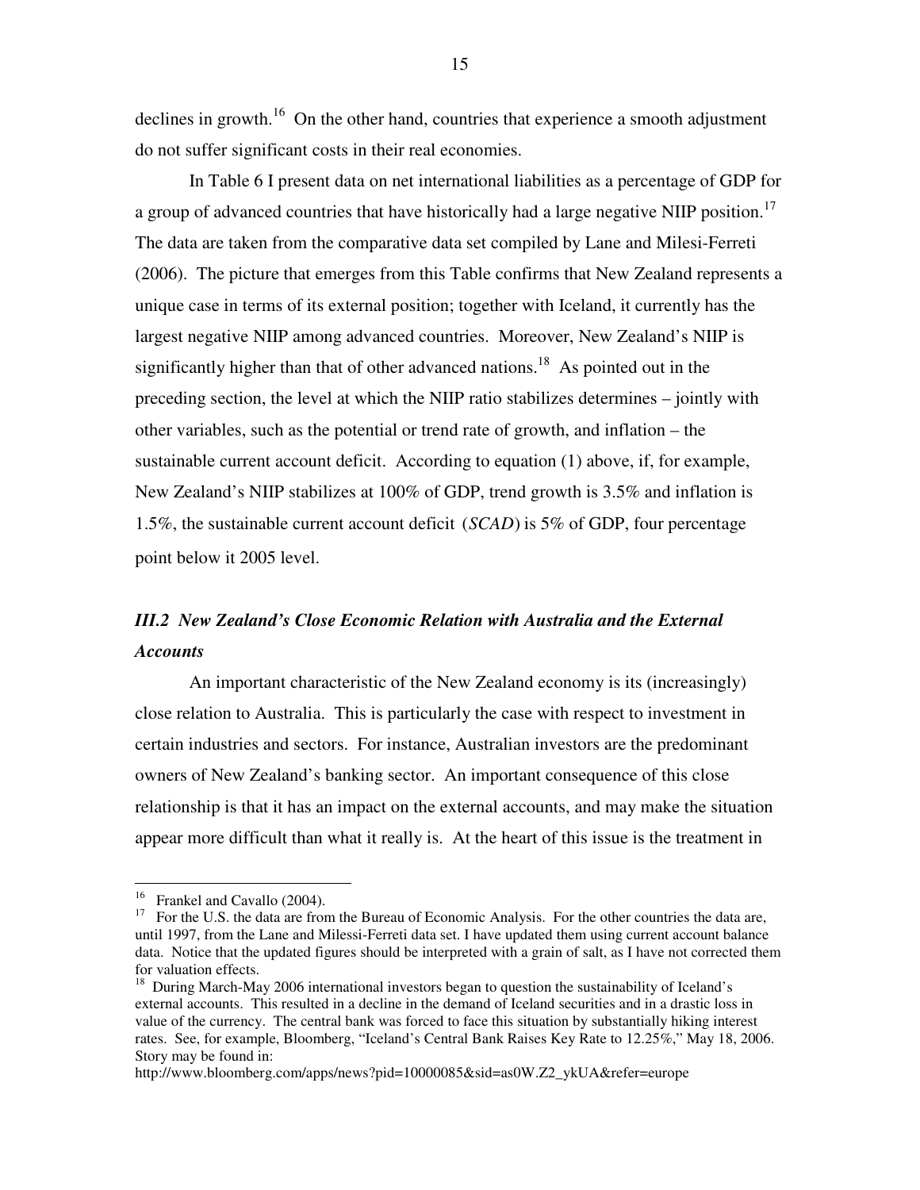declines in growth.[16] On the other hand, countries that experience a smooth adjustment do not suffer significant costs in their real economies.

In Table 6 I present data on net international liabilities as a percentage of GDP for a group of advanced countries that have historically had a large negative NIIP position.[17] The data are taken from the comparative data set compiled by Lane and Milesi-Ferreti (2006). The picture that emerges from this Table confirms that New Zealand represents a unique case in terms of its external position; together with Iceland, it currently has the largest negative NIIP among advanced countries. Moreover, New Zealand's NIIP is significantly higher than that of other advanced nations.[18] As pointed out in the preceding section, the level at which the NIIP ratio stabilizes determines – jointly with other variables, such as the potential or trend rate of growth, and inflation – the sustainable current account deficit. According to equation (1) above, if, for example, New Zealand's NIIP stabilizes at 100% of GDP, trend growth is 3.5% and inflation is 1.5%, the sustainable current account deficit (*SCAD*) is 5% of GDP, four percentage point below it 2005 level.

### *III.2 New Zealand's Close Economic Relation with Australia and the External Accounts*

An important characteristic of the New Zealand economy is its (increasingly) close relation to Australia. This is particularly the case with respect to investment in certain industries and sectors. For instance, Australian investors are the predominant owners of New Zealand's banking sector. An important consequence of this close relationship is that it has an impact on the external accounts, and may make the situation appear more difficult than what it really is. At the heart of this issue is the treatment in

---

[16] Frankel and Cavallo (2004).

[17] For the U.S. the data are from the Bureau of Economic Analysis. For the other countries the data are, until 1997, from the Lane and Milessi-Ferreti data set. I have updated them using current account balance data. Notice that the updated figures should be interpreted with a grain of salt, as I have not corrected them for valuation effects.

[18] During March-May 2006 international investors began to question the sustainability of Iceland's external accounts. This resulted in a decline in the demand of Iceland securities and in a drastic loss in value of the currency. The central bank was forced to face this situation by substantially hiking interest rates. See, for example, Bloomberg, "Iceland's Central Bank Raises Key Rate to 12.25%," May 18, 2006. Story may be found in:

http://www.bloomberg.com/apps/news?pid=10000085&sid=as0W.Z2_ykUA&refer=europe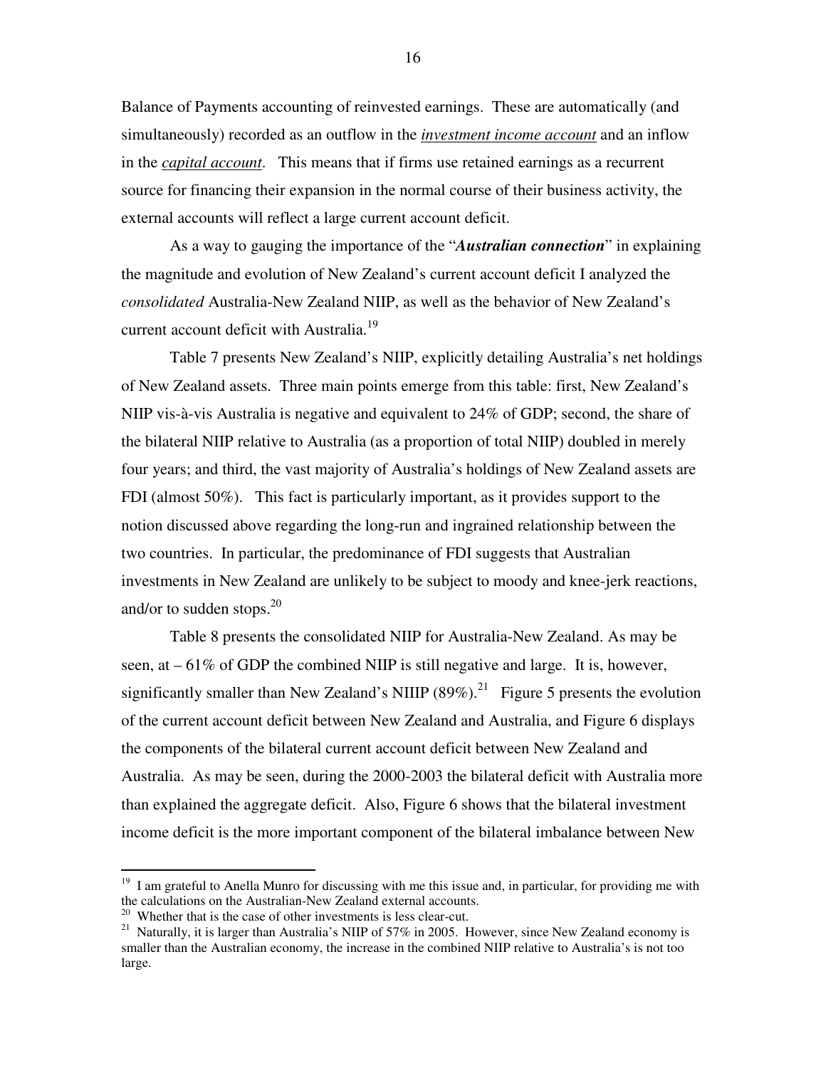Balance of Payments accounting of reinvested earnings. These are automatically (and simultaneously) recorded as an outflow in the *investment income account* and an inflow in the *capital account*. This means that if firms use retained earnings as a recurrent source for financing their expansion in the normal course of their business activity, the external accounts will reflect a large current account deficit.

As a way to gauging the importance of the "***Australian connection***" in explaining the magnitude and evolution of New Zealand's current account deficit I analyzed the *consolidated* Australia-New Zealand NIIP, as well as the behavior of New Zealand's current account deficit with Australia.[19]

Table 7 presents New Zealand's NIIP, explicitly detailing Australia's net holdings of New Zealand assets. Three main points emerge from this table: first, New Zealand's NIIP vis-à-vis Australia is negative and equivalent to 24% of GDP; second, the share of the bilateral NIIP relative to Australia (as a proportion of total NIIP) doubled in merely four years; and third, the vast majority of Australia's holdings of New Zealand assets are FDI (almost 50%). This fact is particularly important, as it provides support to the notion discussed above regarding the long-run and ingrained relationship between the two countries. In particular, the predominance of FDI suggests that Australian investments in New Zealand are unlikely to be subject to moody and knee-jerk reactions, and/or to sudden stops.[20]

Table 8 presents the consolidated NIIP for Australia-New Zealand. As may be seen, at – 61% of GDP the combined NIIP is still negative and large. It is, however, significantly smaller than New Zealand's NIIIP (89%).[21] Figure 5 presents the evolution of the current account deficit between New Zealand and Australia, and Figure 6 displays the components of the bilateral current account deficit between New Zealand and Australia. As may be seen, during the 2000-2003 the bilateral deficit with Australia more than explained the aggregate deficit. Also, Figure 6 shows that the bilateral investment income deficit is the more important component of the bilateral imbalance between New

[19] I am grateful to Anella Munro for discussing with me this issue and, in particular, for providing me with the calculations on the Australian-New Zealand external accounts.

[20] Whether that is the case of other investments is less clear-cut.

[21] Naturally, it is larger than Australia's NIIP of 57% in 2005. However, since New Zealand economy is smaller than the Australian economy, the increase in the combined NIIP relative to Australia's is not too large.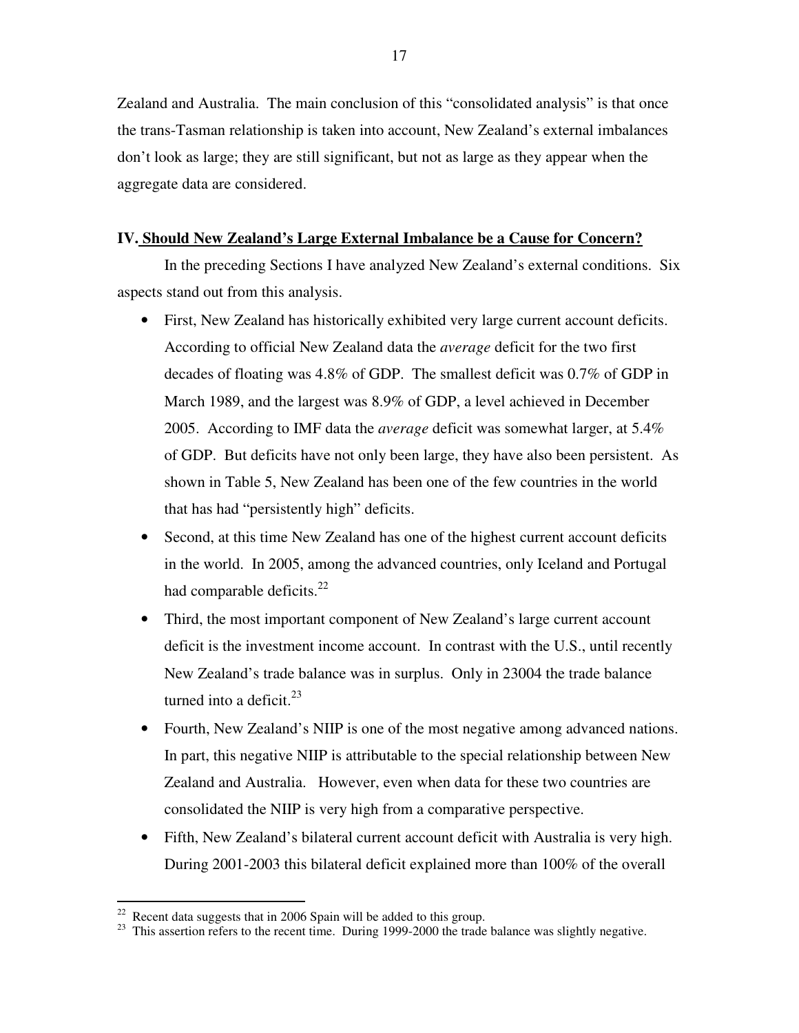Zealand and Australia. The main conclusion of this "consolidated analysis" is that once the trans-Tasman relationship is taken into account, New Zealand's external imbalances don't look as large; they are still significant, but not as large as they appear when the aggregate data are considered.

## IV. Should New Zealand's Large External Imbalance be a Cause for Concern?

In the preceding Sections I have analyzed New Zealand's external conditions. Six aspects stand out from this analysis.

- First, New Zealand has historically exhibited very large current account deficits. According to official New Zealand data the *average* deficit for the two first decades of floating was 4.8% of GDP. The smallest deficit was 0.7% of GDP in March 1989, and the largest was 8.9% of GDP, a level achieved in December 2005. According to IMF data the *average* deficit was somewhat larger, at 5.4% of GDP. But deficits have not only been large, they have also been persistent. As shown in Table 5, New Zealand has been one of the few countries in the world that has had "persistently high" deficits.
- Second, at this time New Zealand has one of the highest current account deficits in the world. In 2005, among the advanced countries, only Iceland and Portugal had comparable deficits.[22]
- Third, the most important component of New Zealand's large current account deficit is the investment income account. In contrast with the U.S., until recently New Zealand's trade balance was in surplus. Only in 23004 the trade balance turned into a deficit.[23]
- Fourth, New Zealand's NIIP is one of the most negative among advanced nations. In part, this negative NIIP is attributable to the special relationship between New Zealand and Australia. However, even when data for these two countries are consolidated the NIIP is very high from a comparative perspective.
- Fifth, New Zealand's bilateral current account deficit with Australia is very high. During 2001-2003 this bilateral deficit explained more than 100% of the overall

[22] Recent data suggests that in 2006 Spain will be added to this group.

[23] This assertion refers to the recent time. During 1999-2000 the trade balance was slightly negative.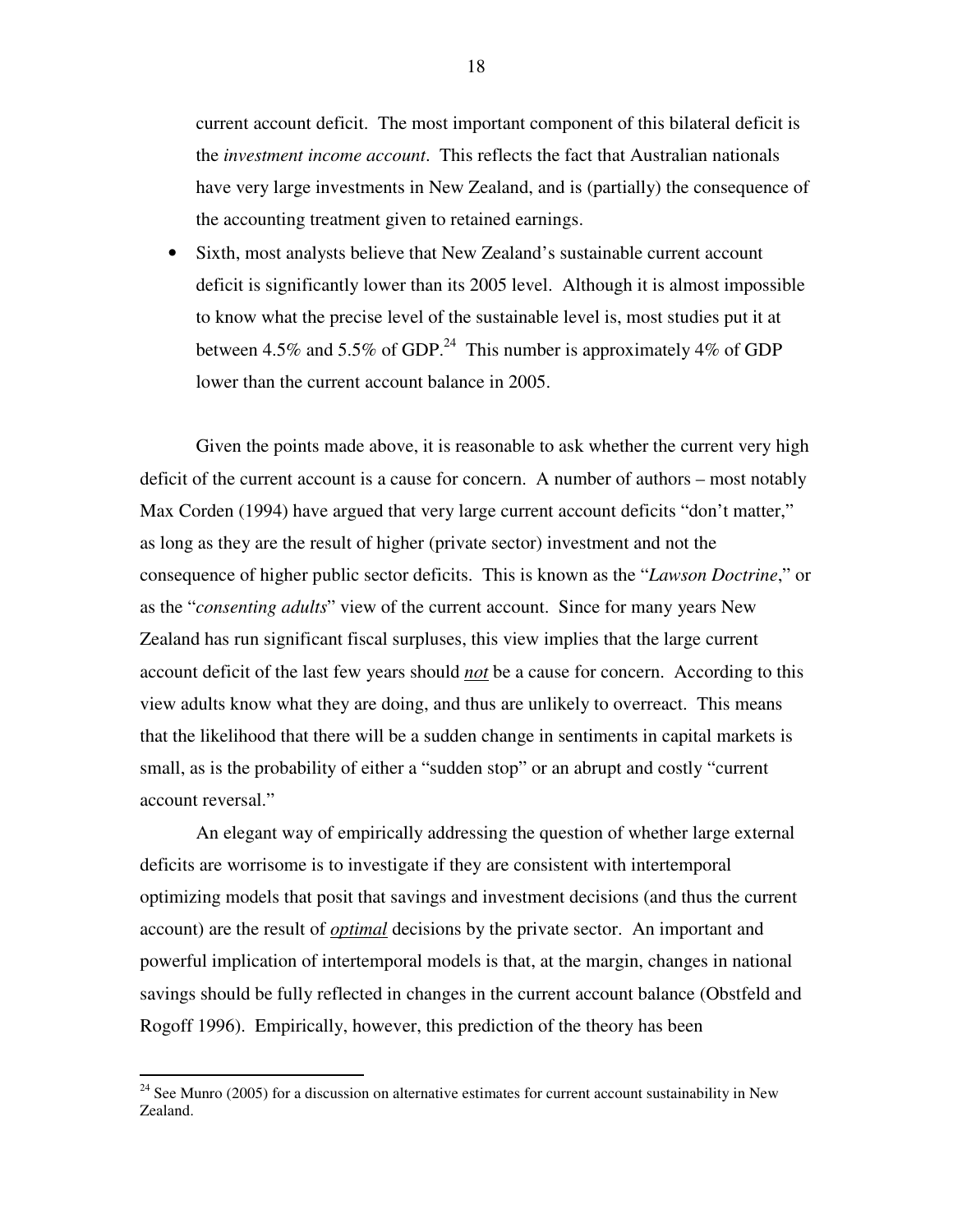current account deficit. The most important component of this bilateral deficit is the *investment income account*. This reflects the fact that Australian nationals have very large investments in New Zealand, and is (partially) the consequence of the accounting treatment given to retained earnings.

- Sixth, most analysts believe that New Zealand's sustainable current account deficit is significantly lower than its 2005 level. Although it is almost impossible to know what the precise level of the sustainable level is, most studies put it at between 4.5% and 5.5% of GDP.[24] This number is approximately 4% of GDP lower than the current account balance in 2005.

Given the points made above, it is reasonable to ask whether the current very high deficit of the current account is a cause for concern. A number of authors – most notably Max Corden (1994) have argued that very large current account deficits "don't matter," as long as they are the result of higher (private sector) investment and not the consequence of higher public sector deficits. This is known as the "*Lawson Doctrine*," or as the "*consenting adults*" view of the current account. Since for many years New Zealand has run significant fiscal surpluses, this view implies that the large current account deficit of the last few years should ***not*** be a cause for concern. According to this view adults know what they are doing, and thus are unlikely to overreact. This means that the likelihood that there will be a sudden change in sentiments in capital markets is small, as is the probability of either a "sudden stop" or an abrupt and costly "current account reversal."

An elegant way of empirically addressing the question of whether large external deficits are worrisome is to investigate if they are consistent with intertemporal optimizing models that posit that savings and investment decisions (and thus the current account) are the result of ***optimal*** decisions by the private sector. An important and powerful implication of intertemporal models is that, at the margin, changes in national savings should be fully reflected in changes in the current account balance (Obstfeld and Rogoff 1996). Empirically, however, this prediction of the theory has been

[24] See Munro (2005) for a discussion on alternative estimates for current account sustainability in New Zealand.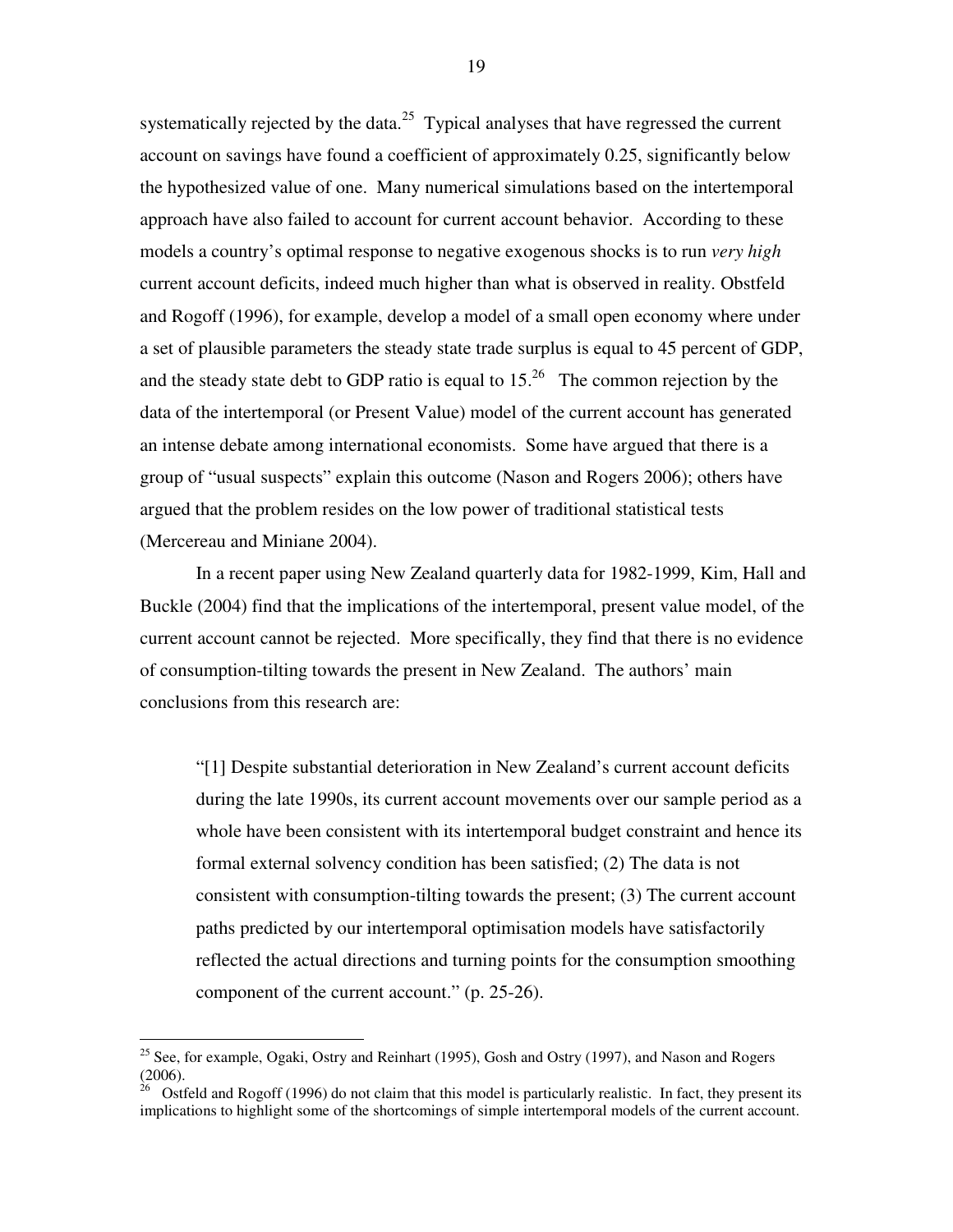systematically rejected by the data.[25] Typical analyses that have regressed the current account on savings have found a coefficient of approximately 0.25, significantly below the hypothesized value of one. Many numerical simulations based on the intertemporal approach have also failed to account for current account behavior. According to these models a country's optimal response to negative exogenous shocks is to run *very high* current account deficits, indeed much higher than what is observed in reality. Obstfeld and Rogoff (1996), for example, develop a model of a small open economy where under a set of plausible parameters the steady state trade surplus is equal to 45 percent of GDP, and the steady state debt to GDP ratio is equal to 15.[26] The common rejection by the data of the intertemporal (or Present Value) model of the current account has generated an intense debate among international economists. Some have argued that there is a group of "usual suspects" explain this outcome (Nason and Rogers 2006); others have argued that the problem resides on the low power of traditional statistical tests (Mercereau and Miniane 2004).

In a recent paper using New Zealand quarterly data for 1982-1999, Kim, Hall and Buckle (2004) find that the implications of the intertemporal, present value model, of the current account cannot be rejected. More specifically, they find that there is no evidence of consumption-tilting towards the present in New Zealand. The authors' main conclusions from this research are:

> "[1] Despite substantial deterioration in New Zealand's current account deficits during the late 1990s, its current account movements over our sample period as a whole have been consistent with its intertemporal budget constraint and hence its formal external solvency condition has been satisfied; (2) The data is not consistent with consumption-tilting towards the present; (3) The current account paths predicted by our intertemporal optimisation models have satisfactorily reflected the actual directions and turning points for the consumption smoothing component of the current account." (p. 25-26).

---

[25] See, for example, Ogaki, Ostry and Reinhart (1995), Gosh and Ostry (1997), and Nason and Rogers (2006).

[26] Ostfeld and Rogoff (1996) do not claim that this model is particularly realistic. In fact, they present its implications to highlight some of the shortcomings of simple intertemporal models of the current account.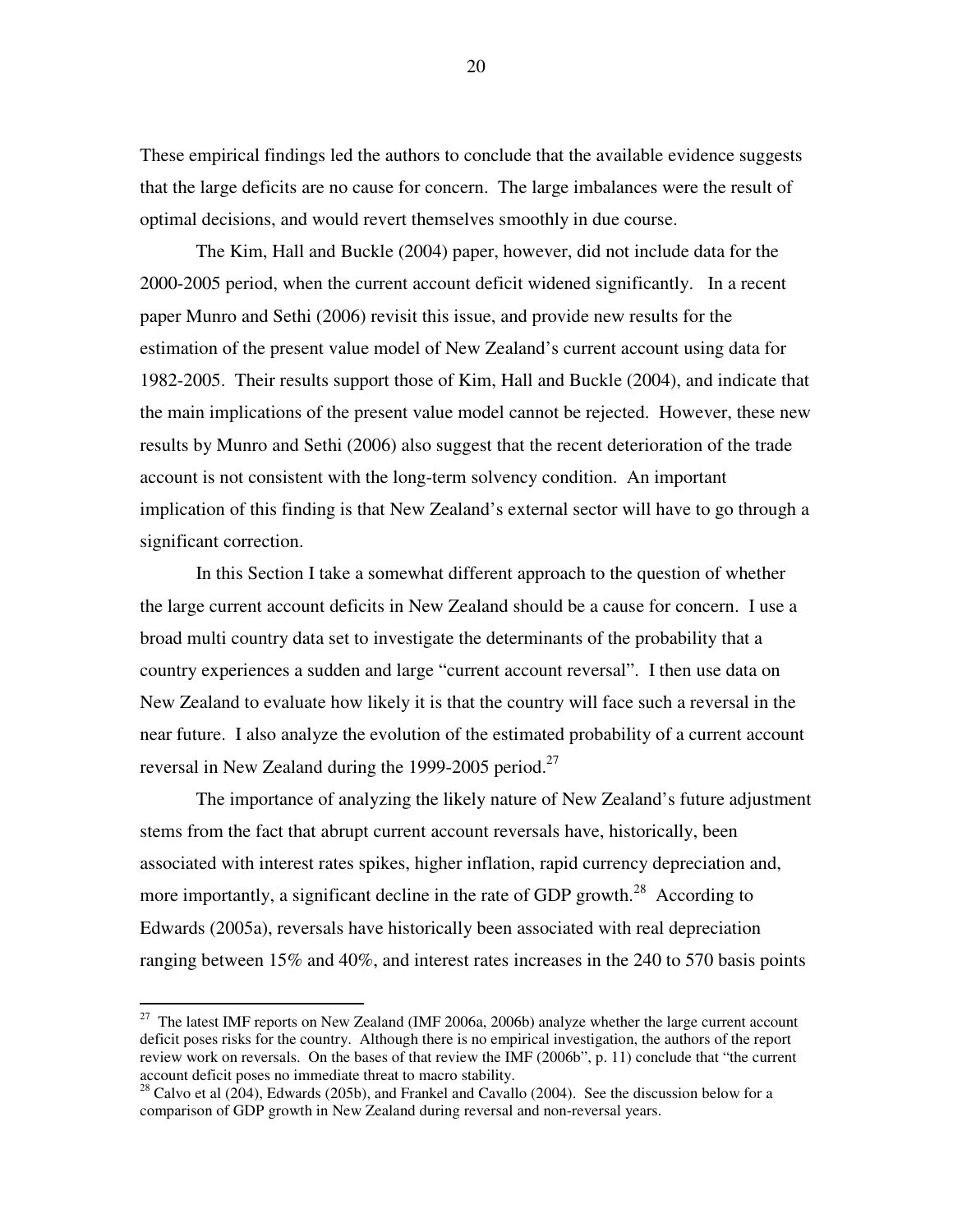These empirical findings led the authors to conclude that the available evidence suggests that the large deficits are no cause for concern. The large imbalances were the result of optimal decisions, and would revert themselves smoothly in due course.

The Kim, Hall and Buckle (2004) paper, however, did not include data for the 2000-2005 period, when the current account deficit widened significantly. In a recent paper Munro and Sethi (2006) revisit this issue, and provide new results for the estimation of the present value model of New Zealand's current account using data for 1982-2005. Their results support those of Kim, Hall and Buckle (2004), and indicate that the main implications of the present value model cannot be rejected. However, these new results by Munro and Sethi (2006) also suggest that the recent deterioration of the trade account is not consistent with the long-term solvency condition. An important implication of this finding is that New Zealand's external sector will have to go through a significant correction.

In this Section I take a somewhat different approach to the question of whether the large current account deficits in New Zealand should be a cause for concern. I use a broad multi country data set to investigate the determinants of the probability that a country experiences a sudden and large "current account reversal". I then use data on New Zealand to evaluate how likely it is that the country will face such a reversal in the near future. I also analyze the evolution of the estimated probability of a current account reversal in New Zealand during the 1999-2005 period.[27]

The importance of analyzing the likely nature of New Zealand's future adjustment stems from the fact that abrupt current account reversals have, historically, been associated with interest rates spikes, higher inflation, rapid currency depreciation and, more importantly, a significant decline in the rate of GDP growth.[28] According to Edwards (2005a), reversals have historically been associated with real depreciation ranging between 15% and 40%, and interest rates increases in the 240 to 570 basis points

---

[27] The latest IMF reports on New Zealand (IMF 2006a, 2006b) analyze whether the large current account deficit poses risks for the country. Although there is no empirical investigation, the authors of the report review work on reversals. On the bases of that review the IMF (2006b", p. 11) conclude that "the current account deficit poses no immediate threat to macro stability.

[28] Calvo et al (204), Edwards (205b), and Frankel and Cavallo (2004). See the discussion below for a comparison of GDP growth in New Zealand during reversal and non-reversal years.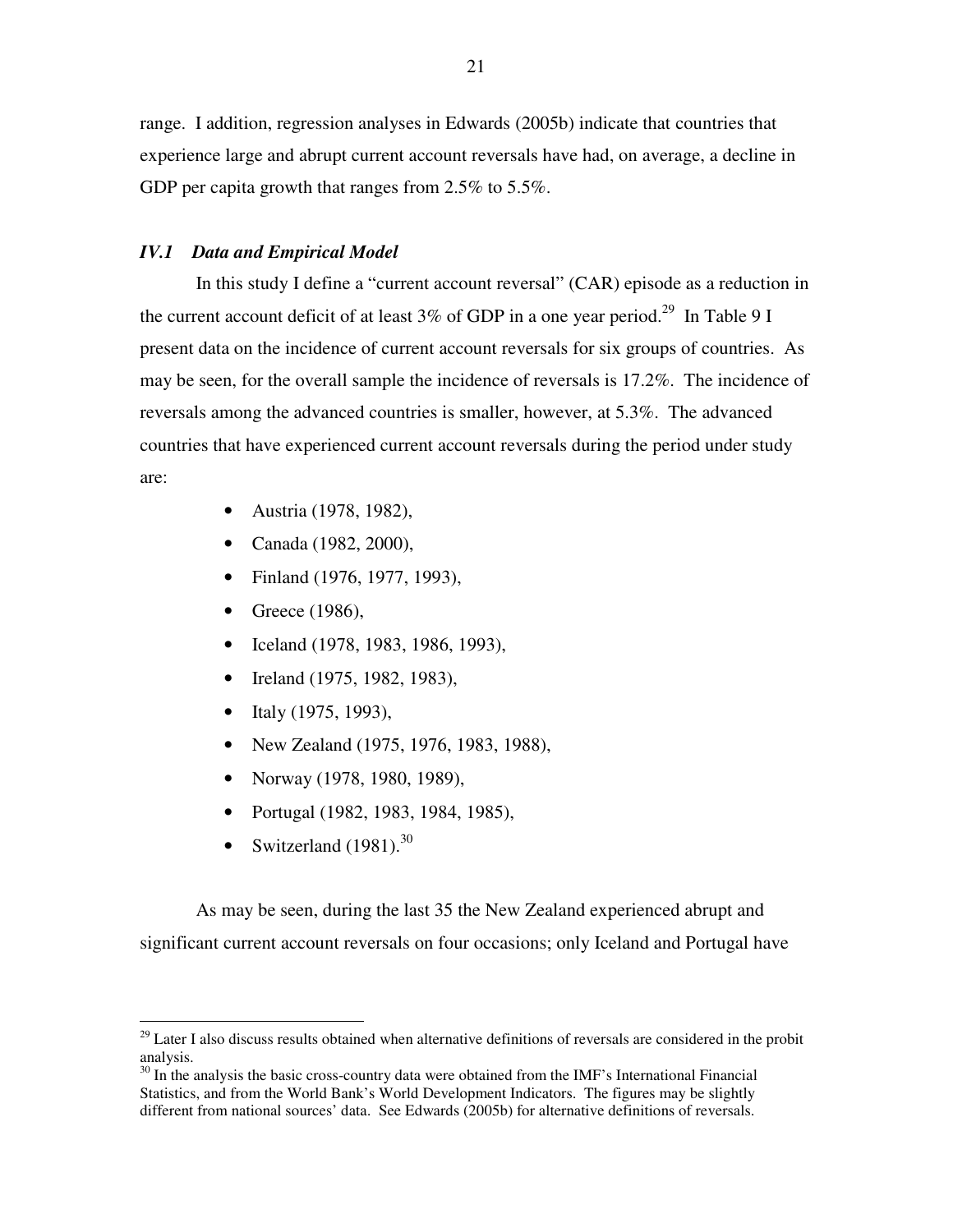range. I addition, regression analyses in Edwards (2005b) indicate that countries that experience large and abrupt current account reversals have had, on average, a decline in GDP per capita growth that ranges from 2.5% to 5.5%.

### *IV.1 Data and Empirical Model*

In this study I define a "current account reversal" (CAR) episode as a reduction in the current account deficit of at least 3% of GDP in a one year period.[29] In Table 9 I present data on the incidence of current account reversals for six groups of countries. As may be seen, for the overall sample the incidence of reversals is 17.2%. The incidence of reversals among the advanced countries is smaller, however, at 5.3%. The advanced countries that have experienced current account reversals during the period under study are:

- Austria (1978, 1982),
- Canada (1982, 2000),
- Finland (1976, 1977, 1993),
- Greece (1986),
- Iceland (1978, 1983, 1986, 1993),
- Ireland (1975, 1982, 1983),
- Italy (1975, 1993),
- New Zealand (1975, 1976, 1983, 1988),
- Norway (1978, 1980, 1989),
- Portugal (1982, 1983, 1984, 1985),
- Switzerland (1981).[30]

As may be seen, during the last 35 the New Zealand experienced abrupt and significant current account reversals on four occasions; only Iceland and Portugal have

---

[29] Later I also discuss results obtained when alternative definitions of reversals are considered in the probit analysis.

[30] In the analysis the basic cross-country data were obtained from the IMF's International Financial Statistics, and from the World Bank's World Development Indicators. The figures may be slightly different from national sources' data. See Edwards (2005b) for alternative definitions of reversals.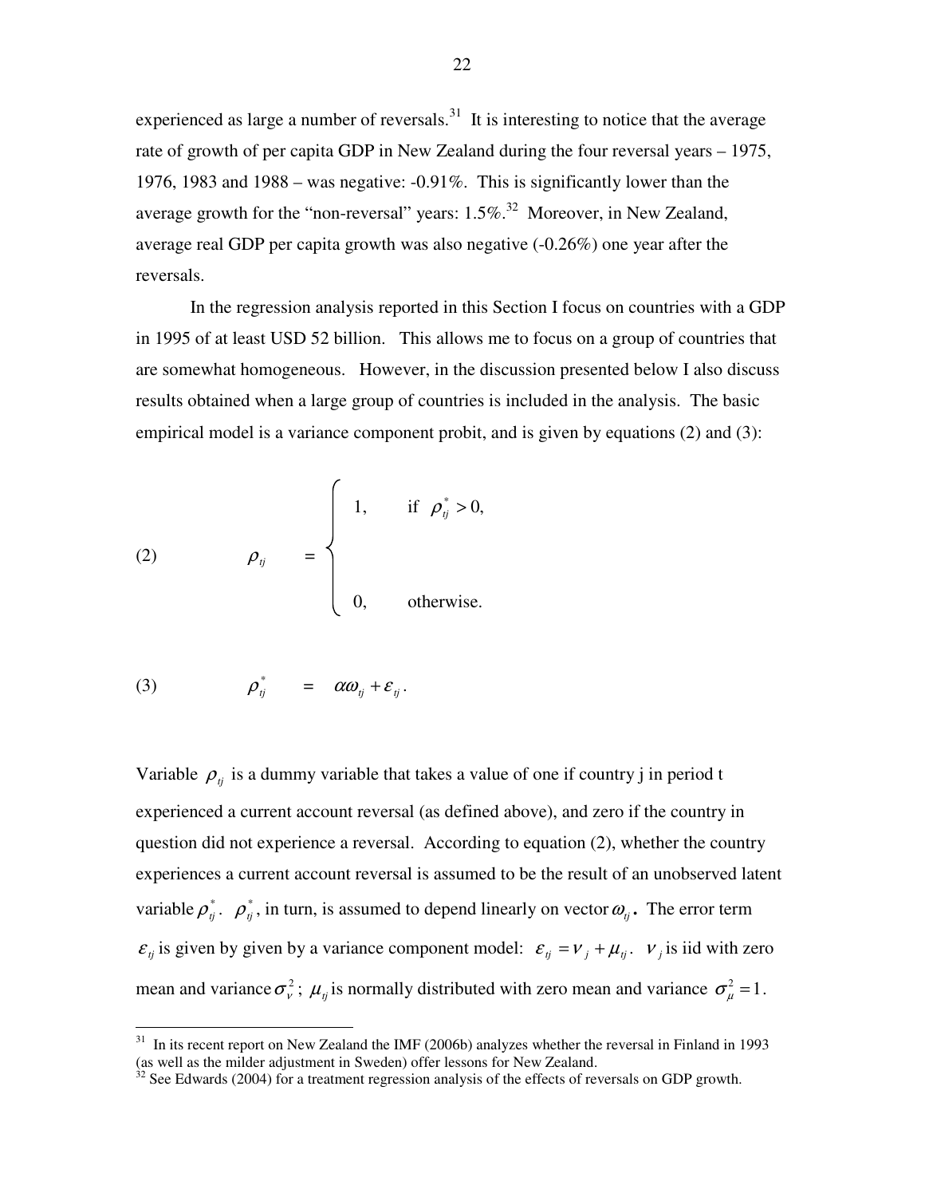experienced as large a number of reversals.[31] It is interesting to notice that the average rate of growth of per capita GDP in New Zealand during the four reversal years – 1975, 1976, 1983 and 1988 – was negative: -0.91%. This is significantly lower than the average growth for the "non-reversal" years: 1.5%.[32] Moreover, in New Zealand, average real GDP per capita growth was also negative (-0.26%) one year after the reversals.

In the regression analysis reported in this Section I focus on countries with a GDP in 1995 of at least USD 52 billion. This allows me to focus on a group of countries that are somewhat homogeneous. However, in the discussion presented below I also discuss results obtained when a large group of countries is included in the analysis. The basic empirical model is a variance component probit, and is given by equations (2) and (3):

$$
(2) \qquad \rho_{tj} = \begin{cases} 1, & \text{if } \rho^*_{tj} > 0, \\ 0, & \text{otherwise.} \end{cases}
$$

$$
(3) \qquad \rho^*_{tj} = \alpha \omega_{tj} + \varepsilon_{tj}.
$$

Variable $\rho_{tj}$ is a dummy variable that takes a value of one if country j in period t experienced a current account reversal (as defined above), and zero if the country in question did not experience a reversal. According to equation (2), whether the country experiences a current account reversal is assumed to be the result of an unobserved latent variable $\rho^*_{tj}$. $\rho^*_{tj}$, in turn, is assumed to depend linearly on vector $\omega_{tj}$**.** The error term $\varepsilon_{tj}$ is given by given by a variance component model: $\varepsilon_{tj} = \nu_j + \mu_{tj}$. $\nu_j$ is iid with zero mean and variance $\sigma^2_\nu$; $\mu_{tj}$ is normally distributed with zero mean and variance $\sigma^2_\mu = 1$.

---

[31] In its recent report on New Zealand the IMF (2006b) analyzes whether the reversal in Finland in 1993 (as well as the milder adjustment in Sweden) offer lessons for New Zealand.

[32] See Edwards (2004) for a treatment regression analysis of the effects of reversals on GDP growth.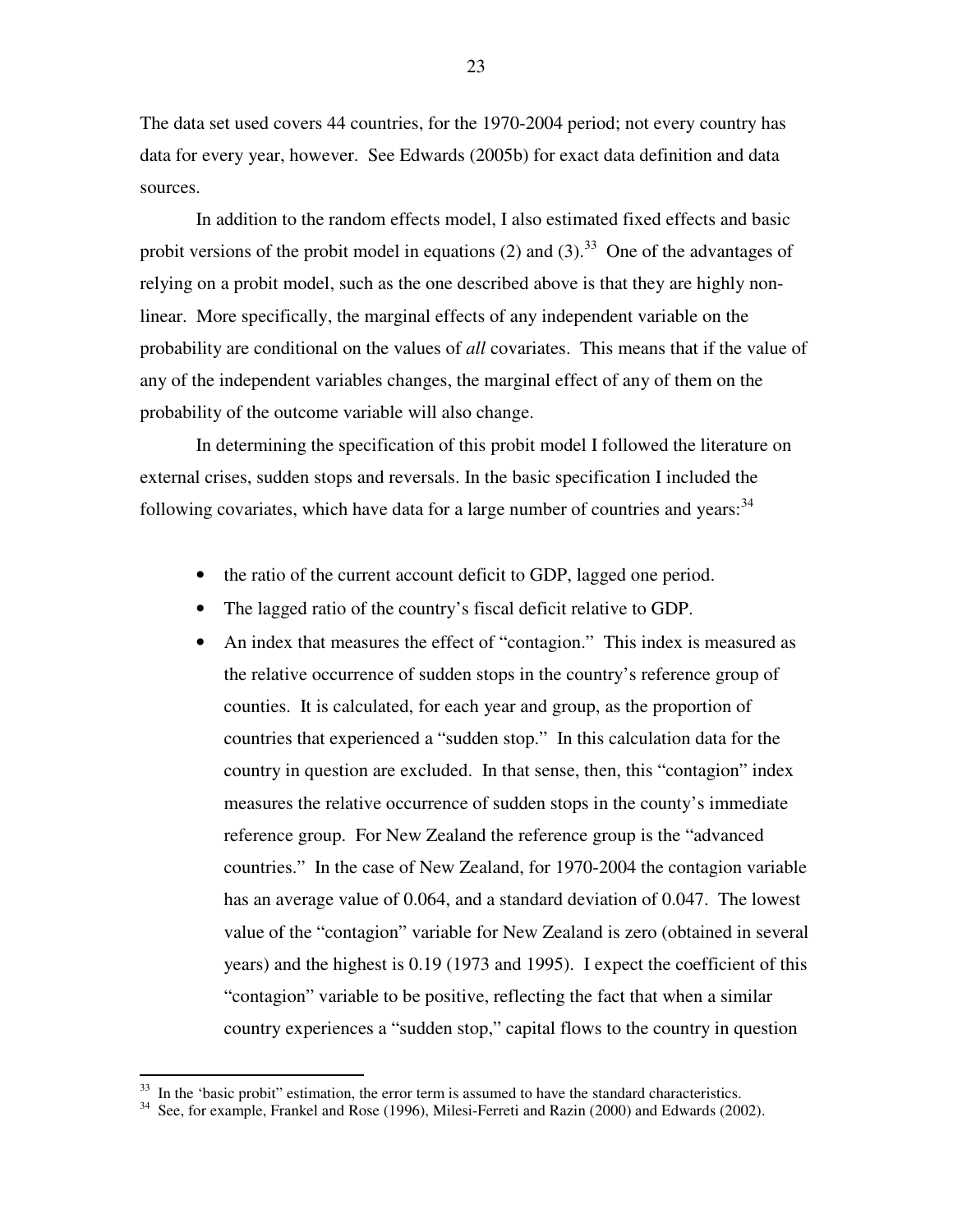The data set used covers 44 countries, for the 1970-2004 period; not every country has data for every year, however. See Edwards (2005b) for exact data definition and data sources.

In addition to the random effects model, I also estimated fixed effects and basic probit versions of the probit model in equations (2) and (3).[33] One of the advantages of relying on a probit model, such as the one described above is that they are highly non-linear. More specifically, the marginal effects of any independent variable on the probability are conditional on the values of *all* covariates. This means that if the value of any of the independent variables changes, the marginal effect of any of them on the probability of the outcome variable will also change.

In determining the specification of this probit model I followed the literature on external crises, sudden stops and reversals. In the basic specification I included the following covariates, which have data for a large number of countries and years:[34]

- the ratio of the current account deficit to GDP, lagged one period.
- The lagged ratio of the country's fiscal deficit relative to GDP.
- An index that measures the effect of "contagion." This index is measured as the relative occurrence of sudden stops in the country's reference group of counties. It is calculated, for each year and group, as the proportion of countries that experienced a "sudden stop." In this calculation data for the country in question are excluded. In that sense, then, this "contagion" index measures the relative occurrence of sudden stops in the county's immediate reference group. For New Zealand the reference group is the "advanced countries." In the case of New Zealand, for 1970-2004 the contagion variable has an average value of 0.064, and a standard deviation of 0.047. The lowest value of the "contagion" variable for New Zealand is zero (obtained in several years) and the highest is 0.19 (1973 and 1995). I expect the coefficient of this "contagion" variable to be positive, reflecting the fact that when a similar country experiences a "sudden stop," capital flows to the country in question

[33] In the 'basic probit" estimation, the error term is assumed to have the standard characteristics.

[34] See, for example, Frankel and Rose (1996), Milesi-Ferreti and Razin (2000) and Edwards (2002).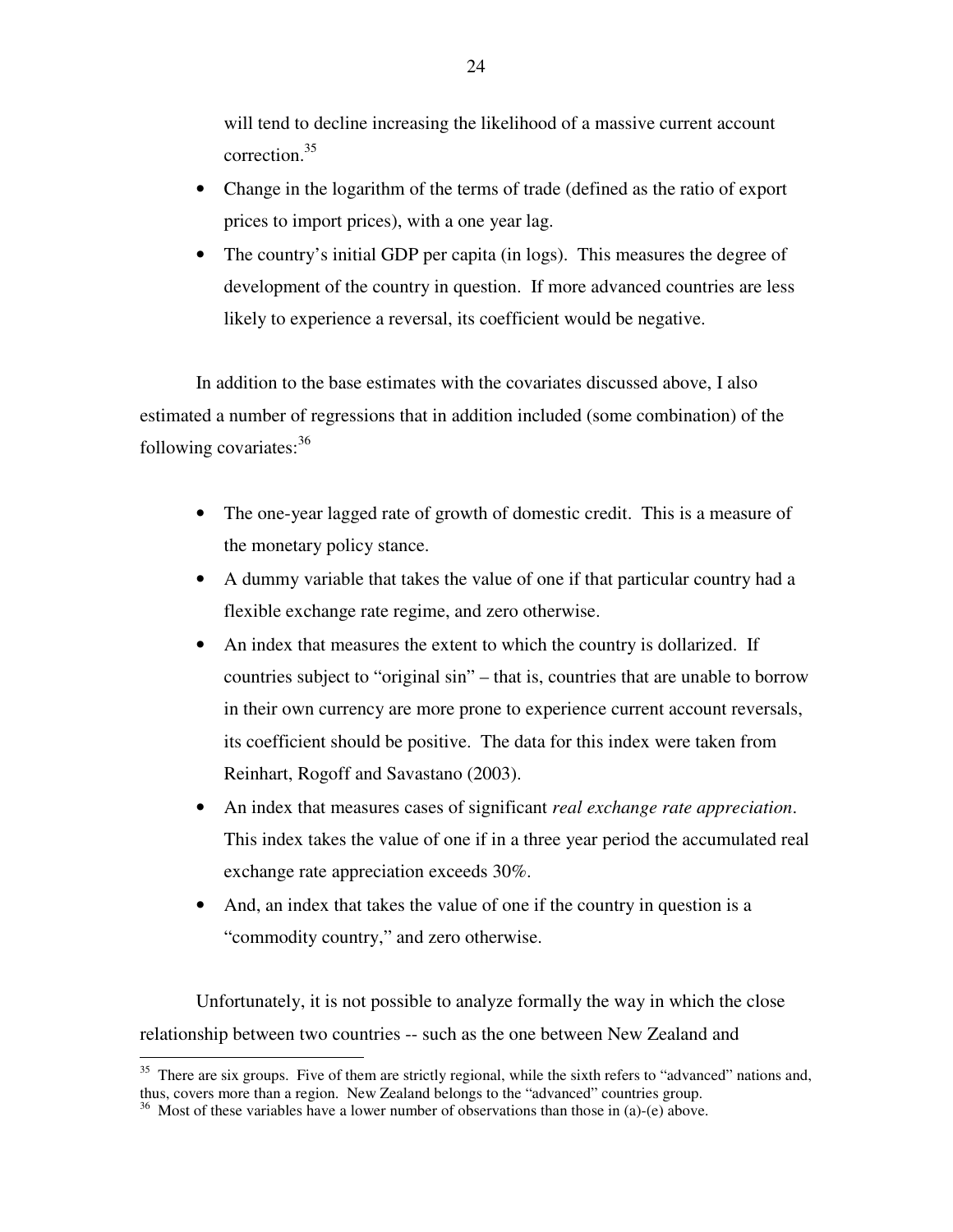will tend to decline increasing the likelihood of a massive current account correction.[35]

- Change in the logarithm of the terms of trade (defined as the ratio of export prices to import prices), with a one year lag.
- The country's initial GDP per capita (in logs). This measures the degree of development of the country in question. If more advanced countries are less likely to experience a reversal, its coefficient would be negative.

In addition to the base estimates with the covariates discussed above, I also estimated a number of regressions that in addition included (some combination) of the following covariates:[36]

- The one-year lagged rate of growth of domestic credit. This is a measure of the monetary policy stance.
- A dummy variable that takes the value of one if that particular country had a flexible exchange rate regime, and zero otherwise.
- An index that measures the extent to which the country is dollarized. If countries subject to "original sin" – that is, countries that are unable to borrow in their own currency are more prone to experience current account reversals, its coefficient should be positive. The data for this index were taken from Reinhart, Rogoff and Savastano (2003).
- An index that measures cases of significant *real exchange rate appreciation*. This index takes the value of one if in a three year period the accumulated real exchange rate appreciation exceeds 30%.
- And, an index that takes the value of one if the country in question is a "commodity country," and zero otherwise.

Unfortunately, it is not possible to analyze formally the way in which the close relationship between two countries -- such as the one between New Zealand and

[35] There are six groups. Five of them are strictly regional, while the sixth refers to "advanced" nations and, thus, covers more than a region. New Zealand belongs to the "advanced" countries group.

[36] Most of these variables have a lower number of observations than those in (a)-(e) above.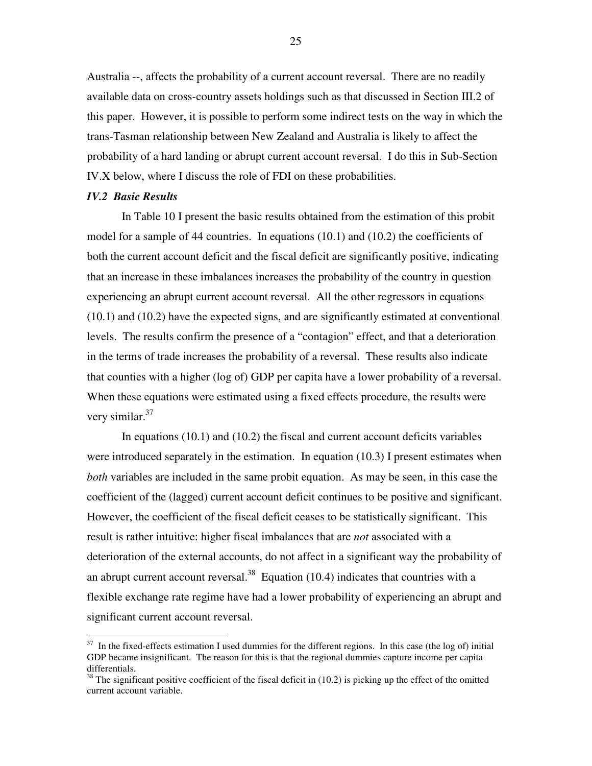Australia --, affects the probability of a current account reversal. There are no readily available data on cross-country assets holdings such as that discussed in Section III.2 of this paper. However, it is possible to perform some indirect tests on the way in which the trans-Tasman relationship between New Zealand and Australia is likely to affect the probability of a hard landing or abrupt current account reversal. I do this in Sub-Section IV.X below, where I discuss the role of FDI on these probabilities.

### *IV.2 Basic Results*

In Table 10 I present the basic results obtained from the estimation of this probit model for a sample of 44 countries. In equations (10.1) and (10.2) the coefficients of both the current account deficit and the fiscal deficit are significantly positive, indicating that an increase in these imbalances increases the probability of the country in question experiencing an abrupt current account reversal. All the other regressors in equations (10.1) and (10.2) have the expected signs, and are significantly estimated at conventional levels. The results confirm the presence of a "contagion" effect, and that a deterioration in the terms of trade increases the probability of a reversal. These results also indicate that counties with a higher (log of) GDP per capita have a lower probability of a reversal. When these equations were estimated using a fixed effects procedure, the results were very similar.[37]

In equations (10.1) and (10.2) the fiscal and current account deficits variables were introduced separately in the estimation. In equation (10.3) I present estimates when *both* variables are included in the same probit equation. As may be seen, in this case the coefficient of the (lagged) current account deficit continues to be positive and significant. However, the coefficient of the fiscal deficit ceases to be statistically significant. This result is rather intuitive: higher fiscal imbalances that are *not* associated with a deterioration of the external accounts, do not affect in a significant way the probability of an abrupt current account reversal.[38] Equation (10.4) indicates that countries with a flexible exchange rate regime have had a lower probability of experiencing an abrupt and significant current account reversal.

---

[37] In the fixed-effects estimation I used dummies for the different regions. In this case (the log of) initial GDP became insignificant. The reason for this is that the regional dummies capture income per capita differentials.

[38] The significant positive coefficient of the fiscal deficit in (10.2) is picking up the effect of the omitted current account variable.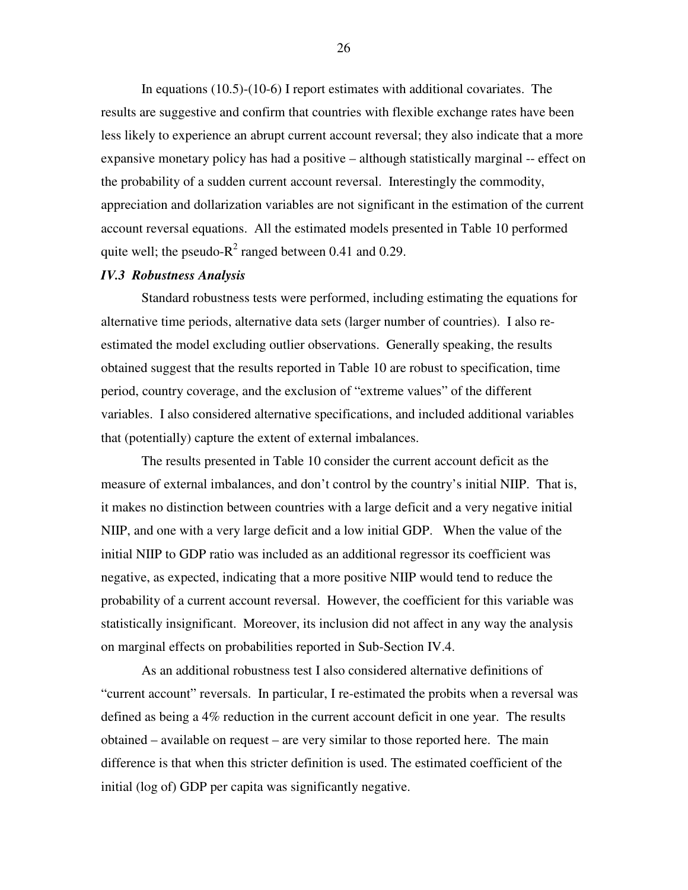In equations (10.5)-(10-6) I report estimates with additional covariates. The results are suggestive and confirm that countries with flexible exchange rates have been less likely to experience an abrupt current account reversal; they also indicate that a more expansive monetary policy has had a positive – although statistically marginal -- effect on the probability of a sudden current account reversal. Interestingly the commodity, appreciation and dollarization variables are not significant in the estimation of the current account reversal equations. All the estimated models presented in Table 10 performed quite well; the pseudo-$R^2$ ranged between 0.41 and 0.29.

### *IV.3 Robustness Analysis*

Standard robustness tests were performed, including estimating the equations for alternative time periods, alternative data sets (larger number of countries). I also re-estimated the model excluding outlier observations. Generally speaking, the results obtained suggest that the results reported in Table 10 are robust to specification, time period, country coverage, and the exclusion of "extreme values" of the different variables. I also considered alternative specifications, and included additional variables that (potentially) capture the extent of external imbalances.

The results presented in Table 10 consider the current account deficit as the measure of external imbalances, and don't control by the country's initial NIIP. That is, it makes no distinction between countries with a large deficit and a very negative initial NIIP, and one with a very large deficit and a low initial GDP. When the value of the initial NIIP to GDP ratio was included as an additional regressor its coefficient was negative, as expected, indicating that a more positive NIIP would tend to reduce the probability of a current account reversal. However, the coefficient for this variable was statistically insignificant. Moreover, its inclusion did not affect in any way the analysis on marginal effects on probabilities reported in Sub-Section IV.4.

As an additional robustness test I also considered alternative definitions of "current account" reversals. In particular, I re-estimated the probits when a reversal was defined as being a 4% reduction in the current account deficit in one year. The results obtained – available on request – are very similar to those reported here. The main difference is that when this stricter definition is used. The estimated coefficient of the initial (log of) GDP per capita was significantly negative.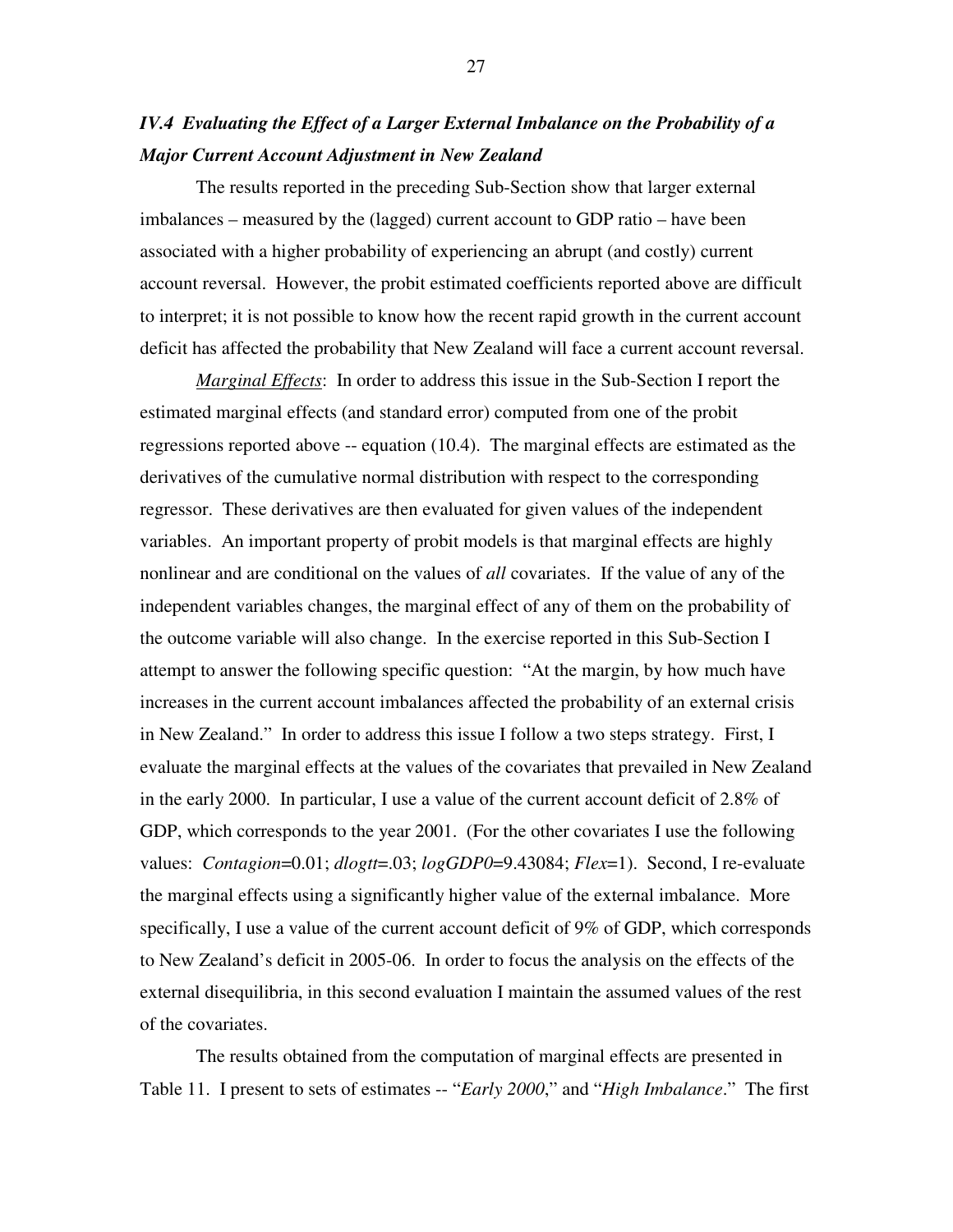### *IV.4 Evaluating the Effect of a Larger External Imbalance on the Probability of a Major Current Account Adjustment in New Zealand*

The results reported in the preceding Sub-Section show that larger external imbalances – measured by the (lagged) current account to GDP ratio – have been associated with a higher probability of experiencing an abrupt (and costly) current account reversal. However, the probit estimated coefficients reported above are difficult to interpret; it is not possible to know how the recent rapid growth in the current account deficit has affected the probability that New Zealand will face a current account reversal.

*Marginal Effects*: In order to address this issue in the Sub-Section I report the estimated marginal effects (and standard error) computed from one of the probit regressions reported above -- equation (10.4). The marginal effects are estimated as the derivatives of the cumulative normal distribution with respect to the corresponding regressor. These derivatives are then evaluated for given values of the independent variables. An important property of probit models is that marginal effects are highly nonlinear and are conditional on the values of *all* covariates. If the value of any of the independent variables changes, the marginal effect of any of them on the probability of the outcome variable will also change. In the exercise reported in this Sub-Section I attempt to answer the following specific question: "At the margin, by how much have increases in the current account imbalances affected the probability of an external crisis in New Zealand." In order to address this issue I follow a two steps strategy. First, I evaluate the marginal effects at the values of the covariates that prevailed in New Zealand in the early 2000. In particular, I use a value of the current account deficit of 2.8% of GDP, which corresponds to the year 2001. (For the other covariates I use the following values: *Contagion*=0.01; *dlogtt*=.03; *logGDP0*=9.43084; *Flex*=1). Second, I re-evaluate the marginal effects using a significantly higher value of the external imbalance. More specifically, I use a value of the current account deficit of 9% of GDP, which corresponds to New Zealand's deficit in 2005-06. In order to focus the analysis on the effects of the external disequilibria, in this second evaluation I maintain the assumed values of the rest of the covariates.

The results obtained from the computation of marginal effects are presented in Table 11. I present to sets of estimates -- "*Early 2000*," and "*High Imbalance*." The first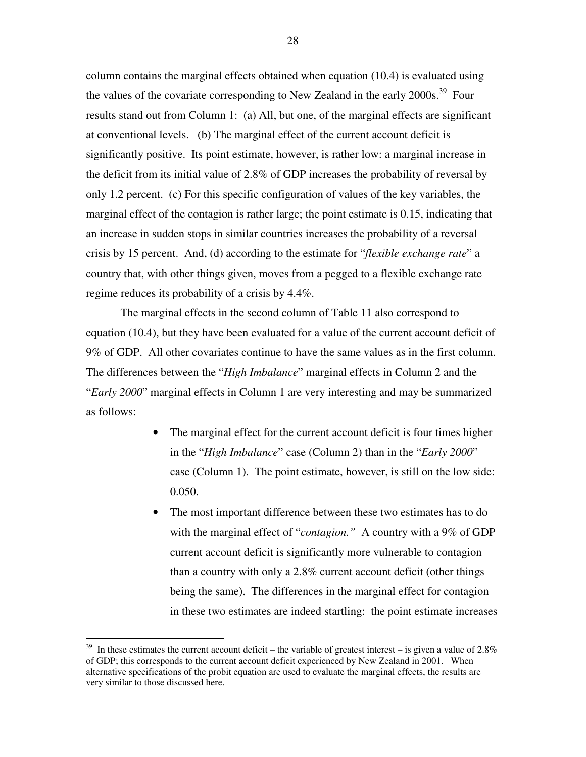column contains the marginal effects obtained when equation (10.4) is evaluated using the values of the covariate corresponding to New Zealand in the early 2000s.[39] Four results stand out from Column 1: (a) All, but one, of the marginal effects are significant at conventional levels. (b) The marginal effect of the current account deficit is significantly positive. Its point estimate, however, is rather low: a marginal increase in the deficit from its initial value of 2.8% of GDP increases the probability of reversal by only 1.2 percent. (c) For this specific configuration of values of the key variables, the marginal effect of the contagion is rather large; the point estimate is 0.15, indicating that an increase in sudden stops in similar countries increases the probability of a reversal crisis by 15 percent. And, (d) according to the estimate for "*flexible exchange rate*" a country that, with other things given, moves from a pegged to a flexible exchange rate regime reduces its probability of a crisis by 4.4%.

The marginal effects in the second column of Table 11 also correspond to equation (10.4), but they have been evaluated for a value of the current account deficit of 9% of GDP. All other covariates continue to have the same values as in the first column. The differences between the "*High Imbalance*" marginal effects in Column 2 and the "*Early 2000*" marginal effects in Column 1 are very interesting and may be summarized as follows:

- The marginal effect for the current account deficit is four times higher in the "*High Imbalance*" case (Column 2) than in the "*Early 2000*" case (Column 1). The point estimate, however, is still on the low side: 0.050.
- The most important difference between these two estimates has to do with the marginal effect of "*contagion.*" A country with a 9% of GDP current account deficit is significantly more vulnerable to contagion than a country with only a 2.8% current account deficit (other things being the same). The differences in the marginal effect for contagion in these two estimates are indeed startling: the point estimate increases

---

[39] In these estimates the current account deficit – the variable of greatest interest – is given a value of 2.8% of GDP; this corresponds to the current account deficit experienced by New Zealand in 2001. When alternative specifications of the probit equation are used to evaluate the marginal effects, the results are very similar to those discussed here.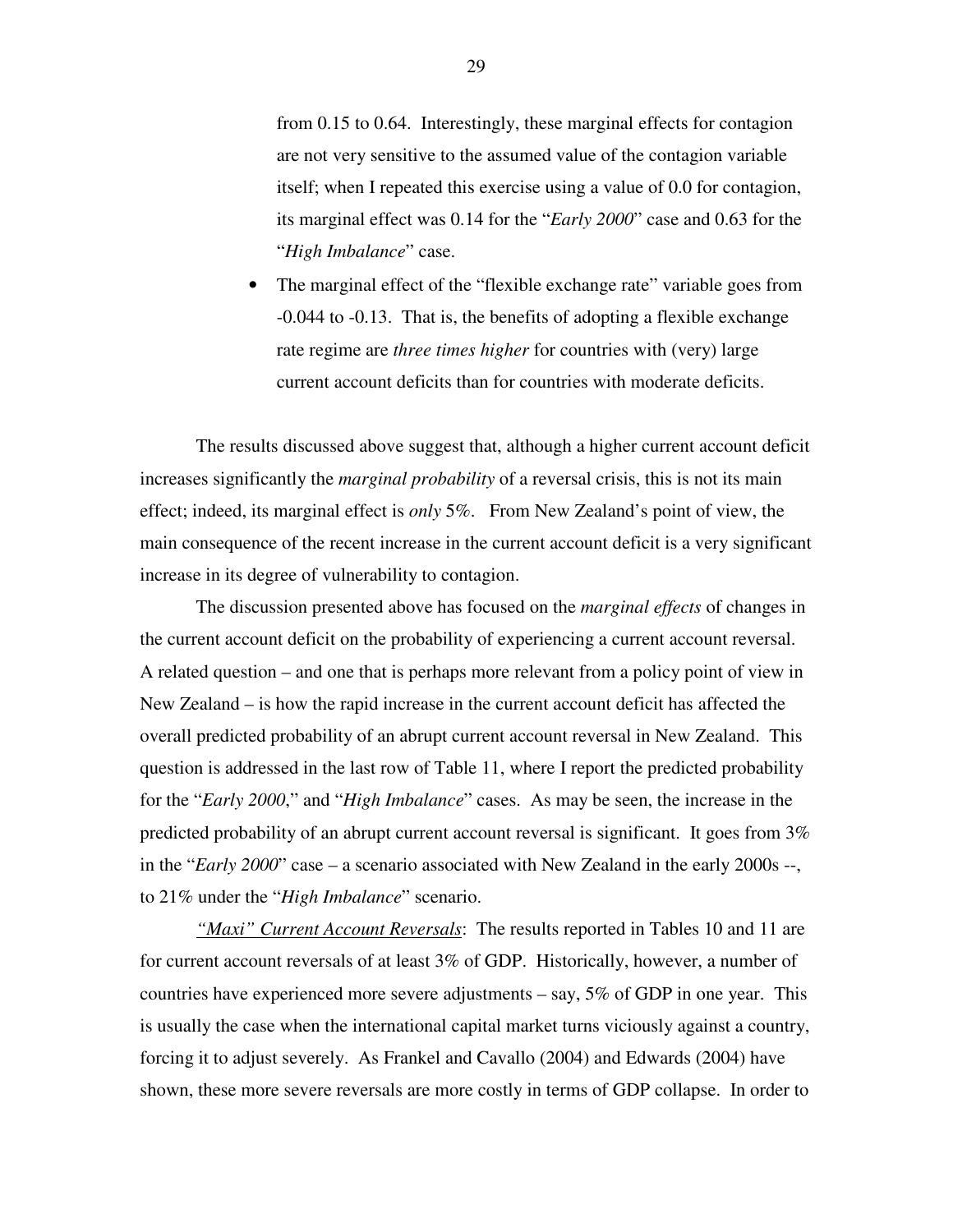from 0.15 to 0.64. Interestingly, these marginal effects for contagion are not very sensitive to the assumed value of the contagion variable itself; when I repeated this exercise using a value of 0.0 for contagion, its marginal effect was 0.14 for the "*Early 2000*" case and 0.63 for the "*High Imbalance*" case.

- The marginal effect of the "flexible exchange rate" variable goes from -0.044 to -0.13. That is, the benefits of adopting a flexible exchange rate regime are *three times higher* for countries with (very) large current account deficits than for countries with moderate deficits.

The results discussed above suggest that, although a higher current account deficit increases significantly the *marginal probability* of a reversal crisis, this is not its main effect; indeed, its marginal effect is *only* 5%. From New Zealand's point of view, the main consequence of the recent increase in the current account deficit is a very significant increase in its degree of vulnerability to contagion.

The discussion presented above has focused on the *marginal effects* of changes in the current account deficit on the probability of experiencing a current account reversal. A related question – and one that is perhaps more relevant from a policy point of view in New Zealand – is how the rapid increase in the current account deficit has affected the overall predicted probability of an abrupt current account reversal in New Zealand. This question is addressed in the last row of Table 11, where I report the predicted probability for the "*Early 2000*," and "*High Imbalance*" cases. As may be seen, the increase in the predicted probability of an abrupt current account reversal is significant. It goes from 3% in the "*Early 2000*" case – a scenario associated with New Zealand in the early 2000s --, to 21% under the "*High Imbalance*" scenario.

*"Maxi" Current Account Reversals*: The results reported in Tables 10 and 11 are for current account reversals of at least 3% of GDP. Historically, however, a number of countries have experienced more severe adjustments – say, 5% of GDP in one year. This is usually the case when the international capital market turns viciously against a country, forcing it to adjust severely. As Frankel and Cavallo (2004) and Edwards (2004) have shown, these more severe reversals are more costly in terms of GDP collapse. In order to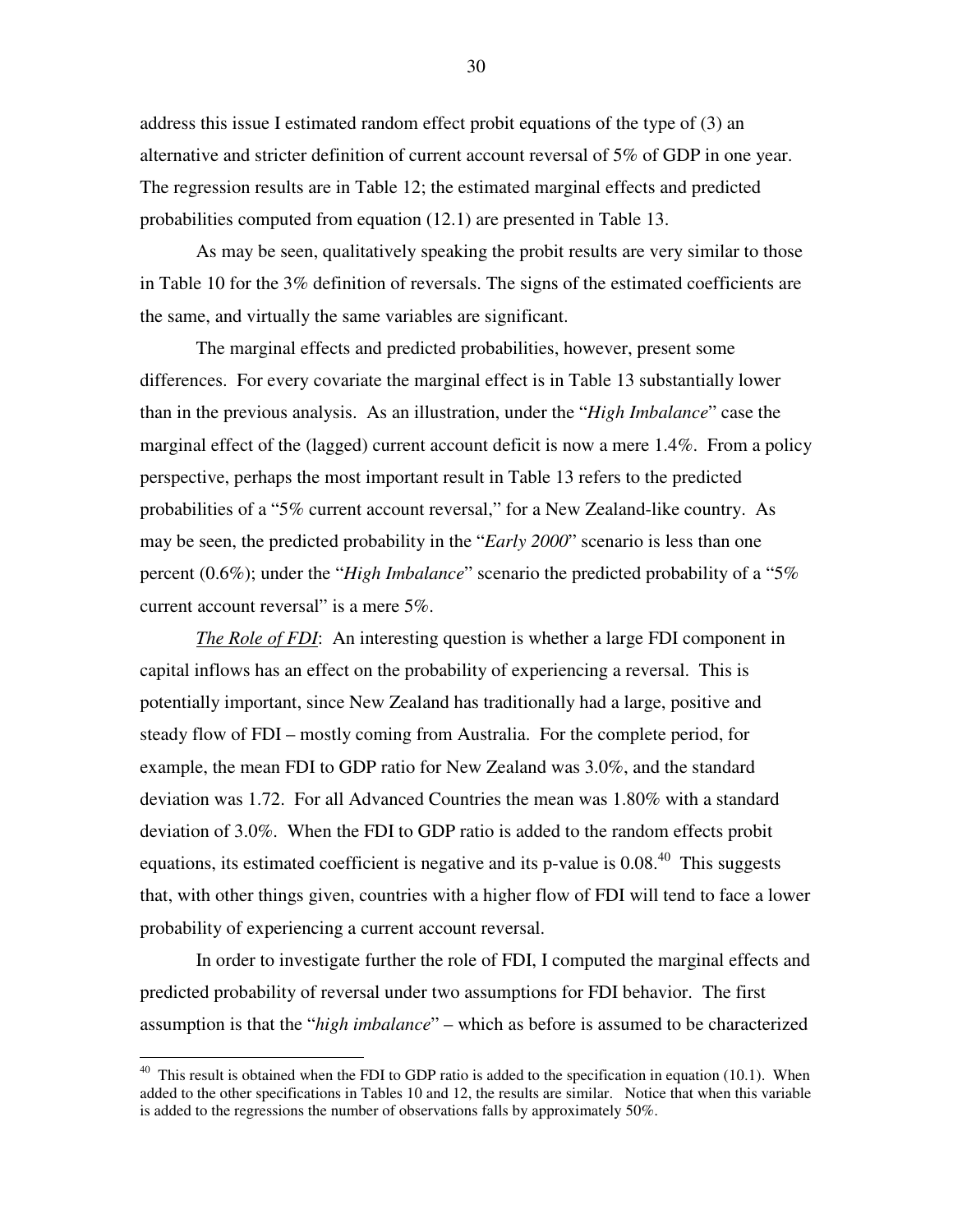address this issue I estimated random effect probit equations of the type of (3) an alternative and stricter definition of current account reversal of 5% of GDP in one year. The regression results are in Table 12; the estimated marginal effects and predicted probabilities computed from equation (12.1) are presented in Table 13.

As may be seen, qualitatively speaking the probit results are very similar to those in Table 10 for the 3% definition of reversals. The signs of the estimated coefficients are the same, and virtually the same variables are significant.

The marginal effects and predicted probabilities, however, present some differences. For every covariate the marginal effect is in Table 13 substantially lower than in the previous analysis. As an illustration, under the "*High Imbalance*" case the marginal effect of the (lagged) current account deficit is now a mere 1.4%. From a policy perspective, perhaps the most important result in Table 13 refers to the predicted probabilities of a "5% current account reversal," for a New Zealand-like country. As may be seen, the predicted probability in the "*Early 2000*" scenario is less than one percent (0.6%); under the "*High Imbalance*" scenario the predicted probability of a "5% current account reversal" is a mere 5%.

*The Role of FDI*: An interesting question is whether a large FDI component in capital inflows has an effect on the probability of experiencing a reversal. This is potentially important, since New Zealand has traditionally had a large, positive and steady flow of FDI – mostly coming from Australia. For the complete period, for example, the mean FDI to GDP ratio for New Zealand was 3.0%, and the standard deviation was 1.72. For all Advanced Countries the mean was 1.80% with a standard deviation of 3.0%. When the FDI to GDP ratio is added to the random effects probit equations, its estimated coefficient is negative and its p-value is 0.08.[40] This suggests that, with other things given, countries with a higher flow of FDI will tend to face a lower probability of experiencing a current account reversal.

In order to investigate further the role of FDI, I computed the marginal effects and predicted probability of reversal under two assumptions for FDI behavior. The first assumption is that the "*high imbalance*" – which as before is assumed to be characterized

[40] This result is obtained when the FDI to GDP ratio is added to the specification in equation (10.1). When added to the other specifications in Tables 10 and 12, the results are similar. Notice that when this variable is added to the regressions the number of observations falls by approximately 50%.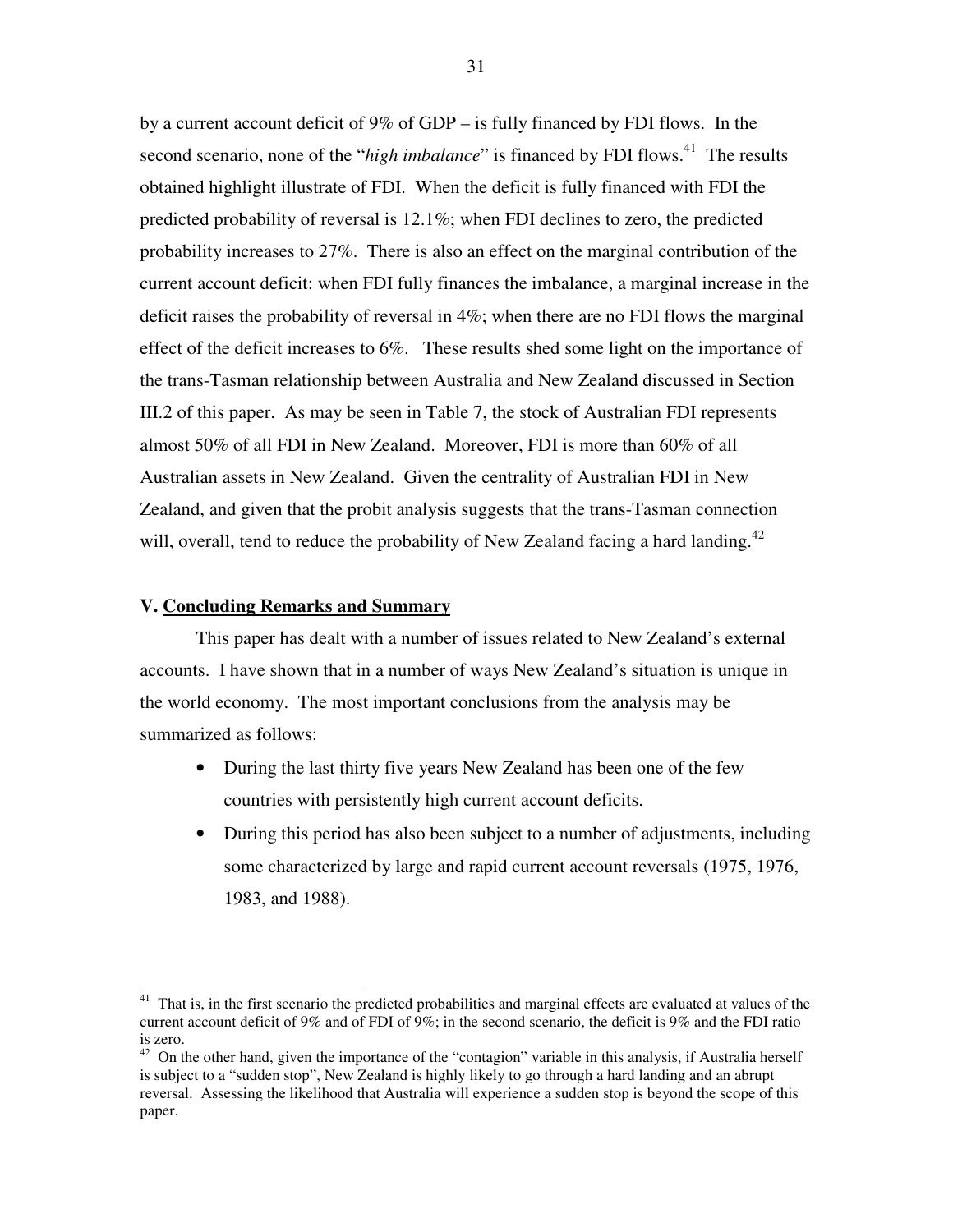by a current account deficit of 9% of GDP – is fully financed by FDI flows. In the second scenario, none of the "*high imbalance*" is financed by FDI flows.[41] The results obtained highlight illustrate of FDI. When the deficit is fully financed with FDI the predicted probability of reversal is 12.1%; when FDI declines to zero, the predicted probability increases to 27%. There is also an effect on the marginal contribution of the current account deficit: when FDI fully finances the imbalance, a marginal increase in the deficit raises the probability of reversal in 4%; when there are no FDI flows the marginal effect of the deficit increases to 6%. These results shed some light on the importance of the trans-Tasman relationship between Australia and New Zealand discussed in Section III.2 of this paper. As may be seen in Table 7, the stock of Australian FDI represents almost 50% of all FDI in New Zealand. Moreover, FDI is more than 60% of all Australian assets in New Zealand. Given the centrality of Australian FDI in New Zealand, and given that the probit analysis suggests that the trans-Tasman connection will, overall, tend to reduce the probability of New Zealand facing a hard landing.[42]

## V. Concluding Remarks and Summary

This paper has dealt with a number of issues related to New Zealand's external accounts. I have shown that in a number of ways New Zealand's situation is unique in the world economy. The most important conclusions from the analysis may be summarized as follows:

- During the last thirty five years New Zealand has been one of the few countries with persistently high current account deficits.
- During this period has also been subject to a number of adjustments, including some characterized by large and rapid current account reversals (1975, 1976, 1983, and 1988).

---

[41] That is, in the first scenario the predicted probabilities and marginal effects are evaluated at values of the current account deficit of 9% and of FDI of 9%; in the second scenario, the deficit is 9% and the FDI ratio is zero.

[42] On the other hand, given the importance of the "contagion" variable in this analysis, if Australia herself is subject to a "sudden stop", New Zealand is highly likely to go through a hard landing and an abrupt reversal. Assessing the likelihood that Australia will experience a sudden stop is beyond the scope of this paper.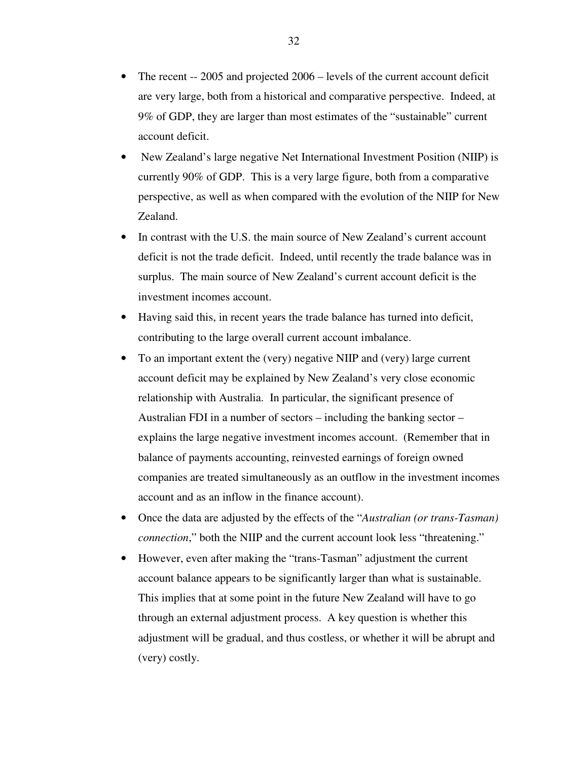- The recent -- 2005 and projected 2006 – levels of the current account deficit are very large, both from a historical and comparative perspective. Indeed, at 9% of GDP, they are larger than most estimates of the "sustainable" current account deficit.
- New Zealand's large negative Net International Investment Position (NIIP) is currently 90% of GDP. This is a very large figure, both from a comparative perspective, as well as when compared with the evolution of the NIIP for New Zealand.
- In contrast with the U.S. the main source of New Zealand's current account deficit is not the trade deficit. Indeed, until recently the trade balance was in surplus. The main source of New Zealand's current account deficit is the investment incomes account.
- Having said this, in recent years the trade balance has turned into deficit, contributing to the large overall current account imbalance.
- To an important extent the (very) negative NIIP and (very) large current account deficit may be explained by New Zealand's very close economic relationship with Australia. In particular, the significant presence of Australian FDI in a number of sectors – including the banking sector – explains the large negative investment incomes account. (Remember that in balance of payments accounting, reinvested earnings of foreign owned companies are treated simultaneously as an outflow in the investment incomes account and as an inflow in the finance account).
- Once the data are adjusted by the effects of the "*Australian (or trans-Tasman) connection*," both the NIIP and the current account look less "threatening."
- However, even after making the "trans-Tasman" adjustment the current account balance appears to be significantly larger than what is sustainable. This implies that at some point in the future New Zealand will have to go through an external adjustment process. A key question is whether this adjustment will be gradual, and thus costless, or whether it will be abrupt and (very) costly.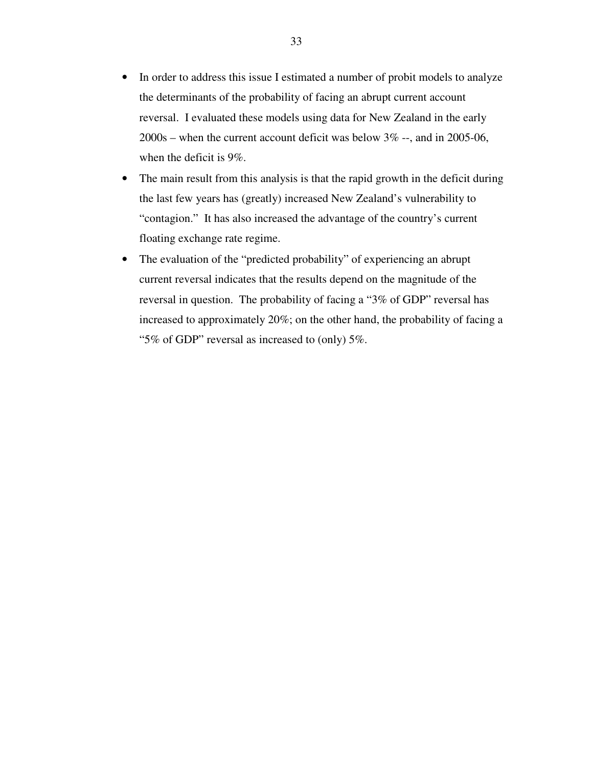- In order to address this issue I estimated a number of probit models to analyze the determinants of the probability of facing an abrupt current account reversal. I evaluated these models using data for New Zealand in the early 2000s – when the current account deficit was below 3% --, and in 2005-06, when the deficit is 9%.
- The main result from this analysis is that the rapid growth in the deficit during the last few years has (greatly) increased New Zealand's vulnerability to "contagion." It has also increased the advantage of the country's current floating exchange rate regime.
- The evaluation of the "predicted probability" of experiencing an abrupt current reversal indicates that the results depend on the magnitude of the reversal in question. The probability of facing a "3% of GDP" reversal has increased to approximately 20%; on the other hand, the probability of facing a "5% of GDP" reversal as increased to (only) 5%.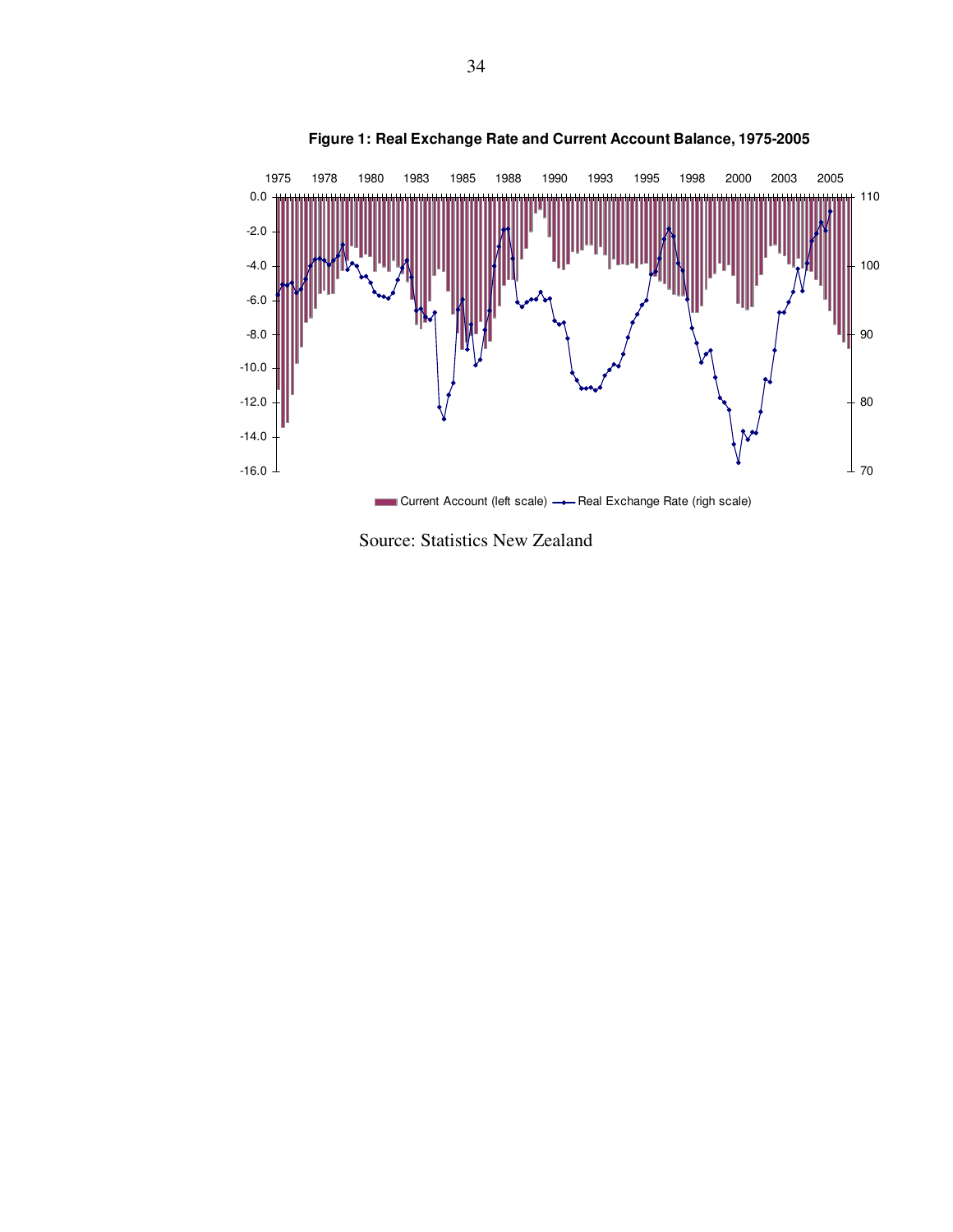**Figure 1: Real Exchange Rate and Current Account Balance, 1975-2005**

Current Account (left scale) — Real Exchange Rate (righ scale)

Source: Statistics New Zealand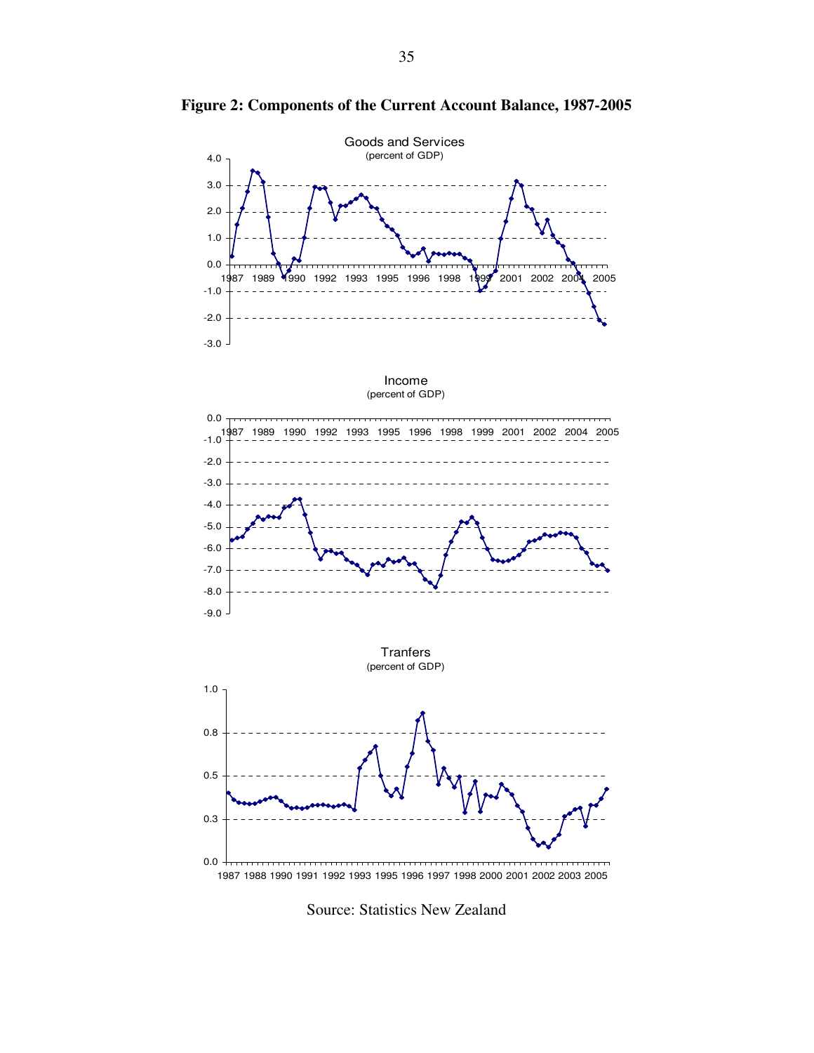**Figure 2: Components of the Current Account Balance, 1987-2005**

Goods and Services
(percent of GDP)

Income
(percent of GDP)

Tranfers
(percent of GDP)

Source: Statistics New Zealand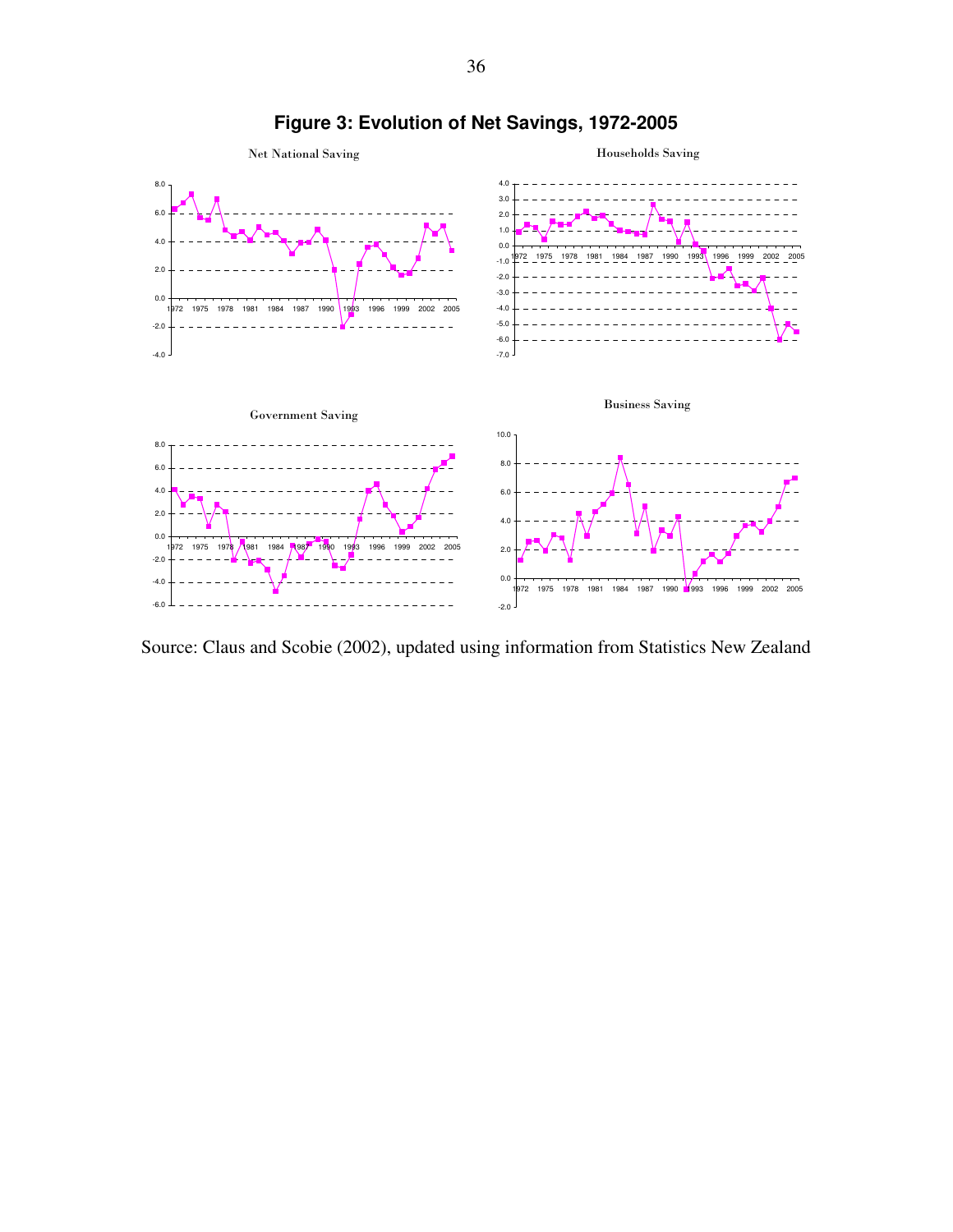**Figure 3: Evolution of Net Savings, 1972-2005**

Net National Saving

Households Saving

Government Saving

Business Saving

Source: Claus and Scobie (2002), updated using information from Statistics New Zealand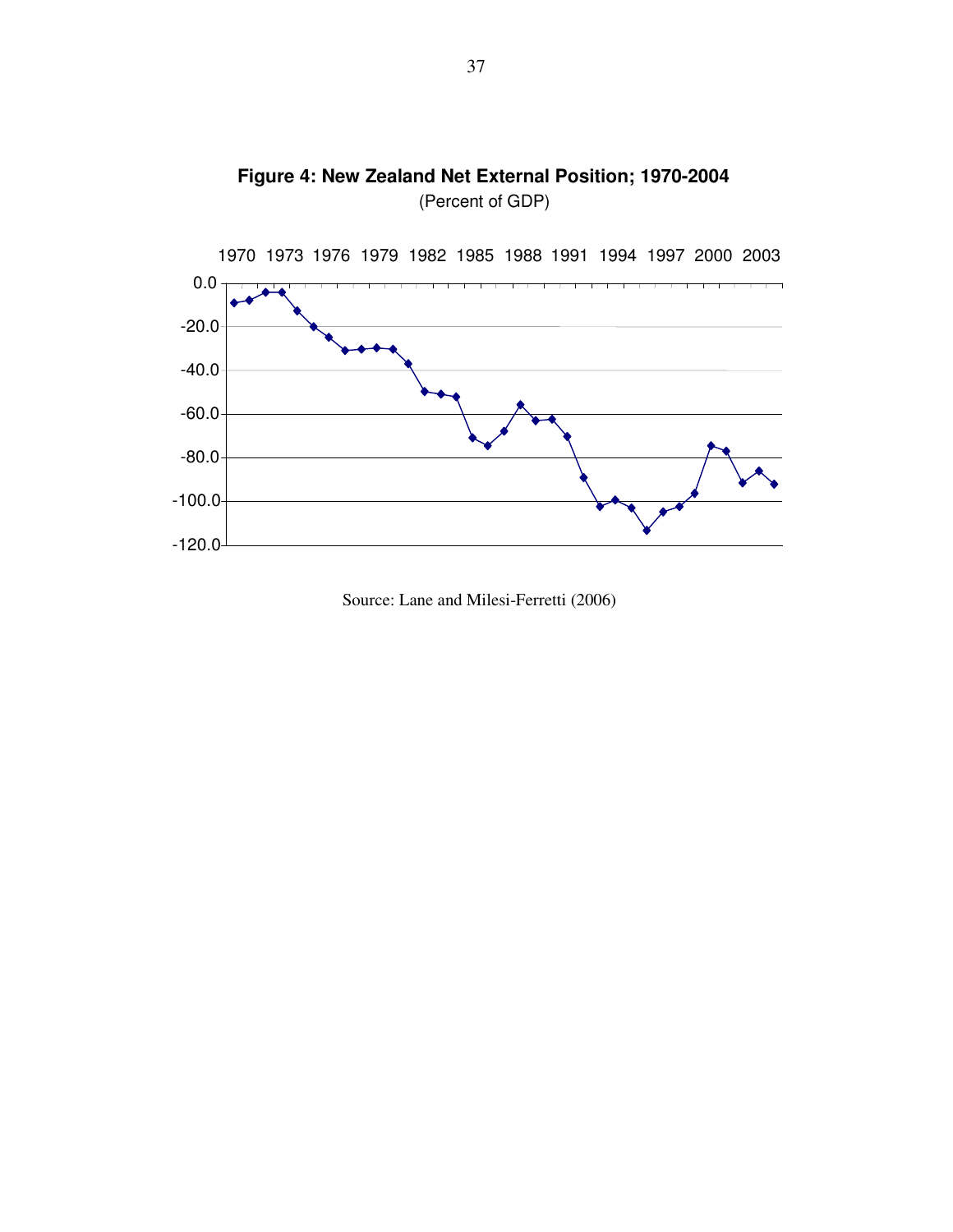**Figure 4: New Zealand Net External Position; 1970-2004**

(Percent of GDP)

Source: Lane and Milesi-Ferretti (2006)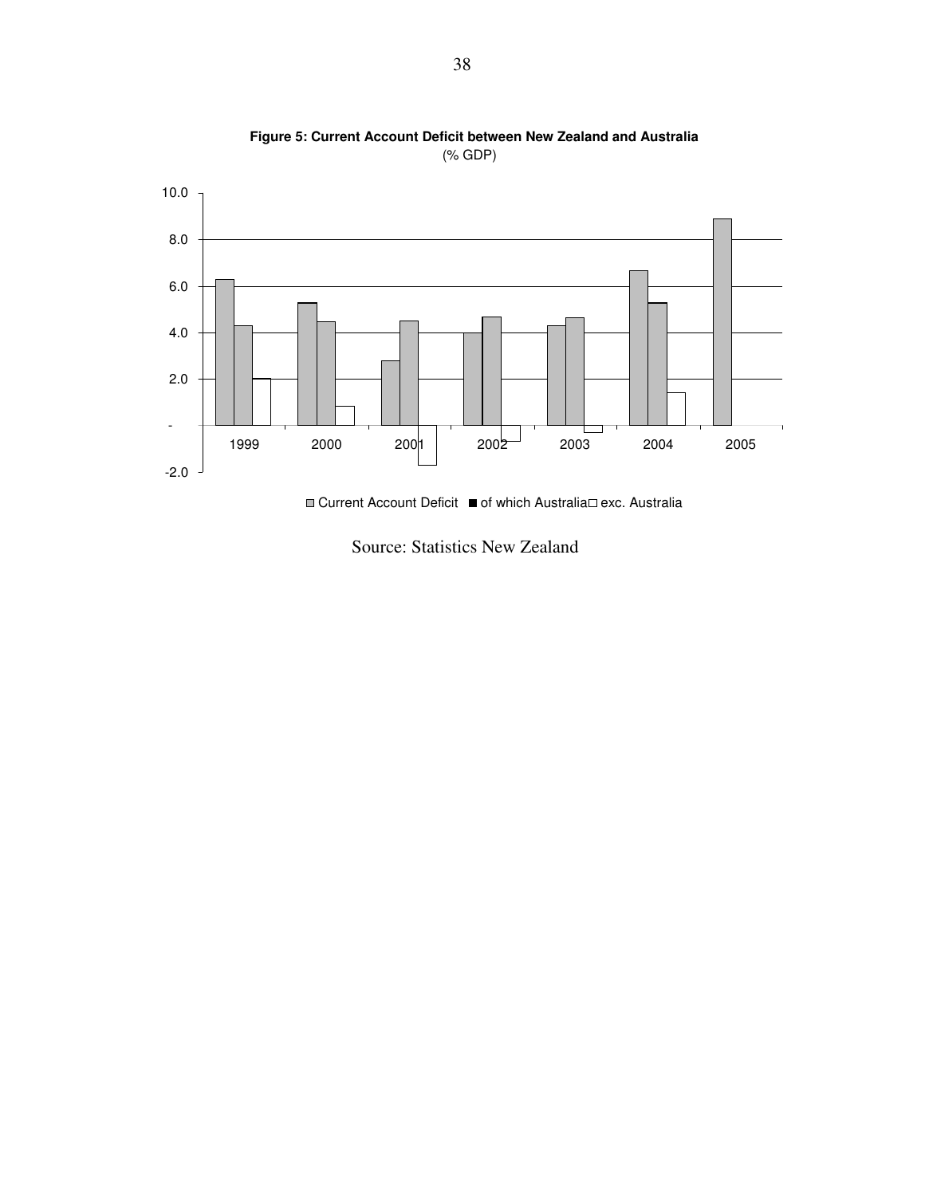**Figure 5: Current Account Deficit between New Zealand and Australia**
(% GDP)

Source: Statistics New Zealand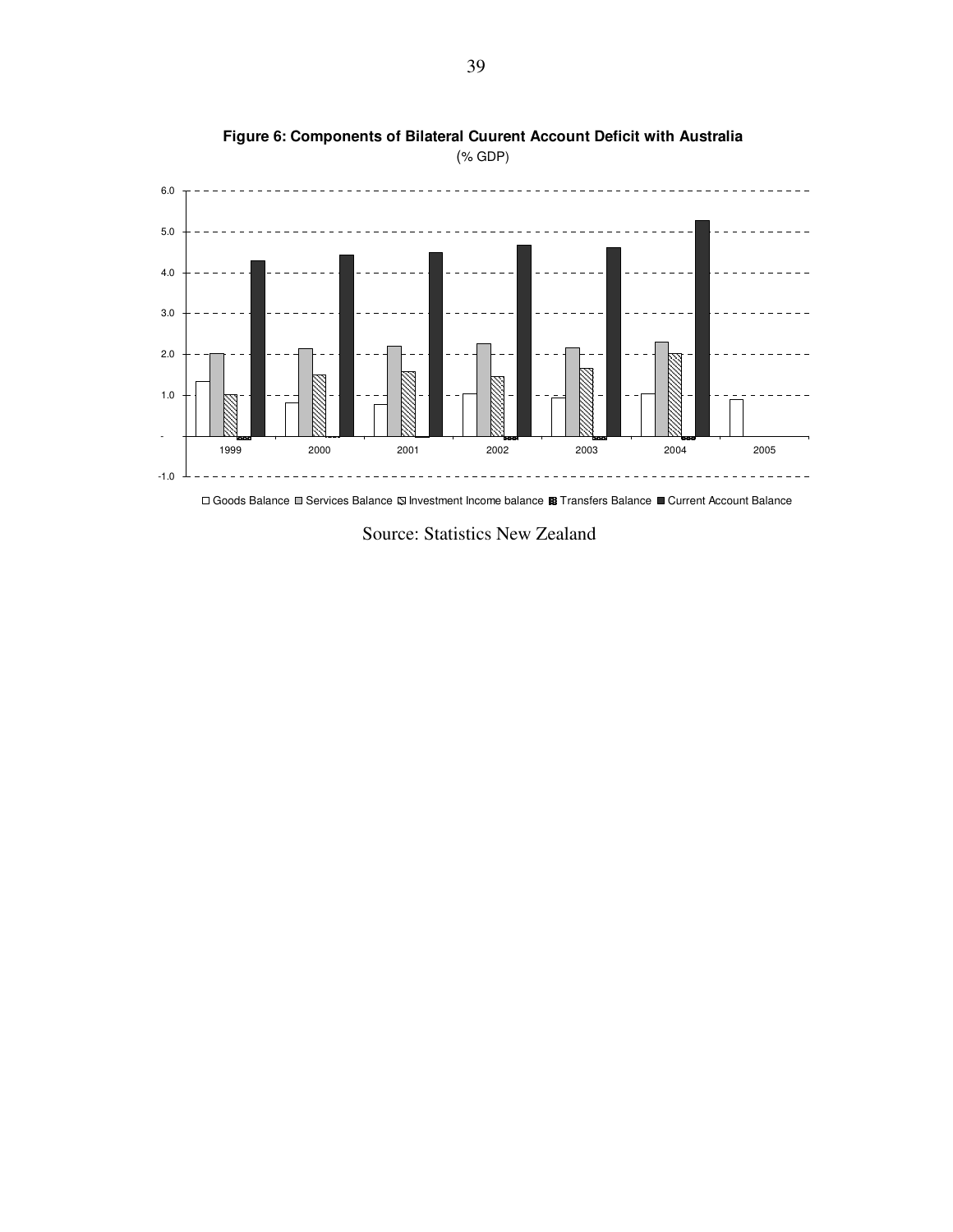**Figure 6: Components of Bilateral Cuurent Account Deficit with Australia**

(% GDP)

Source: Statistics New Zealand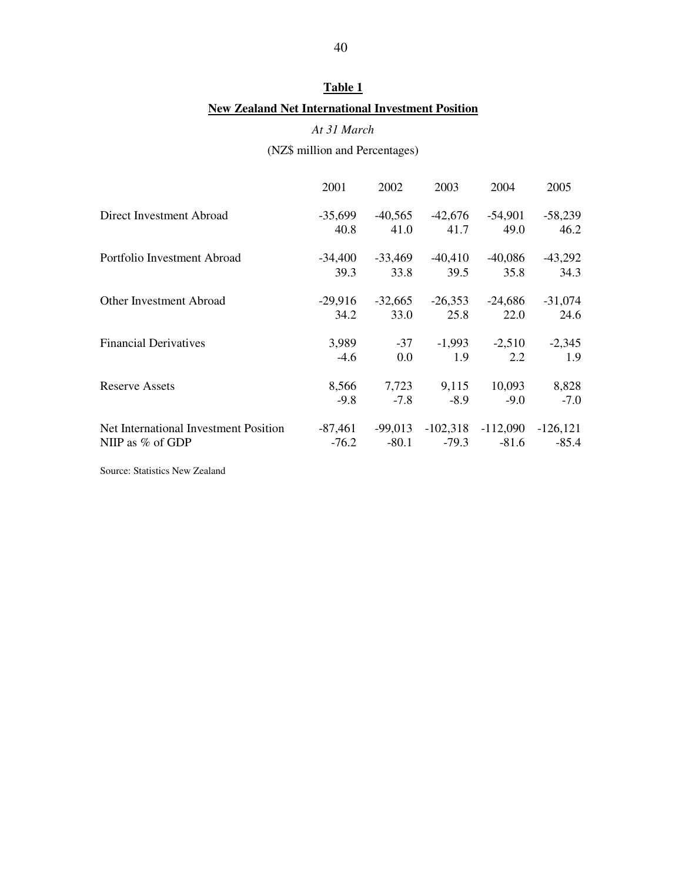**Table 1**

**New Zealand Net International Investment Position**

*At 31 March*

(NZ$ million and Percentages)

| | 2001 | 2002 | 2003 | 2004 | 2005 |
|---|---|---|---|---|---|
| Direct Investment Abroad | -35,699 | -40,565 | -42,676 | -54,901 | -58,239 |
| | 40.8 | 41.0 | 41.7 | 49.0 | 46.2 |
| Portfolio Investment Abroad | -34,400 | -33,469 | -40,410 | -40,086 | -43,292 |
| | 39.3 | 33.8 | 39.5 | 35.8 | 34.3 |
| Other Investment Abroad | -29,916 | -32,665 | -26,353 | -24,686 | -31,074 |
| | 34.2 | 33.0 | 25.8 | 22.0 | 24.6 |
| Financial Derivatives | 3,989 | -37 | -1,993 | -2,510 | -2,345 |
| | -4.6 | 0.0 | 1.9 | 2.2 | 1.9 |
| Reserve Assets | 8,566 | 7,723 | 9,115 | 10,093 | 8,828 |
| | -9.8 | -7.8 | -8.9 | -9.0 | -7.0 |
| Net International Investment Position | -87,461 | -99,013 | -102,318 | -112,090 | -126,121 |
| NIIP as % of GDP | -76.2 | -80.1 | -79.3 | -81.6 | -85.4 |

Source: Statistics New Zealand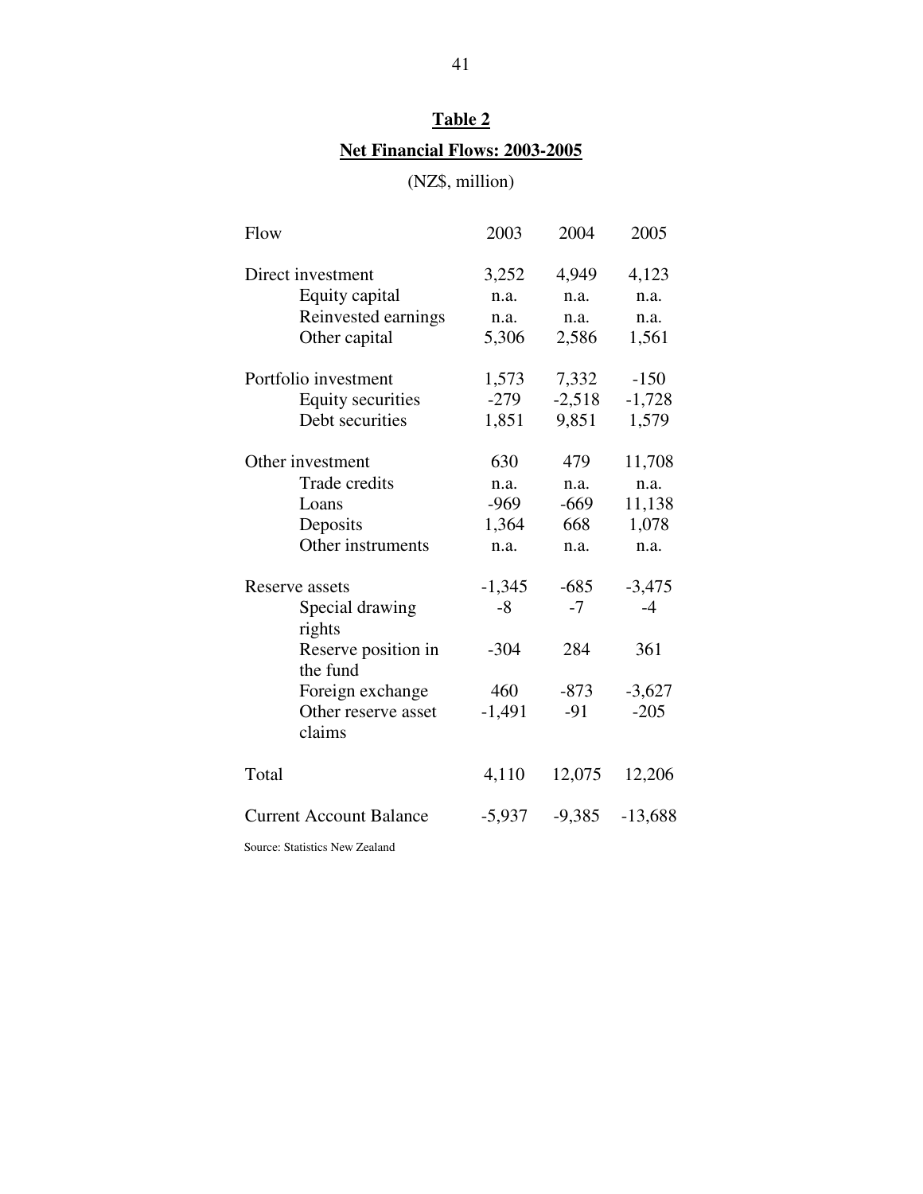**Table 2**

**Net Financial Flows: 2003-2005**

(NZ$, million)

| Flow | 2003 | 2004 | 2005 |
|---|---|---|---|
| Direct investment | 3,252 | 4,949 | 4,123 |
| Equity capital | n.a. | n.a. | n.a. |
| Reinvested earnings | n.a. | n.a. | n.a. |
| Other capital | 5,306 | 2,586 | 1,561 |
| Portfolio investment | 1,573 | 7,332 | -150 |
| Equity securities | -279 | -2,518 | -1,728 |
| Debt securities | 1,851 | 9,851 | 1,579 |
| Other investment | 630 | 479 | 11,708 |
| Trade credits | n.a. | n.a. | n.a. |
| Loans | -969 | -669 | 11,138 |
| Deposits | 1,364 | 668 | 1,078 |
| Other instruments | n.a. | n.a. | n.a. |
| Reserve assets | -1,345 | -685 | -3,475 |
| Special drawing rights | -8 | -7 | -4 |
| Reserve position in the fund | -304 | 284 | 361 |
| Foreign exchange | 460 | -873 | -3,627 |
| Other reserve asset claims | -1,491 | -91 | -205 |
| Total | 4,110 | 12,075 | 12,206 |
| Current Account Balance | -5,937 | -9,385 | -13,688 |

Source: Statistics New Zealand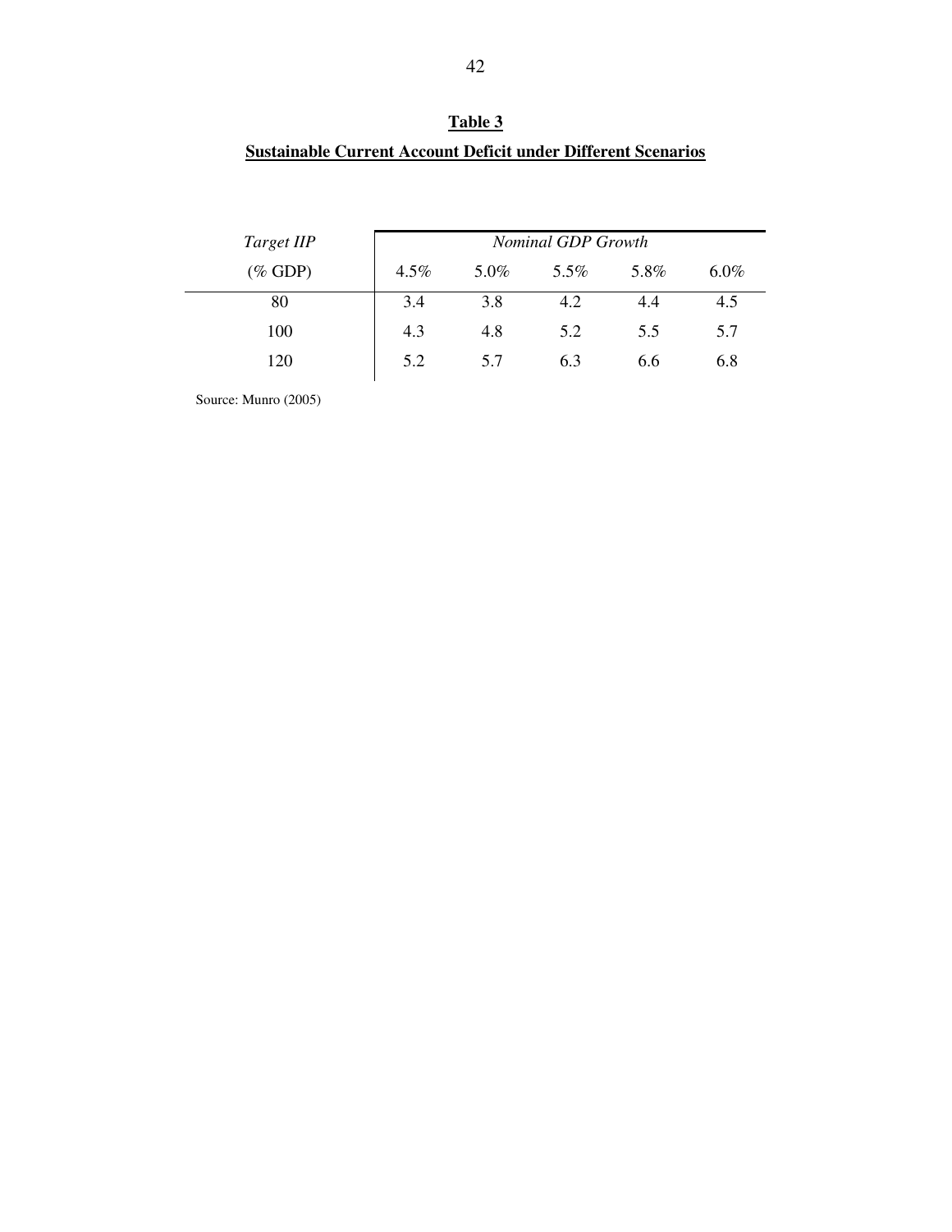**Table 3**

**Sustainable Current Account Deficit under Different Scenarios**

| *Target IIP* | *Nominal GDP Growth* | | | | |
|---|---|---|---|---|---|
| (% GDP) | 4.5% | 5.0% | 5.5% | 5.8% | 6.0% |
| 80 | 3.4 | 3.8 | 4.2 | 4.4 | 4.5 |
| 100 | 4.3 | 4.8 | 5.2 | 5.5 | 5.7 |
| 120 | 5.2 | 5.7 | 6.3 | 6.6 | 6.8 |

Source: Munro (2005)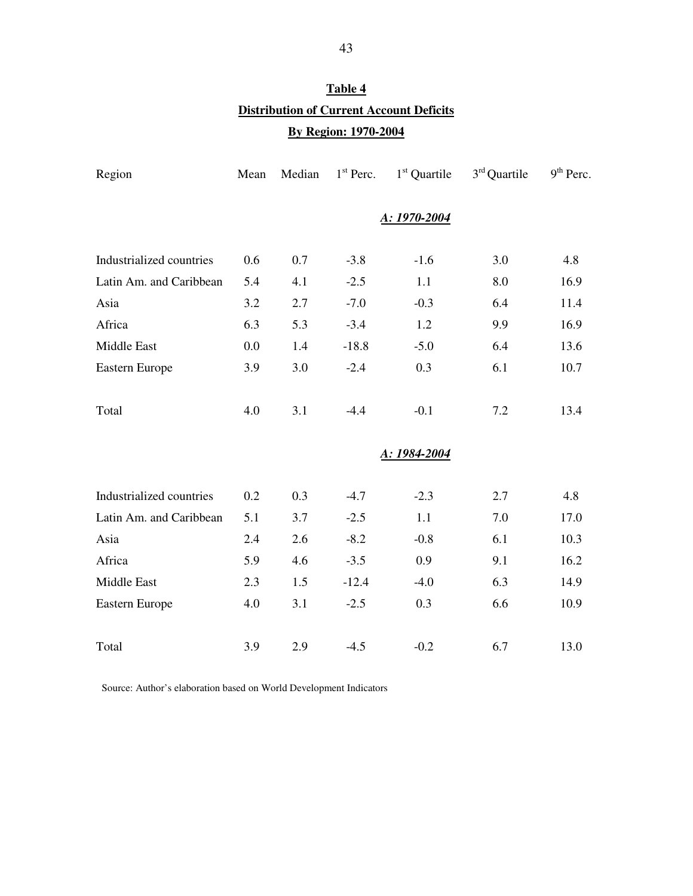**Table 4**

**Distribution of Current Account Deficits**

**By Region: 1970-2004**

| Region | Mean | Median | 1st Perc. | 1st Quartile | 3rd Quartile | 9th Perc. |
|---|---|---|---|---|---|---|
| | | | | ***A: 1970-2004*** | | |
| Industrialized countries | 0.6 | 0.7 | -3.8 | -1.6 | 3.0 | 4.8 |
| Latin Am. and Caribbean | 5.4 | 4.1 | -2.5 | 1.1 | 8.0 | 16.9 |
| Asia | 3.2 | 2.7 | -7.0 | -0.3 | 6.4 | 11.4 |
| Africa | 6.3 | 5.3 | -3.4 | 1.2 | 9.9 | 16.9 |
| Middle East | 0.0 | 1.4 | -18.8 | -5.0 | 6.4 | 13.6 |
| Eastern Europe | 3.9 | 3.0 | -2.4 | 0.3 | 6.1 | 10.7 |
| Total | 4.0 | 3.1 | -4.4 | -0.1 | 7.2 | 13.4 |
| | | | | ***A: 1984-2004*** | | |
| Industrialized countries | 0.2 | 0.3 | -4.7 | -2.3 | 2.7 | 4.8 |
| Latin Am. and Caribbean | 5.1 | 3.7 | -2.5 | 1.1 | 7.0 | 17.0 |
| Asia | 2.4 | 2.6 | -8.2 | -0.8 | 6.1 | 10.3 |
| Africa | 5.9 | 4.6 | -3.5 | 0.9 | 9.1 | 16.2 |
| Middle East | 2.3 | 1.5 | -12.4 | -4.0 | 6.3 | 14.9 |
| Eastern Europe | 4.0 | 3.1 | -2.5 | 0.3 | 6.6 | 10.9 |
| Total | 3.9 | 2.9 | -4.5 | -0.2 | 6.7 | 13.0 |

Source: Author's elaboration based on World Development Indicators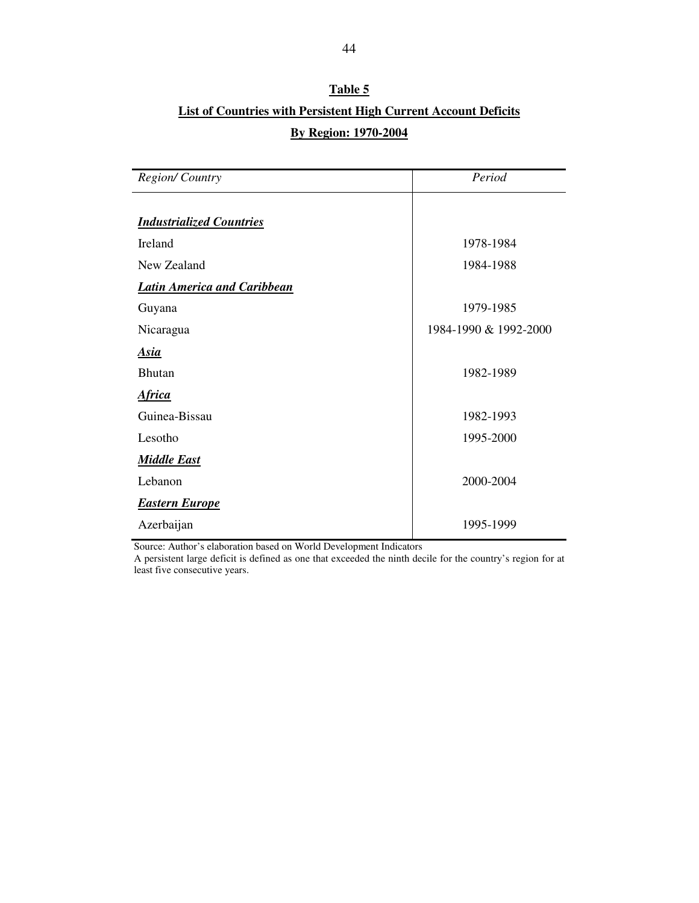**Table 5**

**List of Countries with Persistent High Current Account Deficits**

**By Region: 1970-2004**

| *Region/ Country* | *Period* |
|---|---|
| ***Industrialized Countries*** | |
| Ireland | 1978-1984 |
| New Zealand | 1984-1988 |
| ***Latin America and Caribbean*** | |
| Guyana | 1979-1985 |
| Nicaragua | 1984-1990 & 1992-2000 |
| ***Asia*** | |
| Bhutan | 1982-1989 |
| ***Africa*** | |
| Guinea-Bissau | 1982-1993 |
| Lesotho | 1995-2000 |
| ***Middle East*** | |
| Lebanon | 2000-2004 |
| ***Eastern Europe*** | |
| Azerbaijan | 1995-1999 |

Source: Author's elaboration based on World Development Indicators

A persistent large deficit is defined as one that exceeded the ninth decile for the country's region for at least five consecutive years.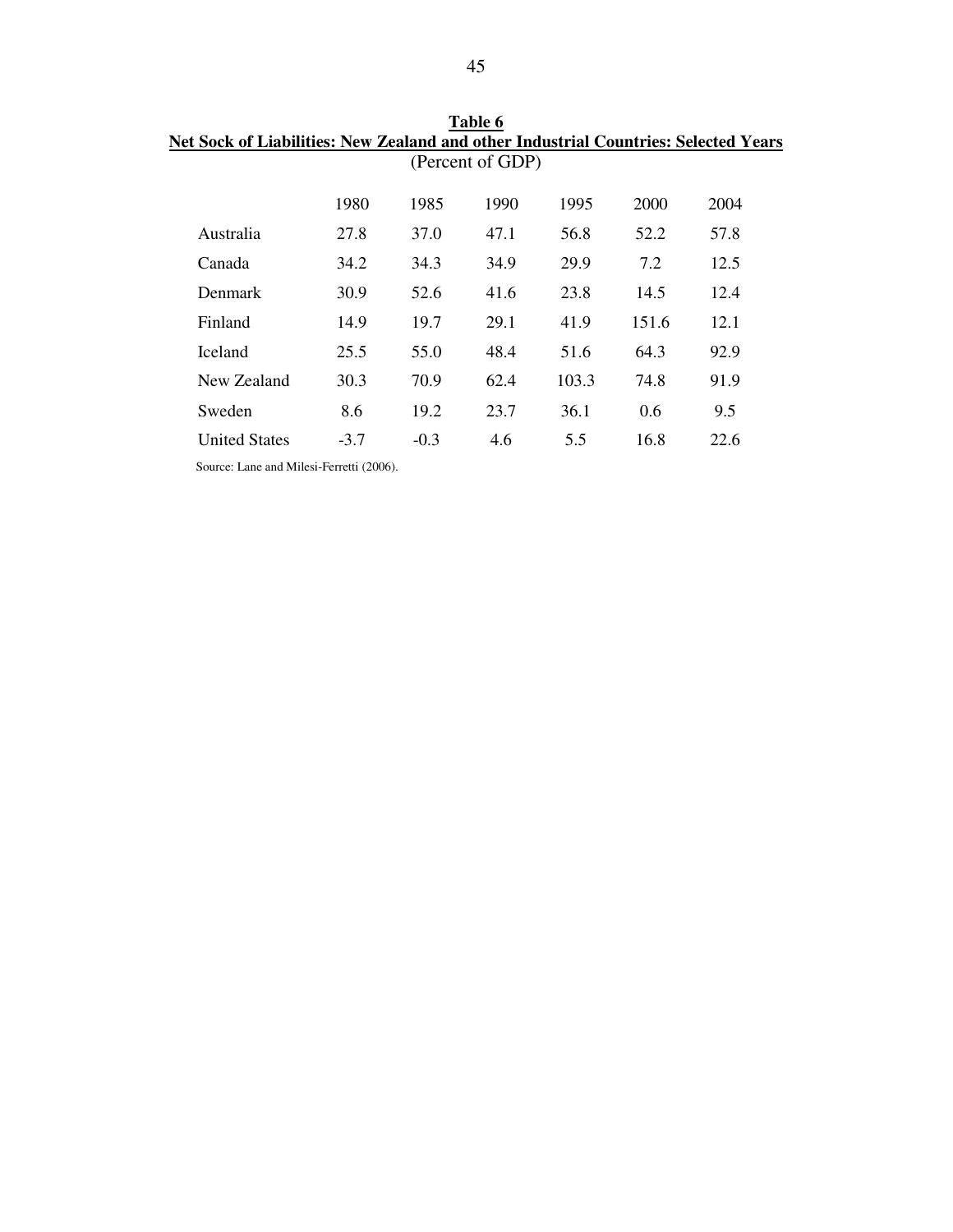**Table 6**
**Net Sock of Liabilities: New Zealand and other Industrial Countries: Selected Years**
(Percent of GDP)

| | 1980 | 1985 | 1990 | 1995 | 2000 | 2004 |
|---|---|---|---|---|---|---|
| Australia | 27.8 | 37.0 | 47.1 | 56.8 | 52.2 | 57.8 |
| Canada | 34.2 | 34.3 | 34.9 | 29.9 | 7.2 | 12.5 |
| Denmark | 30.9 | 52.6 | 41.6 | 23.8 | 14.5 | 12.4 |
| Finland | 14.9 | 19.7 | 29.1 | 41.9 | 151.6 | 12.1 |
| Iceland | 25.5 | 55.0 | 48.4 | 51.6 | 64.3 | 92.9 |
| New Zealand | 30.3 | 70.9 | 62.4 | 103.3 | 74.8 | 91.9 |
| Sweden | 8.6 | 19.2 | 23.7 | 36.1 | 0.6 | 9.5 |
| United States | -3.7 | -0.3 | 4.6 | 5.5 | 16.8 | 22.6 |

Source: Lane and Milesi-Ferretti (2006).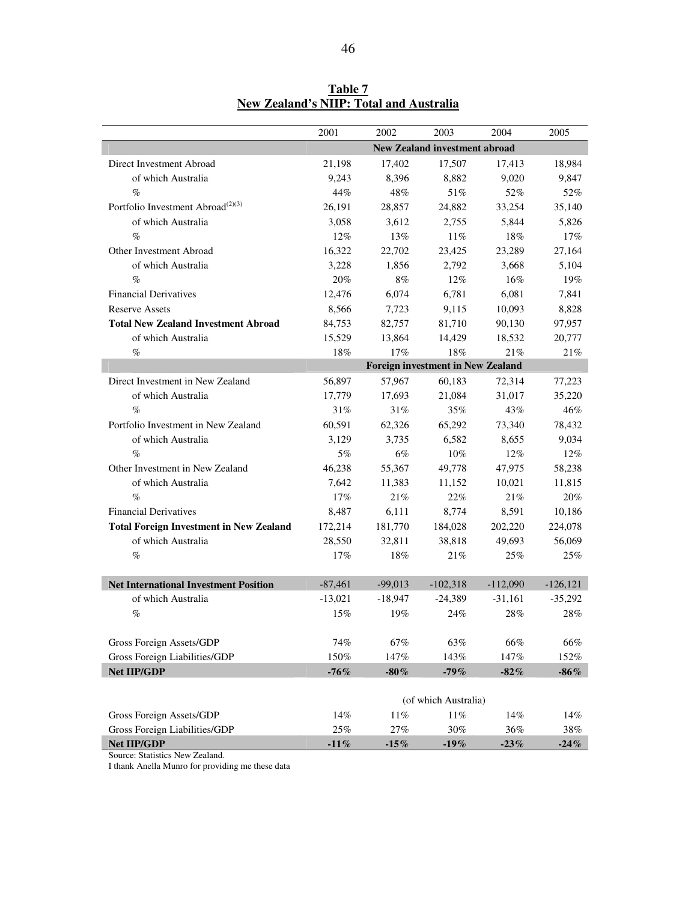**Table 7**
**New Zealand's NIIP: Total and Australia**

| | 2001 | 2002 | 2003 | 2004 | 2005 |
|---|---|---|---|---|---|
| | **New Zealand investment abroad** | | | | |
| Direct Investment Abroad | 21,198 | 17,402 | 17,507 | 17,413 | 18,984 |
| of which Australia | 9,243 | 8,396 | 8,882 | 9,020 | 9,847 |
| % | 44% | 48% | 51% | 52% | 52% |
| Portfolio Investment Abroad(2)(3) | 26,191 | 28,857 | 24,882 | 33,254 | 35,140 |
| of which Australia | 3,058 | 3,612 | 2,755 | 5,844 | 5,826 |
| % | 12% | 13% | 11% | 18% | 17% |
| Other Investment Abroad | 16,322 | 22,702 | 23,425 | 23,289 | 27,164 |
| of which Australia | 3,228 | 1,856 | 2,792 | 3,668 | 5,104 |
| % | 20% | 8% | 12% | 16% | 19% |
| Financial Derivatives | 12,476 | 6,074 | 6,781 | 6,081 | 7,841 |
| Reserve Assets | 8,566 | 7,723 | 9,115 | 10,093 | 8,828 |
| **Total New Zealand Investment Abroad** | 84,753 | 82,757 | 81,710 | 90,130 | 97,957 |
| of which Australia | 15,529 | 13,864 | 14,429 | 18,532 | 20,777 |
| % | 18% | 17% | 18% | 21% | 21% |
| | **Foreign investment in New Zealand** | | | | |
| Direct Investment in New Zealand | 56,897 | 57,967 | 60,183 | 72,314 | 77,223 |
| of which Australia | 17,779 | 17,693 | 21,084 | 31,017 | 35,220 |
| % | 31% | 31% | 35% | 43% | 46% |
| Portfolio Investment in New Zealand | 60,591 | 62,326 | 65,292 | 73,340 | 78,432 |
| of which Australia | 3,129 | 3,735 | 6,582 | 8,655 | 9,034 |
| % | 5% | 6% | 10% | 12% | 12% |
| Other Investment in New Zealand | 46,238 | 55,367 | 49,778 | 47,975 | 58,238 |
| of which Australia | 7,642 | 11,383 | 11,152 | 10,021 | 11,815 |
| % | 17% | 21% | 22% | 21% | 20% |
| Financial Derivatives | 8,487 | 6,111 | 8,774 | 8,591 | 10,186 |
| **Total Foreign Investment in New Zealand** | 172,214 | 181,770 | 184,028 | 202,220 | 224,078 |
| of which Australia | 28,550 | 32,811 | 38,818 | 49,693 | 56,069 |
| % | 17% | 18% | 21% | 25% | 25% |
| | | | | | |
| **Net International Investment Position** | -87,461 | -99,013 | -102,318 | -112,090 | -126,121 |
| of which Australia | -13,021 | -18,947 | -24,389 | -31,161 | -35,292 |
| % | 15% | 19% | 24% | 28% | 28% |
| | | | | | |
| Gross Foreign Assets/GDP | 74% | 67% | 63% | 66% | 66% |
| Gross Foreign Liabilities/GDP | 150% | 147% | 143% | 147% | 152% |
| **Net IIP/GDP** | **-76%** | **-80%** | **-79%** | **-82%** | **-86%** |
| | | | | | |
| | (of which Australia) | | | | |
| Gross Foreign Assets/GDP | 14% | 11% | 11% | 14% | 14% |
| Gross Foreign Liabilities/GDP | 25% | 27% | 30% | 36% | 38% |
| **Net IIP/GDP** | **-11%** | **-15%** | **-19%** | **-23%** | **-24%** |

Source: Statistics New Zealand.
I thank Anella Munro for providing me these data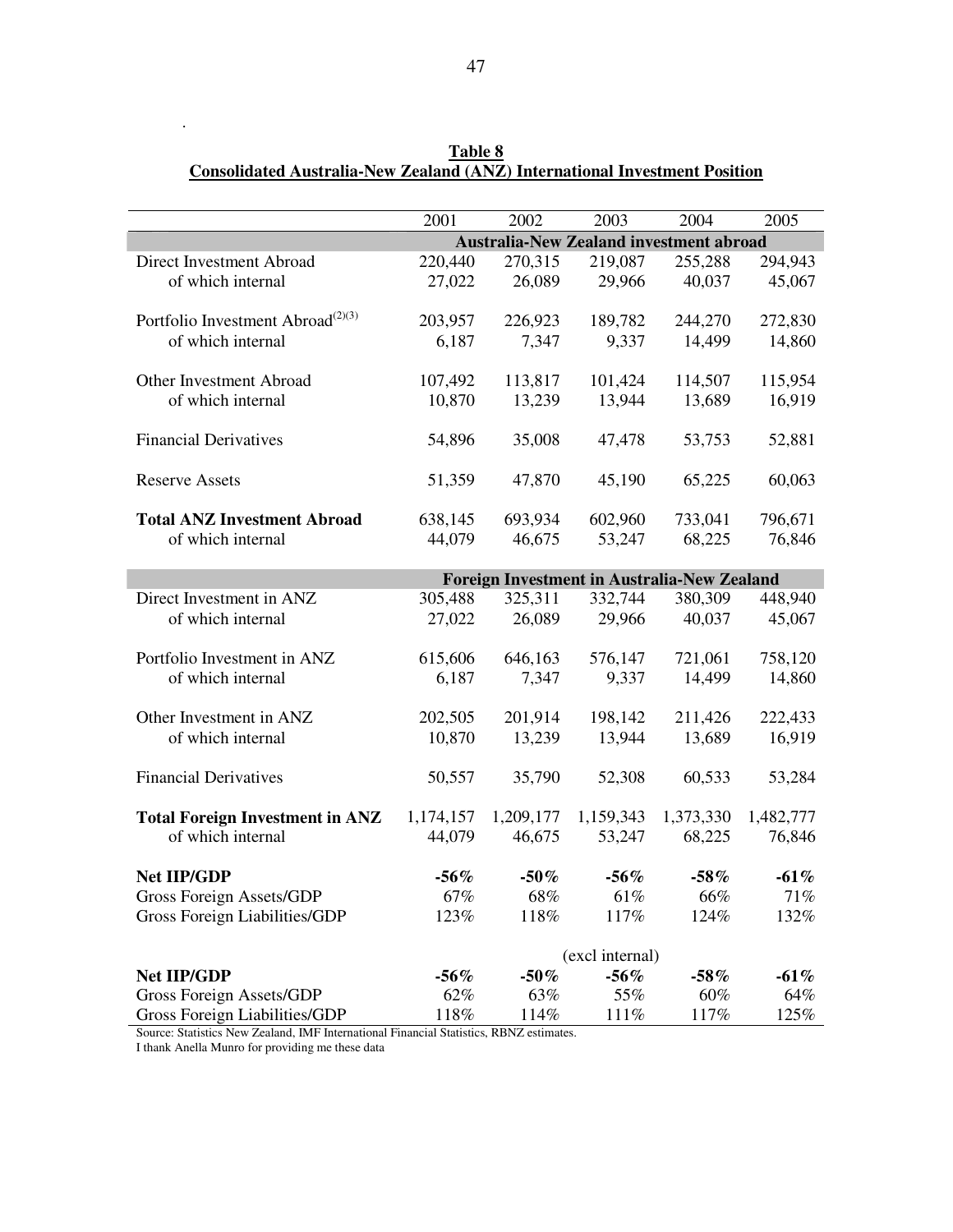**Table 8**
**Consolidated Australia-New Zealand (ANZ) International Investment Position**

| | 2001 | 2002 | 2003 | 2004 | 2005 |
|---|---|---|---|---|---|
| | **Australia-New Zealand investment abroad** | | | | |
| Direct Investment Abroad | 220,440 | 270,315 | 219,087 | 255,288 | 294,943 |
| of which internal | 27,022 | 26,089 | 29,966 | 40,037 | 45,067 |
| Portfolio Investment Abroad(2)(3) | 203,957 | 226,923 | 189,782 | 244,270 | 272,830 |
| of which internal | 6,187 | 7,347 | 9,337 | 14,499 | 14,860 |
| Other Investment Abroad | 107,492 | 113,817 | 101,424 | 114,507 | 115,954 |
| of which internal | 10,870 | 13,239 | 13,944 | 13,689 | 16,919 |
| Financial Derivatives | 54,896 | 35,008 | 47,478 | 53,753 | 52,881 |
| Reserve Assets | 51,359 | 47,870 | 45,190 | 65,225 | 60,063 |
| **Total ANZ Investment Abroad** | 638,145 | 693,934 | 602,960 | 733,041 | 796,671 |
| of which internal | 44,079 | 46,675 | 53,247 | 68,225 | 76,846 |
| | **Foreign Investment in Australia-New Zealand** | | | | |
| Direct Investment in ANZ | 305,488 | 325,311 | 332,744 | 380,309 | 448,940 |
| of which internal | 27,022 | 26,089 | 29,966 | 40,037 | 45,067 |
| Portfolio Investment in ANZ | 615,606 | 646,163 | 576,147 | 721,061 | 758,120 |
| of which internal | 6,187 | 7,347 | 9,337 | 14,499 | 14,860 |
| Other Investment in ANZ | 202,505 | 201,914 | 198,142 | 211,426 | 222,433 |
| of which internal | 10,870 | 13,239 | 13,944 | 13,689 | 16,919 |
| Financial Derivatives | 50,557 | 35,790 | 52,308 | 60,533 | 53,284 |
| **Total Foreign Investment in ANZ** | 1,174,157 | 1,209,177 | 1,159,343 | 1,373,330 | 1,482,777 |
| of which internal | 44,079 | 46,675 | 53,247 | 68,225 | 76,846 |
| **Net IIP/GDP** | **-56%** | **-50%** | **-56%** | **-58%** | **-61%** |
| Gross Foreign Assets/GDP | 67% | 68% | 61% | 66% | 71% |
| Gross Foreign Liabilities/GDP | 123% | 118% | 117% | 124% | 132% |
| | | | (excl internal) | | |
| **Net IIP/GDP** | **-56%** | **-50%** | **-56%** | **-58%** | **-61%** |
| Gross Foreign Assets/GDP | 62% | 63% | 55% | 60% | 64% |
| Gross Foreign Liabilities/GDP | 118% | 114% | 111% | 117% | 125% |

Source: Statistics New Zealand, IMF International Financial Statistics, RBNZ estimates.
I thank Anella Munro for providing me these data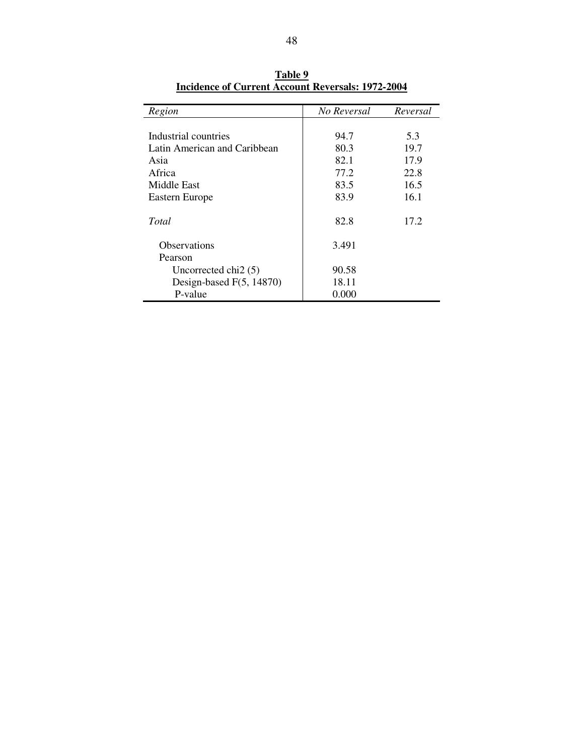**Table 9**
**Incidence of Current Account Reversals: 1972-2004**

| *Region* | *No Reversal* | *Reversal* |
|---|---|---|
| Industrial countries | 94.7 | 5.3 |
| Latin American and Caribbean | 80.3 | 19.7 |
| Asia | 82.1 | 17.9 |
| Africa | 77.2 | 22.8 |
| Middle East | 83.5 | 16.5 |
| Eastern Europe | 83.9 | 16.1 |
| *Total* | 82.8 | 17.2 |
| Observations | 3.491 | |
| Pearson | | |
| Uncorrected chi2 (5) | 90.58 | |
| Design-based F(5, 14870) | 18.11 | |
| P-value | 0.000 | |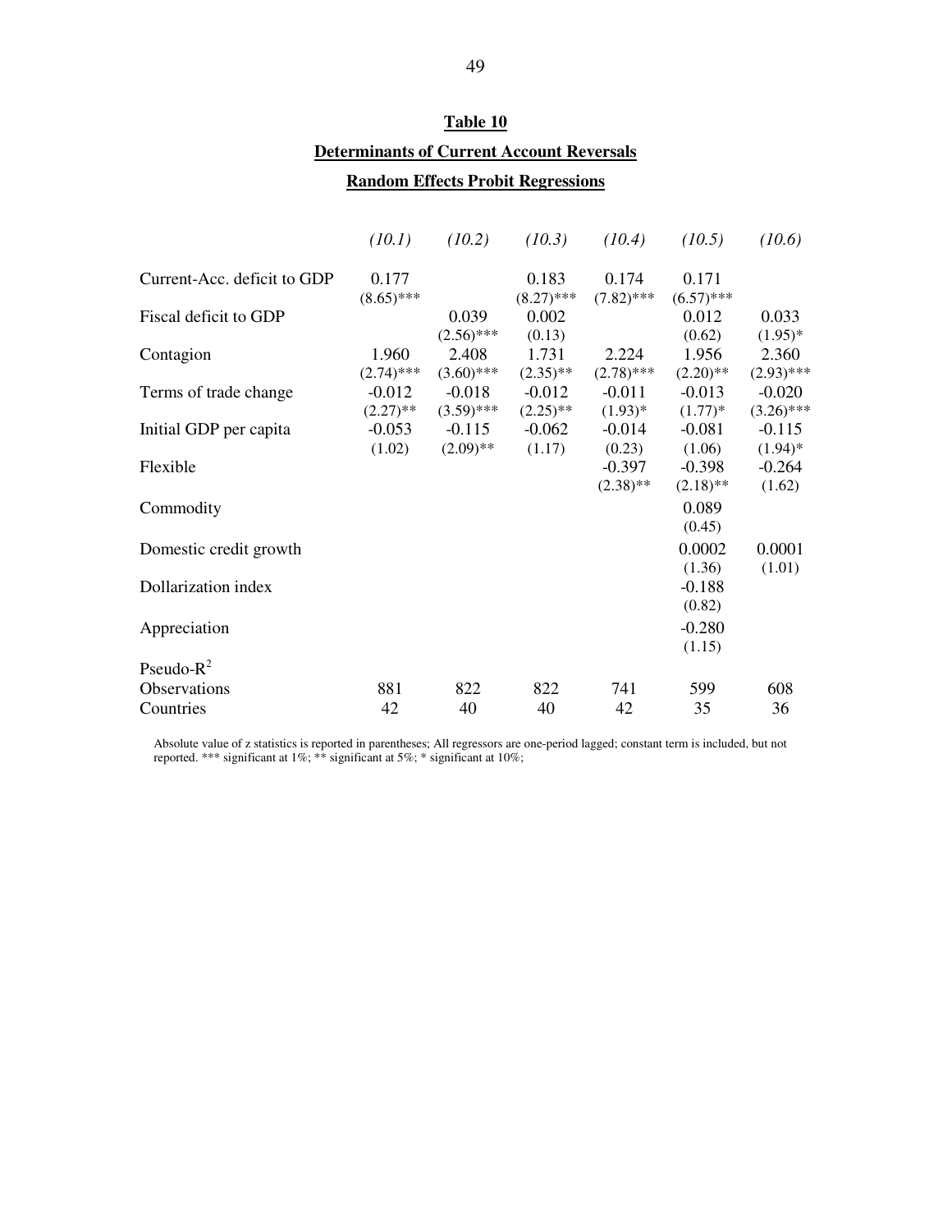**Table 10**

**Determinants of Current Account Reversals**

**Random Effects Probit Regressions**

| | *(10.1)* | *(10.2)* | *(10.3)* | *(10.4)* | *(10.5)* | *(10.6)* |
|---|---|---|---|---|---|---|
| Current-Acc. deficit to GDP | 0.177 | | 0.183 | 0.174 | 0.171 | |
| | (8.65)*** | | (8.27)*** | (7.82)*** | (6.57)*** | |
| Fiscal deficit to GDP | | 0.039 | 0.002 | | 0.012 | 0.033 |
| | | (2.56)*** | (0.13) | | (0.62) | (1.95)* |
| Contagion | 1.960 | 2.408 | 1.731 | 2.224 | 1.956 | 2.360 |
| | (2.74)*** | (3.60)*** | (2.35)** | (2.78)*** | (2.20)** | (2.93)*** |
| Terms of trade change | -0.012 | -0.018 | -0.012 | -0.011 | -0.013 | -0.020 |
| | (2.27)** | (3.59)*** | (2.25)** | (1.93)* | (1.77)* | (3.26)*** |
| Initial GDP per capita | -0.053 | -0.115 | -0.062 | -0.014 | -0.081 | -0.115 |
| | (1.02) | (2.09)** | (1.17) | (0.23) | (1.06) | (1.94)* |
| Flexible | | | | -0.397 | -0.398 | -0.264 |
| | | | | (2.38)** | (2.18)** | (1.62) |
| Commodity | | | | | 0.089 | |
| | | | | | (0.45) | |
| Domestic credit growth | | | | | 0.0002 | 0.0001 |
| | | | | | (1.36) | (1.01) |
| Dollarization index | | | | | -0.188 | |
| | | | | | (0.82) | |
| Appreciation | | | | | -0.280 | |
| | | | | | (1.15) | |
| Pseudo-$R^2$ | | | | | | |
| Observations | 881 | 822 | 822 | 741 | 599 | 608 |
| Countries | 42 | 40 | 40 | 42 | 35 | 36 |

Absolute value of z statistics is reported in parentheses; All regressors are one-period lagged; constant term is included, but not reported. *** significant at 1%; ** significant at 5%; * significant at 10%;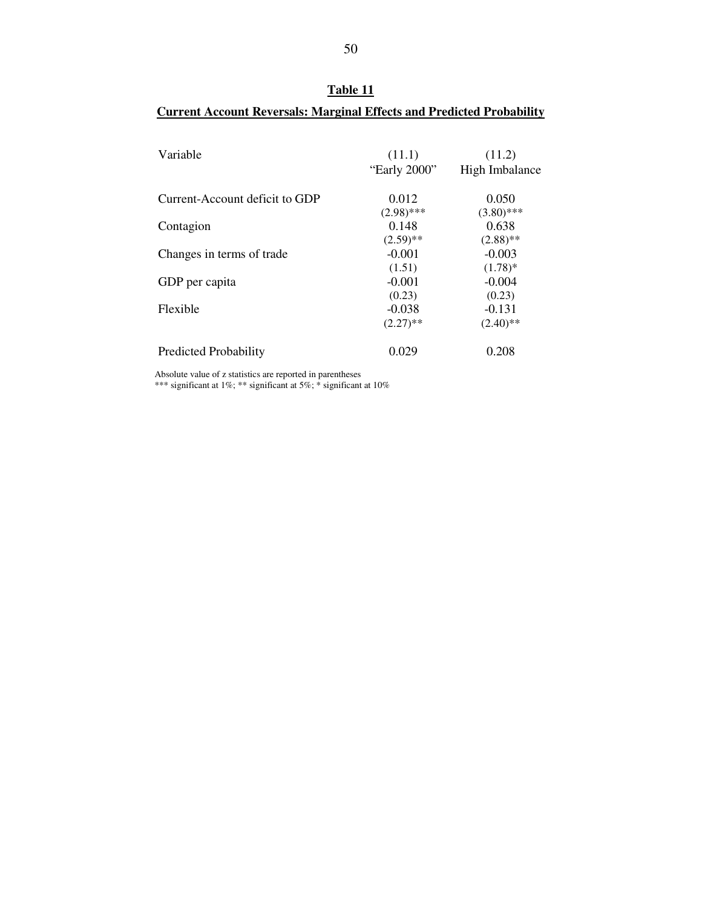## Table 11

## Current Account Reversals: Marginal Effects and Predicted Probability

| Variable | (11.1) "Early 2000" | (11.2) High Imbalance |
|---|---|---|
| Current-Account deficit to GDP | 0.012 | 0.050 |
| | (2.98)*** | (3.80)*** |
| Contagion | 0.148 | 0.638 |
| | (2.59)** | (2.88)** |
| Changes in terms of trade | -0.001 | -0.003 |
| | (1.51) | (1.78)* |
| GDP per capita | -0.001 | -0.004 |
| | (0.23) | (0.23) |
| Flexible | -0.038 | -0.131 |
| | (2.27)** | (2.40)** |
| Predicted Probability | 0.029 | 0.208 |

Absolute value of z statistics are reported in parentheses
*** significant at 1%; ** significant at 5%; * significant at 10%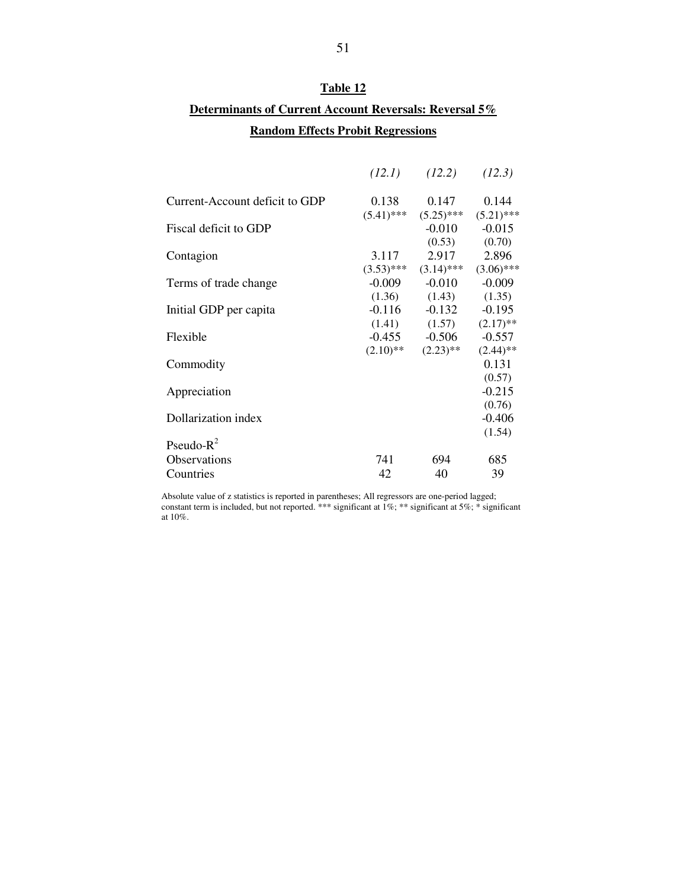**Table 12**

**Determinants of Current Account Reversals: Reversal 5%**

**Random Effects Probit Regressions**

| | *(12.1)* | *(12.2)* | *(12.3)* |
|---|---|---|---|
| Current-Account deficit to GDP | 0.138 | 0.147 | 0.144 |
| | (5.41)*** | (5.25)*** | (5.21)*** |
| Fiscal deficit to GDP | | -0.010 | -0.015 |
| | | (0.53) | (0.70) |
| Contagion | 3.117 | 2.917 | 2.896 |
| | (3.53)*** | (3.14)*** | (3.06)*** |
| Terms of trade change | -0.009 | -0.010 | -0.009 |
| | (1.36) | (1.43) | (1.35) |
| Initial GDP per capita | -0.116 | -0.132 | -0.195 |
| | (1.41) | (1.57) | (2.17)** |
| Flexible | -0.455 | -0.506 | -0.557 |
| | (2.10)** | (2.23)** | (2.44)** |
| Commodity | | | 0.131 |
| | | | (0.57) |
| Appreciation | | | -0.215 |
| | | | (0.76) |
| Dollarization index | | | -0.406 |
| | | | (1.54) |
| Pseudo-$R^2$ | | | |
| Observations | 741 | 694 | 685 |
| Countries | 42 | 40 | 39 |

Absolute value of z statistics is reported in parentheses; All regressors are one-period lagged; constant term is included, but not reported. *** significant at 1%; ** significant at 5%; * significant at 10%.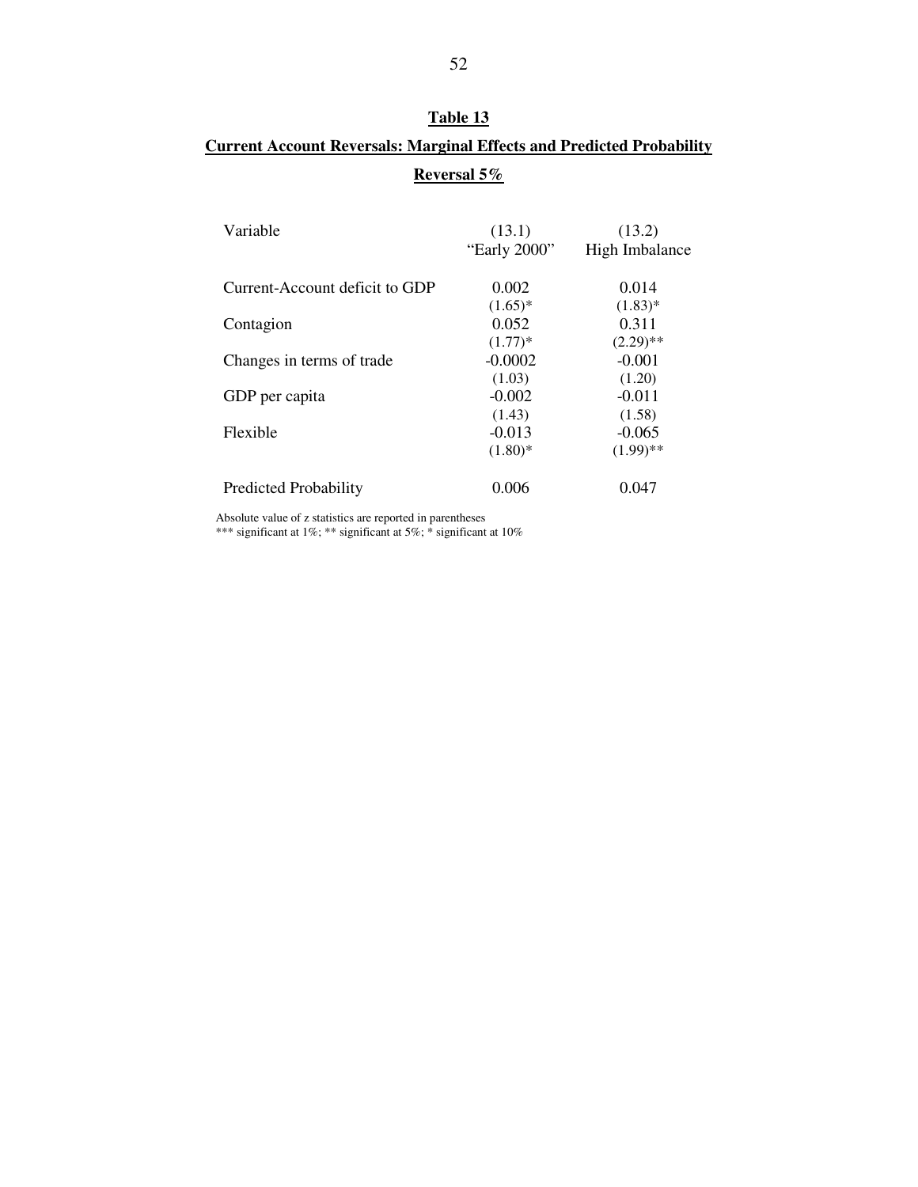## Table 13

## Current Account Reversals: Marginal Effects and Predicted Probability

## Reversal 5%

| Variable | (13.1) "Early 2000" | (13.2) High Imbalance |
|---|---|---|
| Current-Account deficit to GDP | 0.002 | 0.014 |
| | (1.65)* | (1.83)* |
| Contagion | 0.052 | 0.311 |
| | (1.77)* | (2.29)** |
| Changes in terms of trade | -0.0002 | -0.001 |
| | (1.03) | (1.20) |
| GDP per capita | -0.002 | -0.011 |
| | (1.43) | (1.58) |
| Flexible | -0.013 | -0.065 |
| | (1.80)* | (1.99)** |
| Predicted Probability | 0.006 | 0.047 |

Absolute value of z statistics are reported in parentheses
*** significant at 1%; ** significant at 5%; * significant at 10%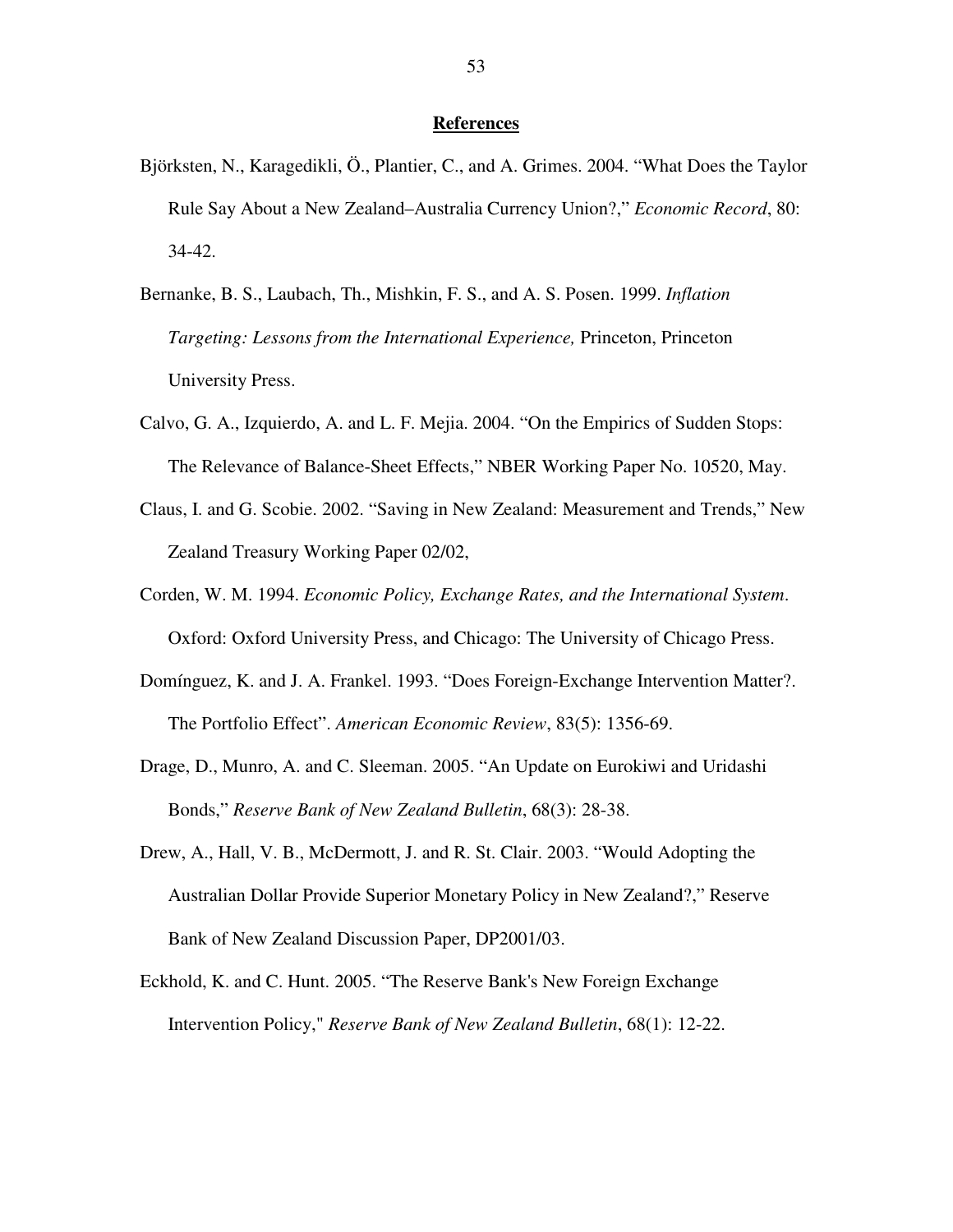## References

Björksten, N., Karagedikli, Ö., Plantier, C., and A. Grimes. 2004. "What Does the Taylor Rule Say About a New Zealand–Australia Currency Union?," *Economic Record*, 80: 34-42.

Bernanke, B. S., Laubach, Th., Mishkin, F. S., and A. S. Posen. 1999. *Inflation Targeting: Lessons from the International Experience,* Princeton, Princeton University Press.

Calvo, G. A., Izquierdo, A. and L. F. Mejia. 2004. "On the Empirics of Sudden Stops: The Relevance of Balance-Sheet Effects," NBER Working Paper No. 10520, May.

Claus, I. and G. Scobie. 2002. "Saving in New Zealand: Measurement and Trends," New Zealand Treasury Working Paper 02/02,

Corden, W. M. 1994. *Economic Policy, Exchange Rates, and the International System*. Oxford: Oxford University Press, and Chicago: The University of Chicago Press.

Domínguez, K. and J. A. Frankel. 1993. "Does Foreign-Exchange Intervention Matter?. The Portfolio Effect". *American Economic Review*, 83(5): 1356-69.

Drage, D., Munro, A. and C. Sleeman. 2005. "An Update on Eurokiwi and Uridashi Bonds," *Reserve Bank of New Zealand Bulletin*, 68(3): 28-38.

Drew, A., Hall, V. B., McDermott, J. and R. St. Clair. 2003. "Would Adopting the Australian Dollar Provide Superior Monetary Policy in New Zealand?," Reserve Bank of New Zealand Discussion Paper, DP2001/03.

Eckhold, K. and C. Hunt. 2005. "The Reserve Bank's New Foreign Exchange Intervention Policy," *Reserve Bank of New Zealand Bulletin*, 68(1): 12-22.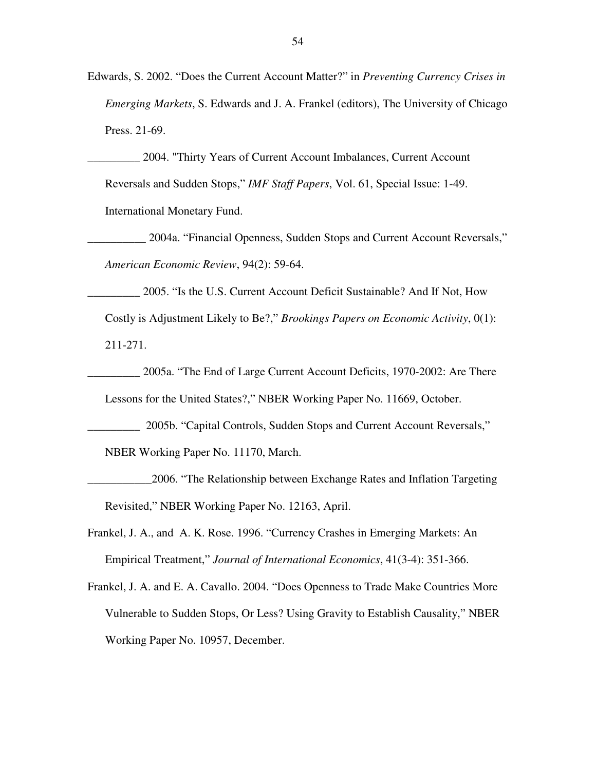Edwards, S. 2002. "Does the Current Account Matter?" in *Preventing Currency Crises in Emerging Markets*, S. Edwards and J. A. Frankel (editors), The University of Chicago Press. 21-69.

_________ 2004. "Thirty Years of Current Account Imbalances, Current Account Reversals and Sudden Stops," *IMF Staff Papers*, Vol. 61, Special Issue: 1-49. International Monetary Fund.

__________ 2004a. "Financial Openness, Sudden Stops and Current Account Reversals," *American Economic Review*, 94(2): 59-64.

_________ 2005. "Is the U.S. Current Account Deficit Sustainable? And If Not, How Costly is Adjustment Likely to Be?," *Brookings Papers on Economic Activity*, 0(1): 211-271.

_________ 2005a. "The End of Large Current Account Deficits, 1970-2002: Are There Lessons for the United States?," NBER Working Paper No. 11669, October.

_________ 2005b. "Capital Controls, Sudden Stops and Current Account Reversals," NBER Working Paper No. 11170, March.

___________2006. "The Relationship between Exchange Rates and Inflation Targeting Revisited," NBER Working Paper No. 12163, April.

Frankel, J. A., and A. K. Rose. 1996. "Currency Crashes in Emerging Markets: An Empirical Treatment," *Journal of International Economics*, 41(3-4): 351-366.

Frankel, J. A. and E. A. Cavallo. 2004. "Does Openness to Trade Make Countries More Vulnerable to Sudden Stops, Or Less? Using Gravity to Establish Causality," NBER Working Paper No. 10957, December.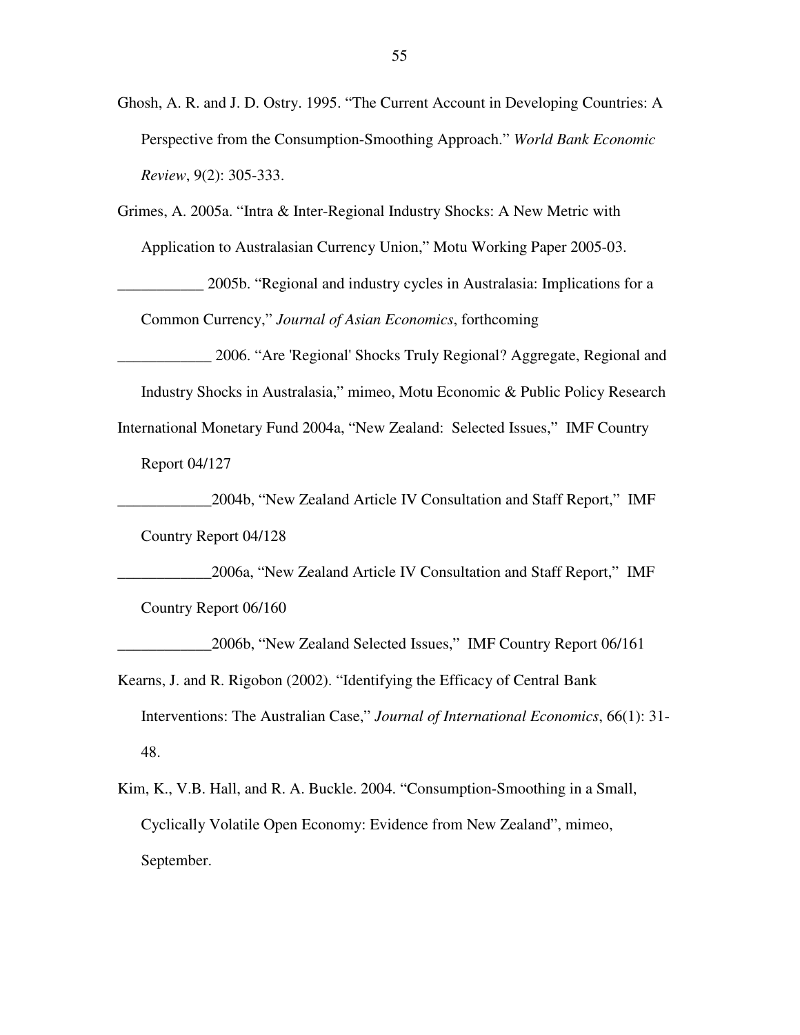Ghosh, A. R. and J. D. Ostry. 1995. "The Current Account in Developing Countries: A Perspective from the Consumption-Smoothing Approach." *World Bank Economic Review*, 9(2): 305-333.

Grimes, A. 2005a. "Intra & Inter-Regional Industry Shocks: A New Metric with Application to Australasian Currency Union," Motu Working Paper 2005-03.

___________ 2005b. "Regional and industry cycles in Australasia: Implications for a Common Currency," *Journal of Asian Economics*, forthcoming

____________ 2006. "Are 'Regional' Shocks Truly Regional? Aggregate, Regional and Industry Shocks in Australasia," mimeo, Motu Economic & Public Policy Research

International Monetary Fund 2004a, "New Zealand: Selected Issues," IMF Country Report 04/127

____________2004b, "New Zealand Article IV Consultation and Staff Report," IMF Country Report 04/128

____________2006a, "New Zealand Article IV Consultation and Staff Report," IMF Country Report 06/160

____________2006b, "New Zealand Selected Issues," IMF Country Report 06/161

Kearns, J. and R. Rigobon (2002). "Identifying the Efficacy of Central Bank Interventions: The Australian Case," *Journal of International Economics*, 66(1): 31-48.

Kim, K., V.B. Hall, and R. A. Buckle. 2004. "Consumption-Smoothing in a Small, Cyclically Volatile Open Economy: Evidence from New Zealand", mimeo, September.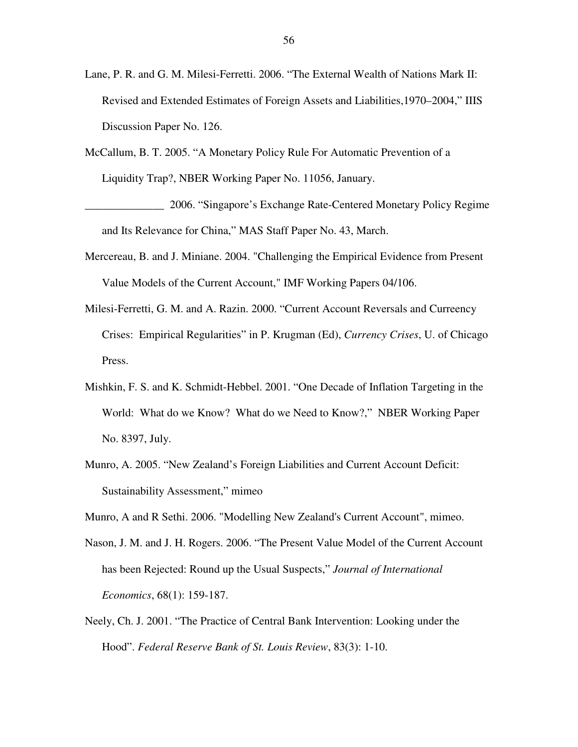Lane, P. R. and G. M. Milesi-Ferretti. 2006. "The External Wealth of Nations Mark II: Revised and Extended Estimates of Foreign Assets and Liabilities,1970–2004," IIIS Discussion Paper No. 126.

McCallum, B. T. 2005. "A Monetary Policy Rule For Automatic Prevention of a Liquidity Trap?, NBER Working Paper No. 11056, January.

______________ 2006. "Singapore's Exchange Rate-Centered Monetary Policy Regime and Its Relevance for China," MAS Staff Paper No. 43, March.

Mercereau, B. and J. Miniane. 2004. "Challenging the Empirical Evidence from Present Value Models of the Current Account," IMF Working Papers 04/106.

Milesi-Ferretti, G. M. and A. Razin. 2000. "Current Account Reversals and Curreency Crises: Empirical Regularities" in P. Krugman (Ed), *Currency Crises*, U. of Chicago Press.

Mishkin, F. S. and K. Schmidt-Hebbel. 2001. "One Decade of Inflation Targeting in the World: What do we Know? What do we Need to Know?," NBER Working Paper No. 8397, July.

Munro, A. 2005. "New Zealand's Foreign Liabilities and Current Account Deficit: Sustainability Assessment," mimeo

Munro, A and R Sethi. 2006. "Modelling New Zealand's Current Account", mimeo.

Nason, J. M. and J. H. Rogers. 2006. "The Present Value Model of the Current Account has been Rejected: Round up the Usual Suspects," *Journal of International Economics*, 68(1): 159-187.

Neely, Ch. J. 2001. "The Practice of Central Bank Intervention: Looking under the Hood". *Federal Reserve Bank of St. Louis Review*, 83(3): 1-10.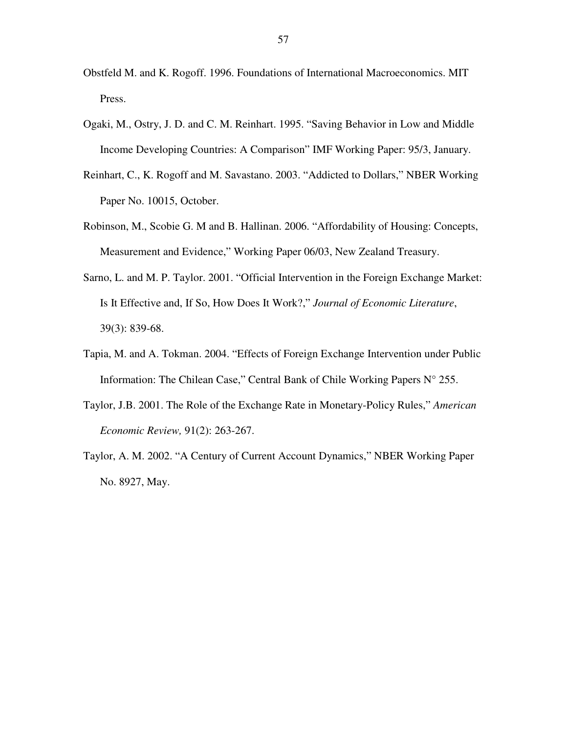Obstfeld M. and K. Rogoff. 1996. Foundations of International Macroeconomics. MIT Press.

Ogaki, M., Ostry, J. D. and C. M. Reinhart. 1995. "Saving Behavior in Low and Middle Income Developing Countries: A Comparison" IMF Working Paper: 95/3, January.

Reinhart, C., K. Rogoff and M. Savastano. 2003. "Addicted to Dollars," NBER Working Paper No. 10015, October.

Robinson, M., Scobie G. M and B. Hallinan. 2006. "Affordability of Housing: Concepts, Measurement and Evidence," Working Paper 06/03, New Zealand Treasury.

Sarno, L. and M. P. Taylor. 2001. "Official Intervention in the Foreign Exchange Market: Is It Effective and, If So, How Does It Work?," *Journal of Economic Literature*, 39(3): 839-68.

Tapia, M. and A. Tokman. 2004. "Effects of Foreign Exchange Intervention under Public Information: The Chilean Case," Central Bank of Chile Working Papers N° 255.

Taylor, J.B. 2001. The Role of the Exchange Rate in Monetary-Policy Rules," *American Economic Review,* 91(2): 263-267.

Taylor, A. M. 2002. "A Century of Current Account Dynamics," NBER Working Paper No. 8927, May.